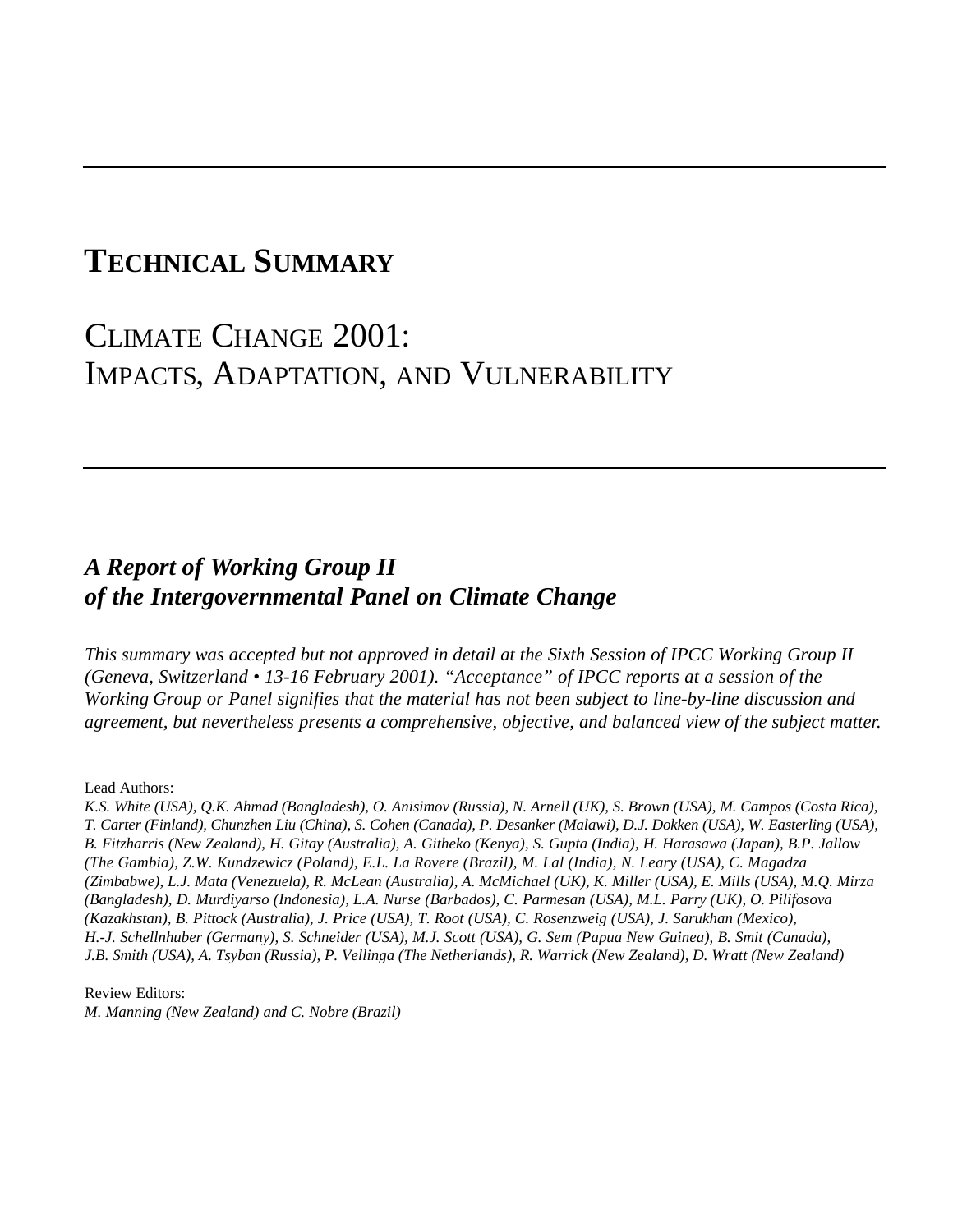# TECHNICAL SUMMARY

# CLIMATE CHANGE 2001: IMPACTS, ADAPTATION, AND VULNERABILITY

## *A Report of Working Group II of the Intergovernmental Panel on Climate Change*

*This summary was accepted but not approved in detail at the Sixth Session of IPCC Working Group II (Geneva, Switzerland • 13-16 February 2001). "Acceptance" of IPCC reports at a session of the Working Group or Panel signifies that the material has not been subject to line-by-line discussion and agreement, but nevertheless presents a comprehensive, objective, and balanced view of the subject matter.*

Lead Authors:

*K.S. White (USA), Q.K. Ahmad (Bangladesh), O. Anisimov (Russia), N. Arnell (UK), S. Brown (USA), M. Campos (Costa Rica), T. Carter (Finland), Chunzhen Liu (China), S. Cohen (Canada), P. Desanker (Malawi), D.J. Dokken (USA), W. Easterling (USA), B. Fitzharris (New Zealand), H. Gitay (Australia), A. Githeko (Kenya), S. Gupta (India), H. Harasawa (Japan), B.P. Jallow (The Gambia), Z.W. Kundzewicz (Poland), E.L. La Rovere (Brazil), M. Lal (India), N. Leary (USA), C. Magadza (Zimbabwe), L.J. Mata (Venezuela), R. McLean (Australia), A. McMichael (UK), K. Miller (USA), E. Mills (USA), M.Q. Mirza (Bangladesh), D. Murdiyarso (Indonesia), L.A. Nurse (Barbados), C. Parmesan (USA), M.L. Parry (UK), O. Pilifosova (Kazakhstan), B. Pittock (Australia), J. Price (USA), T. Root (USA), C. Rosenzweig (USA), J. Sarukhan (Mexico), H.-J. Schellnhuber (Germany), S. Schneider (USA), M.J. Scott (USA), G. Sem (Papua New Guinea), B. Smit (Canada), J.B. Smith (USA), A. Tsyban (Russia), P. Vellinga (The Netherlands), R. Warrick (New Zealand), D. Wratt (New Zealand)*

Review Editors:

*M. Manning (New Zealand) and C. Nobre (Brazil)*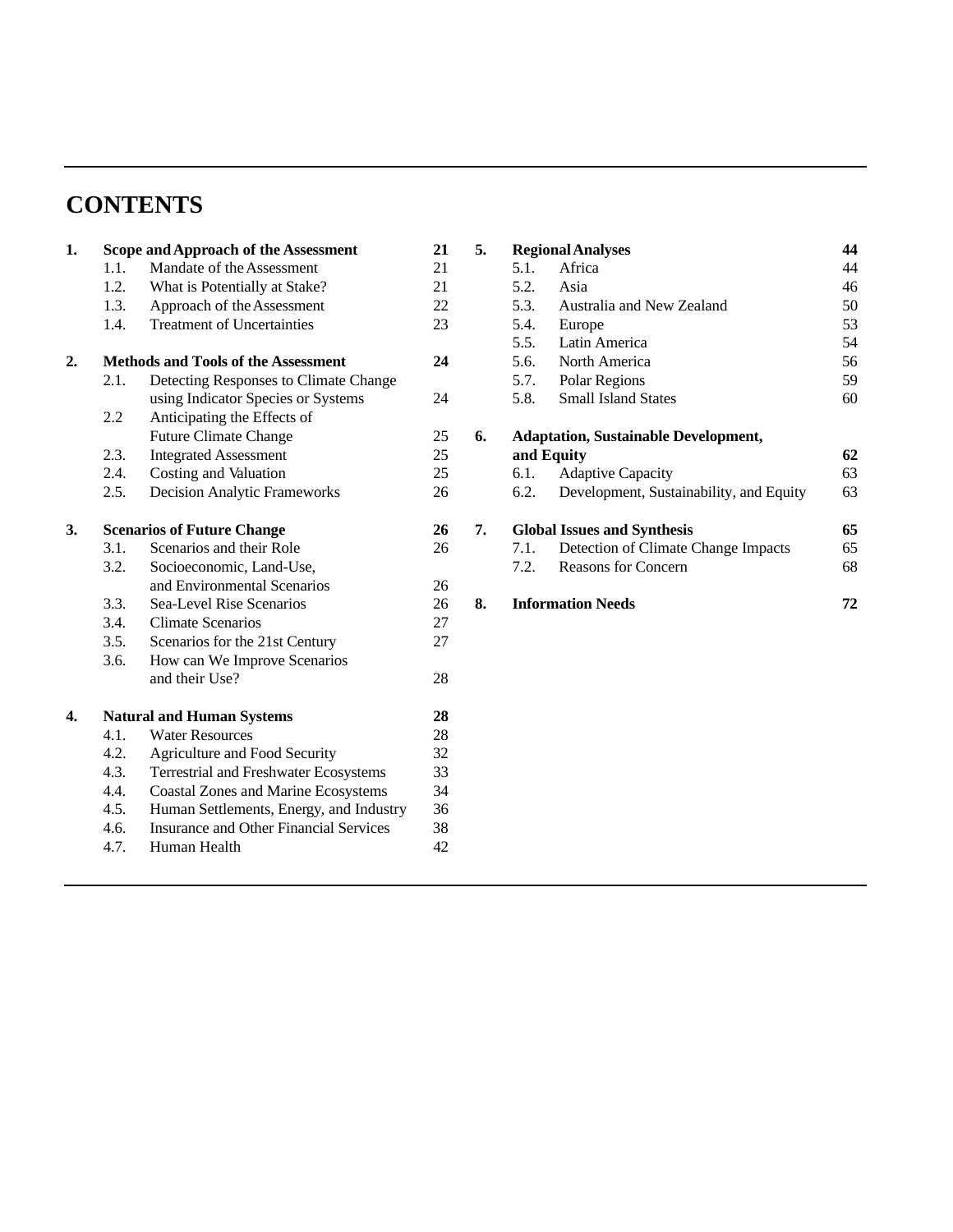# CONTENTS

**1. Scope and Approach of the Assessment** **21**
- 1.1. Mandate of the Assessment 21
- 1.2. What is Potentially at Stake? 21
- 1.3. Approach of the Assessment 22
- 1.4. Treatment of Uncertainties 23

**2. Methods and Tools of the Assessment** **24**
- 2.1. Detecting Responses to Climate Change using Indicator Species or Systems 24
- 2.2 Anticipating the Effects of Future Climate Change 25
- 2.3. Integrated Assessment 25
- 2.4. Costing and Valuation 25
- 2.5. Decision Analytic Frameworks 26

**3. Scenarios of Future Change** **26**
- 3.1. Scenarios and their Role 26
- 3.2. Socioeconomic, Land-Use, and Environmental Scenarios 26
- 3.3. Sea-Level Rise Scenarios 26
- 3.4. Climate Scenarios 27
- 3.5. Scenarios for the 21st Century 27
- 3.6. How can We Improve Scenarios and their Use? 28

**4. Natural and Human Systems** **28**
- 4.1. Water Resources 28
- 4.2. Agriculture and Food Security 32
- 4.3. Terrestrial and Freshwater Ecosystems 33
- 4.4. Coastal Zones and Marine Ecosystems 34
- 4.5. Human Settlements, Energy, and Industry 36
- 4.6. Insurance and Other Financial Services 38
- 4.7. Human Health 42

**5. Regional Analyses** **44**
- 5.1. Africa 44
- 5.2. Asia 46
- 5.3. Australia and New Zealand 50
- 5.4. Europe 53
- 5.5. Latin America 54
- 5.6. North America 56
- 5.7. Polar Regions 59
- 5.8. Small Island States 60

**6. Adaptation, Sustainable Development, and Equity** **62**
- 6.1. Adaptive Capacity 63
- 6.2. Development, Sustainability, and Equity 63

**7. Global Issues and Synthesis** **65**
- 7.1. Detection of Climate Change Impacts 65
- 7.2. Reasons for Concern 68

**8. Information Needs** **72**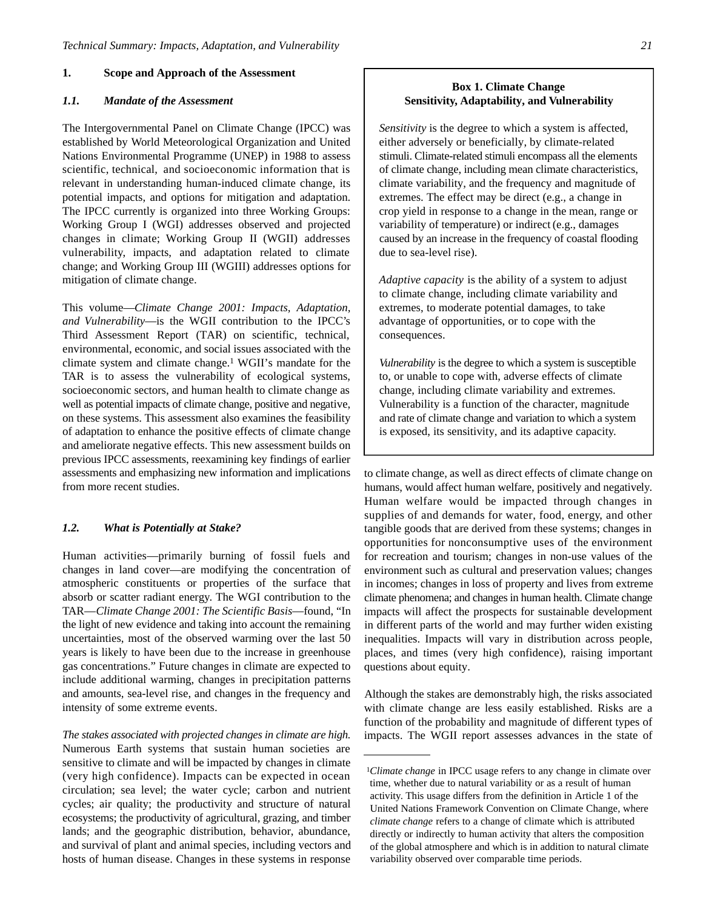## 1. Scope and Approach of the Assessment

### *1.1. Mandate of the Assessment*

The Intergovernmental Panel on Climate Change (IPCC) was established by World Meteorological Organization and United Nations Environmental Programme (UNEP) in 1988 to assess scientific, technical, and socioeconomic information that is relevant in understanding human-induced climate change, its potential impacts, and options for mitigation and adaptation. The IPCC currently is organized into three Working Groups: Working Group I (WGI) addresses observed and projected changes in climate; Working Group II (WGII) addresses vulnerability, impacts, and adaptation related to climate change; and Working Group III (WGIII) addresses options for mitigation of climate change.

This volume—*Climate Change 2001: Impacts, Adaptation, and Vulnerability*—is the WGII contribution to the IPCC's Third Assessment Report (TAR) on scientific, technical, environmental, economic, and social issues associated with the climate system and climate change.[1] WGII's mandate for the TAR is to assess the vulnerability of ecological systems, socioeconomic sectors, and human health to climate change as well as potential impacts of climate change, positive and negative, on these systems. This assessment also examines the feasibility of adaptation to enhance the positive effects of climate change and ameliorate negative effects. This new assessment builds on previous IPCC assessments, reexamining key findings of earlier assessments and emphasizing new information and implications from more recent studies.

### *1.2. What is Potentially at Stake?*

Human activities—primarily burning of fossil fuels and changes in land cover—are modifying the concentration of atmospheric constituents or properties of the surface that absorb or scatter radiant energy. The WGI contribution to the TAR—*Climate Change 2001: The Scientific Basis*—found, "In the light of new evidence and taking into account the remaining uncertainties, most of the observed warming over the last 50 years is likely to have been due to the increase in greenhouse gas concentrations." Future changes in climate are expected to include additional warming, changes in precipitation patterns and amounts, sea-level rise, and changes in the frequency and intensity of some extreme events.

*The stakes associated with projected changes in climate are high.* Numerous Earth systems that sustain human societies are sensitive to climate and will be impacted by changes in climate (very high confidence). Impacts can be expected in ocean circulation; sea level; the water cycle; carbon and nutrient cycles; air quality; the productivity and structure of natural ecosystems; the productivity of agricultural, grazing, and timber lands; and the geographic distribution, behavior, abundance, and survival of plant and animal species, including vectors and hosts of human disease. Changes in these systems in response to climate change, as well as direct effects of climate change on humans, would affect human welfare, positively and negatively. Human welfare would be impacted through changes in supplies of and demands for water, food, energy, and other tangible goods that are derived from these systems; changes in opportunities for nonconsumptive uses of the environment for recreation and tourism; changes in non-use values of the environment such as cultural and preservation values; changes in incomes; changes in loss of property and lives from extreme climate phenomena; and changes in human health. Climate change impacts will affect the prospects for sustainable development in different parts of the world and may further widen existing inequalities. Impacts will vary in distribution across people, places, and times (very high confidence), raising important questions about equity.

Although the stakes are demonstrably high, the risks associated with climate change are less easily established. Risks are a function of the probability and magnitude of different types of impacts. The WGII report assesses advances in the state of

**Box 1. Climate Change Sensitivity, Adaptability, and Vulnerability**

*Sensitivity* is the degree to which a system is affected, either adversely or beneficially, by climate-related stimuli. Climate-related stimuli encompass all the elements of climate change, including mean climate characteristics, climate variability, and the frequency and magnitude of extremes. The effect may be direct (e.g., a change in crop yield in response to a change in the mean, range or variability of temperature) or indirect (e.g., damages caused by an increase in the frequency of coastal flooding due to sea-level rise).

*Adaptive capacity* is the ability of a system to adjust to climate change, including climate variability and extremes, to moderate potential damages, to take advantage of opportunities, or to cope with the consequences.

*Vulnerability* is the degree to which a system is susceptible to, or unable to cope with, adverse effects of climate change, including climate variability and extremes. Vulnerability is a function of the character, magnitude and rate of climate change and variation to which a system is exposed, its sensitivity, and its adaptive capacity.

---

[1] *Climate change* in IPCC usage refers to any change in climate over time, whether due to natural variability or as a result of human activity. This usage differs from the definition in Article 1 of the United Nations Framework Convention on Climate Change, where *climate change* refers to a change of climate which is attributed directly or indirectly to human activity that alters the composition of the global atmosphere and which is in addition to natural climate variability observed over comparable time periods.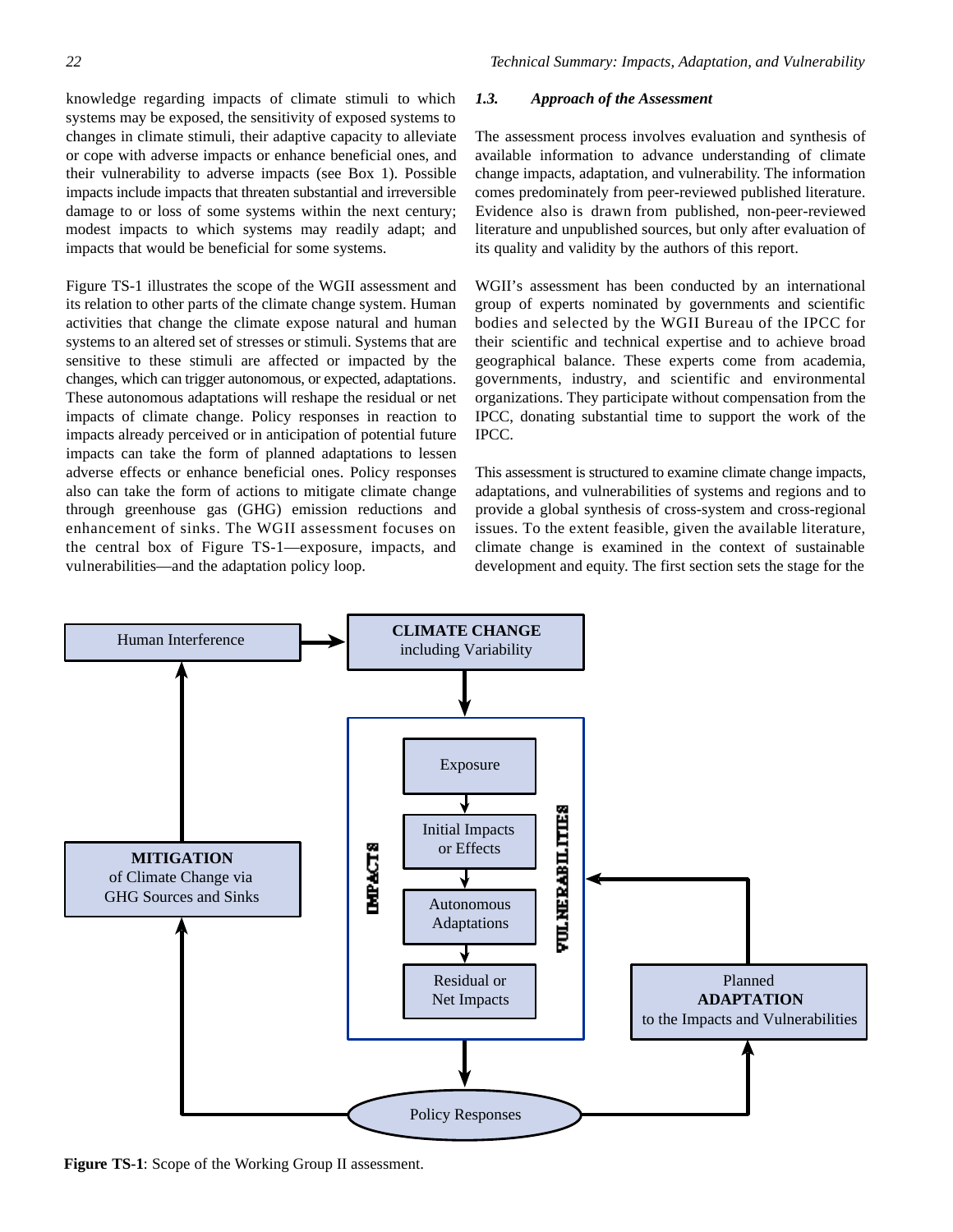knowledge regarding impacts of climate stimuli to which systems may be exposed, the sensitivity of exposed systems to changes in climate stimuli, their adaptive capacity to alleviate or cope with adverse impacts or enhance beneficial ones, and their vulnerability to adverse impacts (see Box 1). Possible impacts include impacts that threaten substantial and irreversible damage to or loss of some systems within the next century; modest impacts to which systems may readily adapt; and impacts that would be beneficial for some systems.

Figure TS-1 illustrates the scope of the WGII assessment and its relation to other parts of the climate change system. Human activities that change the climate expose natural and human systems to an altered set of stresses or stimuli. Systems that are sensitive to these stimuli are affected or impacted by the changes, which can trigger autonomous, or expected, adaptations. These autonomous adaptations will reshape the residual or net impacts of climate change. Policy responses in reaction to impacts already perceived or in anticipation of potential future impacts can take the form of planned adaptations to lessen adverse effects or enhance beneficial ones. Policy responses also can take the form of actions to mitigate climate change through greenhouse gas (GHG) emission reductions and enhancement of sinks. The WGII assessment focuses on the central box of Figure TS-1—exposure, impacts, and vulnerabilities—and the adaptation policy loop.

### *1.3. Approach of the Assessment*

The assessment process involves evaluation and synthesis of available information to advance understanding of climate change impacts, adaptation, and vulnerability. The information comes predominately from peer-reviewed published literature. Evidence also is drawn from published, non-peer-reviewed literature and unpublished sources, but only after evaluation of its quality and validity by the authors of this report.

WGII's assessment has been conducted by an international group of experts nominated by governments and scientific bodies and selected by the WGII Bureau of the IPCC for their scientific and technical expertise and to achieve broad geographical balance. These experts come from academia, governments, industry, and scientific and environmental organizations. They participate without compensation from the IPCC, donating substantial time to support the work of the IPCC.

This assessment is structured to examine climate change impacts, adaptations, and vulnerabilities of systems and regions and to provide a global synthesis of cross-system and cross-regional issues. To the extent feasible, given the available literature, climate change is examined in the context of sustainable development and equity. The first section sets the stage for the

Human Interference → **CLIMATE CHANGE** including Variability → [IMPACTS / VULNERABILITIES: Exposure → Initial Impacts or Effects → Autonomous Adaptations → Residual or Net Impacts] → Policy Responses → **MITIGATION** of Climate Change via GHG Sources and Sinks → Human Interference; Policy Responses → Planned **ADAPTATION** to the Impacts and Vulnerabilities → IMPACTS / VULNERABILITIES

**Figure TS-1**: Scope of the Working Group II assessment.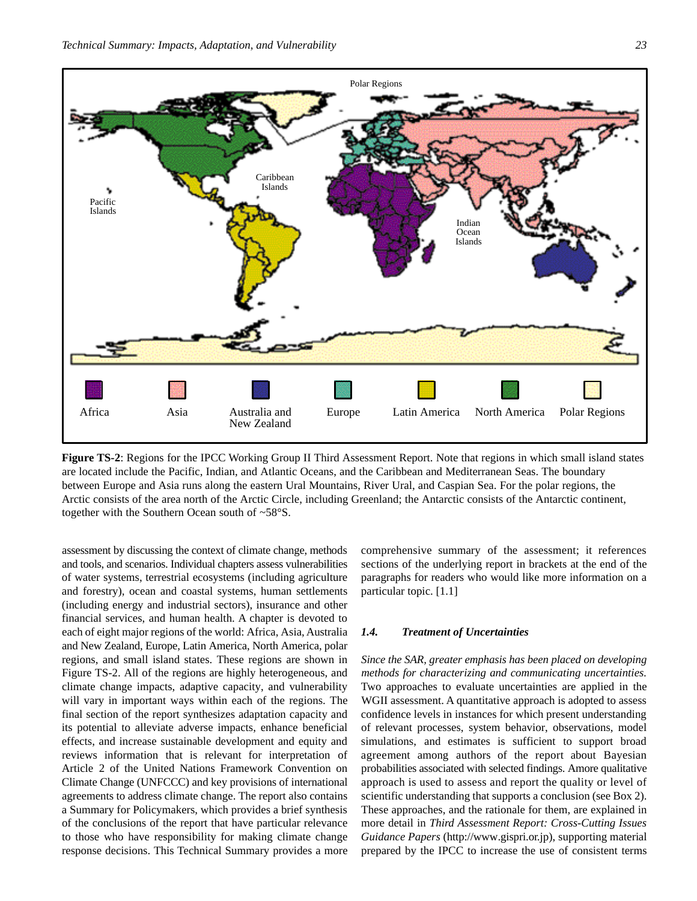**Figure TS-2**: Regions for the IPCC Working Group II Third Assessment Report. Note that regions in which small island states are located include the Pacific, Indian, and Atlantic Oceans, and the Caribbean and Mediterranean Seas. The boundary between Europe and Asia runs along the eastern Ural Mountains, River Ural, and Caspian Sea. For the polar regions, the Arctic consists of the area north of the Arctic Circle, including Greenland; the Antarctic consists of the Antarctic continent, together with the Southern Ocean south of ~58°S.

assessment by discussing the context of climate change, methods and tools, and scenarios. Individual chapters assess vulnerabilities of water systems, terrestrial ecosystems (including agriculture and forestry), ocean and coastal systems, human settlements (including energy and industrial sectors), insurance and other financial services, and human health. A chapter is devoted to each of eight major regions of the world: Africa, Asia, Australia and New Zealand, Europe, Latin America, North America, polar regions, and small island states. These regions are shown in Figure TS-2. All of the regions are highly heterogeneous, and climate change impacts, adaptive capacity, and vulnerability will vary in important ways within each of the regions. The final section of the report synthesizes adaptation capacity and its potential to alleviate adverse impacts, enhance beneficial effects, and increase sustainable development and equity and reviews information that is relevant for interpretation of Article 2 of the United Nations Framework Convention on Climate Change (UNFCCC) and key provisions of international agreements to address climate change. The report also contains a Summary for Policymakers, which provides a brief synthesis of the conclusions of the report that have particular relevance to those who have responsibility for making climate change response decisions. This Technical Summary provides a more comprehensive summary of the assessment; it references sections of the underlying report in brackets at the end of the paragraphs for readers who would like more information on a particular topic. [1.1]

### *1.4. Treatment of Uncertainties*

*Since the SAR, greater emphasis has been placed on developing methods for characterizing and communicating uncertainties.* Two approaches to evaluate uncertainties are applied in the WGII assessment. A quantitative approach is adopted to assess confidence levels in instances for which present understanding of relevant processes, system behavior, observations, model simulations, and estimates is sufficient to support broad agreement among authors of the report about Bayesian probabilities associated with selected findings. Amore qualitative approach is used to assess and report the quality or level of scientific understanding that supports a conclusion (see Box 2). These approaches, and the rationale for them, are explained in more detail in *Third Assessment Report: Cross-Cutting Issues Guidance Papers* (http://www.gispri.or.jp), supporting material prepared by the IPCC to increase the use of consistent terms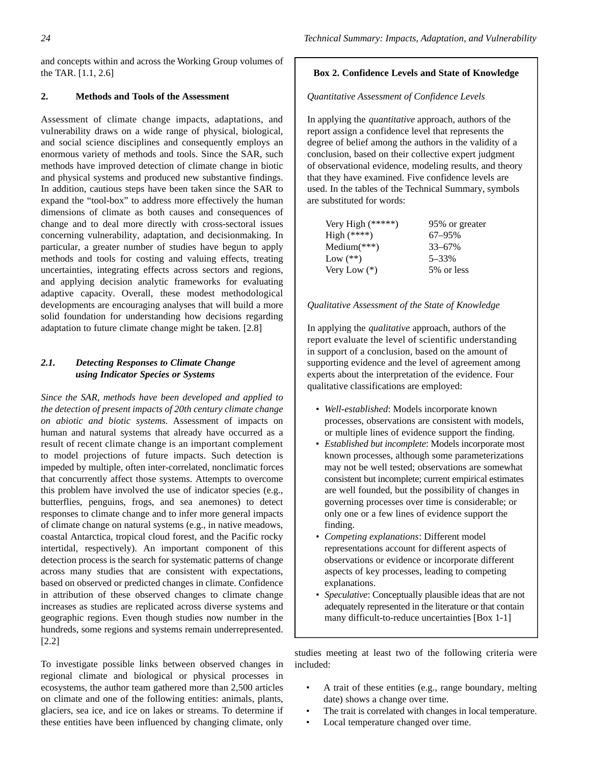and concepts within and across the Working Group volumes of the TAR. [1.1, 2.6]

## 2. Methods and Tools of the Assessment

Assessment of climate change impacts, adaptations, and vulnerability draws on a wide range of physical, biological, and social science disciplines and consequently employs an enormous variety of methods and tools. Since the SAR, such methods have improved detection of climate change in biotic and physical systems and produced new substantive findings. In addition, cautious steps have been taken since the SAR to expand the "tool-box" to address more effectively the human dimensions of climate as both causes and consequences of change and to deal more directly with cross-sectoral issues concerning vulnerability, adaptation, and decisionmaking. In particular, a greater number of studies have begun to apply methods and tools for costing and valuing effects, treating uncertainties, integrating effects across sectors and regions, and applying decision analytic frameworks for evaluating adaptive capacity. Overall, these modest methodological developments are encouraging analyses that will build a more solid foundation for understanding how decisions regarding adaptation to future climate change might be taken. [2.8]

### *2.1. Detecting Responses to Climate Change using Indicator Species or Systems*

*Since the SAR, methods have been developed and applied to the detection of present impacts of 20th century climate change on abiotic and biotic systems.* Assessment of impacts on human and natural systems that already have occurred as a result of recent climate change is an important complement to model projections of future impacts. Such detection is impeded by multiple, often inter-correlated, nonclimatic forces that concurrently affect those systems. Attempts to overcome this problem have involved the use of indicator species (e.g., butterflies, penguins, frogs, and sea anemones) to detect responses to climate change and to infer more general impacts of climate change on natural systems (e.g., in native meadows, coastal Antarctica, tropical cloud forest, and the Pacific rocky intertidal, respectively). An important component of this detection process is the search for systematic patterns of change across many studies that are consistent with expectations, based on observed or predicted changes in climate. Confidence in attribution of these observed changes to climate change increases as studies are replicated across diverse systems and geographic regions. Even though studies now number in the hundreds, some regions and systems remain underrepresented. [2.2]

To investigate possible links between observed changes in regional climate and biological or physical processes in ecosystems, the author team gathered more than 2,500 articles on climate and one of the following entities: animals, plants, glaciers, sea ice, and ice on lakes or streams. To determine if these entities have been influenced by changing climate, only studies meeting at least two of the following criteria were included:

- A trait of these entities (e.g., range boundary, melting date) shows a change over time.
- The trait is correlated with changes in local temperature.
- Local temperature changed over time.

---

**Box 2. Confidence Levels and State of Knowledge**

*Quantitative Assessment of Confidence Levels*

In applying the *quantitative* approach, authors of the report assign a confidence level that represents the degree of belief among the authors in the validity of a conclusion, based on their collective expert judgment of observational evidence, modeling results, and theory that they have examined. Five confidence levels are used. In the tables of the Technical Summary, symbols are substituted for words:

| | |
|---|---|
| Very High (*****) | 95% or greater |
| High (****) | 67–95% |
| Medium(***) | 33–67% |
| Low (**) | 5–33% |
| Very Low (*) | 5% or less |

*Qualitative Assessment of the State of Knowledge*

In applying the *qualitative* approach, authors of the report evaluate the level of scientific understanding in support of a conclusion, based on the amount of supporting evidence and the level of agreement among experts about the interpretation of the evidence. Four qualitative classifications are employed:

- *Well-established*: Models incorporate known processes, observations are consistent with models, or multiple lines of evidence support the finding.
- *Established but incomplete*: Models incorporate most known processes, although some parameterizations may not be well tested; observations are somewhat consistent but incomplete; current empirical estimates are well founded, but the possibility of changes in governing processes over time is considerable; or only one or a few lines of evidence support the finding.
- *Competing explanations*: Different model representations account for different aspects of observations or evidence or incorporate different aspects of key processes, leading to competing explanations.
- *Speculative*: Conceptually plausible ideas that are not adequately represented in the literature or that contain many difficult-to-reduce uncertainties [Box 1-1]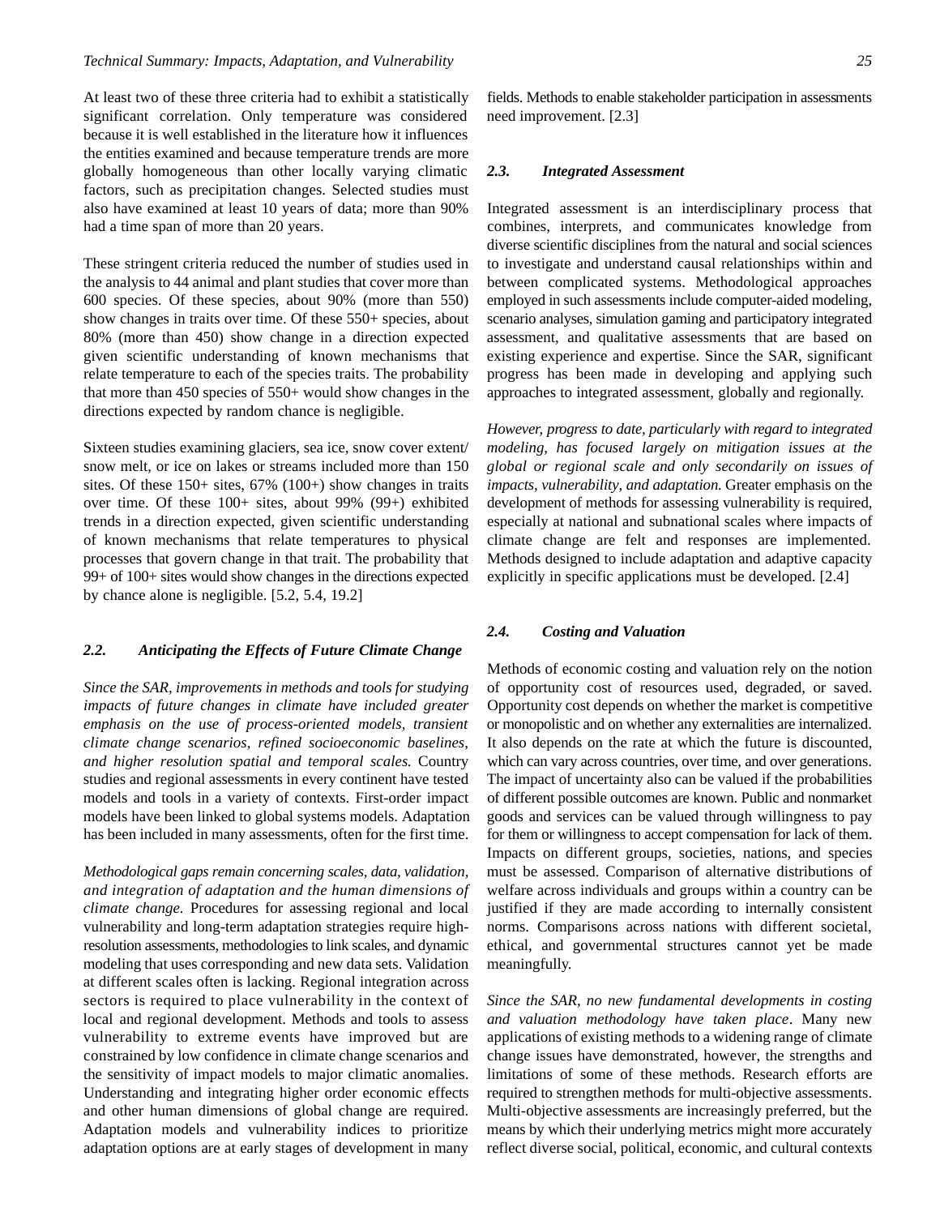At least two of these three criteria had to exhibit a statistically significant correlation. Only temperature was considered because it is well established in the literature how it influences the entities examined and because temperature trends are more globally homogeneous than other locally varying climatic factors, such as precipitation changes. Selected studies must also have examined at least 10 years of data; more than 90% had a time span of more than 20 years.

These stringent criteria reduced the number of studies used in the analysis to 44 animal and plant studies that cover more than 600 species. Of these species, about 90% (more than 550) show changes in traits over time. Of these 550+ species, about 80% (more than 450) show change in a direction expected given scientific understanding of known mechanisms that relate temperature to each of the species traits. The probability that more than 450 species of 550+ would show changes in the directions expected by random chance is negligible.

Sixteen studies examining glaciers, sea ice, snow cover extent/snow melt, or ice on lakes or streams included more than 150 sites. Of these 150+ sites, 67% (100+) show changes in traits over time. Of these 100+ sites, about 99% (99+) exhibited trends in a direction expected, given scientific understanding of known mechanisms that relate temperatures to physical processes that govern change in that trait. The probability that 99+ of 100+ sites would show changes in the directions expected by chance alone is negligible. [5.2, 5.4, 19.2]

### 2.2. Anticipating the Effects of Future Climate Change

*Since the SAR, improvements in methods and tools for studying impacts of future changes in climate have included greater emphasis on the use of process-oriented models, transient climate change scenarios, refined socioeconomic baselines, and higher resolution spatial and temporal scales.* Country studies and regional assessments in every continent have tested models and tools in a variety of contexts. First-order impact models have been linked to global systems models. Adaptation has been included in many assessments, often for the first time.

*Methodological gaps remain concerning scales, data, validation, and integration of adaptation and the human dimensions of climate change.* Procedures for assessing regional and local vulnerability and long-term adaptation strategies require high-resolution assessments, methodologies to link scales, and dynamic modeling that uses corresponding and new data sets. Validation at different scales often is lacking. Regional integration across sectors is required to place vulnerability in the context of local and regional development. Methods and tools to assess vulnerability to extreme events have improved but are constrained by low confidence in climate change scenarios and the sensitivity of impact models to major climatic anomalies. Understanding and integrating higher order economic effects and other human dimensions of global change are required. Adaptation models and vulnerability indices to prioritize adaptation options are at early stages of development in many fields. Methods to enable stakeholder participation in assessments need improvement. [2.3]

### 2.3. Integrated Assessment

Integrated assessment is an interdisciplinary process that combines, interprets, and communicates knowledge from diverse scientific disciplines from the natural and social sciences to investigate and understand causal relationships within and between complicated systems. Methodological approaches employed in such assessments include computer-aided modeling, scenario analyses, simulation gaming and participatory integrated assessment, and qualitative assessments that are based on existing experience and expertise. Since the SAR, significant progress has been made in developing and applying such approaches to integrated assessment, globally and regionally.

*However, progress to date, particularly with regard to integrated modeling, has focused largely on mitigation issues at the global or regional scale and only secondarily on issues of impacts, vulnerability, and adaptation.* Greater emphasis on the development of methods for assessing vulnerability is required, especially at national and subnational scales where impacts of climate change are felt and responses are implemented. Methods designed to include adaptation and adaptive capacity explicitly in specific applications must be developed. [2.4]

### 2.4. Costing and Valuation

Methods of economic costing and valuation rely on the notion of opportunity cost of resources used, degraded, or saved. Opportunity cost depends on whether the market is competitive or monopolistic and on whether any externalities are internalized. It also depends on the rate at which the future is discounted, which can vary across countries, over time, and over generations. The impact of uncertainty also can be valued if the probabilities of different possible outcomes are known. Public and nonmarket goods and services can be valued through willingness to pay for them or willingness to accept compensation for lack of them. Impacts on different groups, societies, nations, and species must be assessed. Comparison of alternative distributions of welfare across individuals and groups within a country can be justified if they are made according to internally consistent norms. Comparisons across nations with different societal, ethical, and governmental structures cannot yet be made meaningfully.

*Since the SAR, no new fundamental developments in costing and valuation methodology have taken place*. Many new applications of existing methods to a widening range of climate change issues have demonstrated, however, the strengths and limitations of some of these methods. Research efforts are required to strengthen methods for multi-objective assessments. Multi-objective assessments are increasingly preferred, but the means by which their underlying metrics might more accurately reflect diverse social, political, economic, and cultural contexts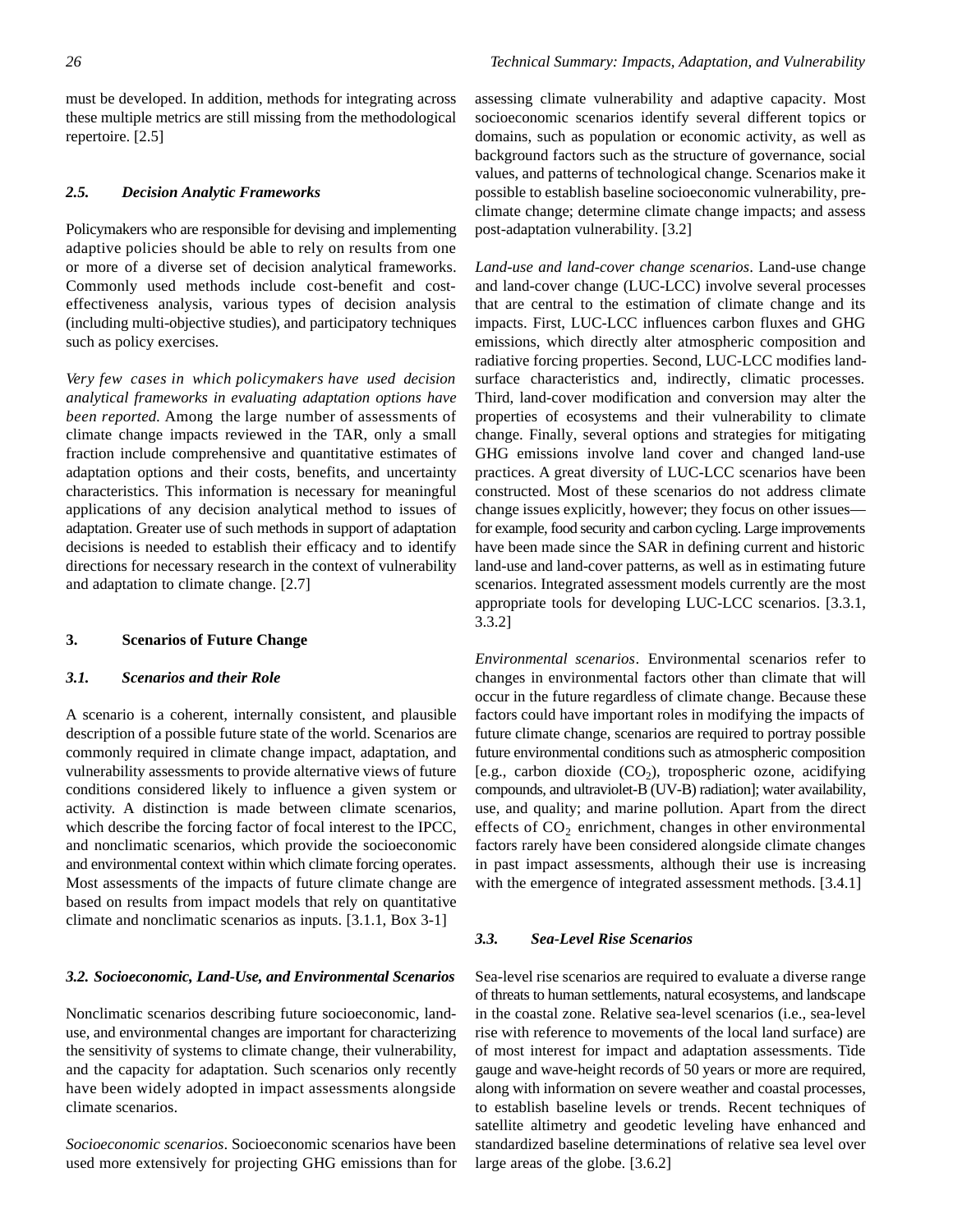must be developed. In addition, methods for integrating across these multiple metrics are still missing from the methodological repertoire. [2.5]

### 2.5. Decision Analytic Frameworks

Policymakers who are responsible for devising and implementing adaptive policies should be able to rely on results from one or more of a diverse set of decision analytical frameworks. Commonly used methods include cost-benefit and cost-effectiveness analysis, various types of decision analysis (including multi-objective studies), and participatory techniques such as policy exercises.

*Very few cases in which policymakers have used decision analytical frameworks in evaluating adaptation options have been reported.* Among the large number of assessments of climate change impacts reviewed in the TAR, only a small fraction include comprehensive and quantitative estimates of adaptation options and their costs, benefits, and uncertainty characteristics. This information is necessary for meaningful applications of any decision analytical method to issues of adaptation. Greater use of such methods in support of adaptation decisions is needed to establish their efficacy and to identify directions for necessary research in the context of vulnerability and adaptation to climate change. [2.7]

## 3. Scenarios of Future Change

### 3.1. Scenarios and their Role

A scenario is a coherent, internally consistent, and plausible description of a possible future state of the world. Scenarios are commonly required in climate change impact, adaptation, and vulnerability assessments to provide alternative views of future conditions considered likely to influence a given system or activity. A distinction is made between climate scenarios, which describe the forcing factor of focal interest to the IPCC, and nonclimatic scenarios, which provide the socioeconomic and environmental context within which climate forcing operates. Most assessments of the impacts of future climate change are based on results from impact models that rely on quantitative climate and nonclimatic scenarios as inputs. [3.1.1, Box 3-1]

### 3.2. Socioeconomic, Land-Use, and Environmental Scenarios

Nonclimatic scenarios describing future socioeconomic, land-use, and environmental changes are important for characterizing the sensitivity of systems to climate change, their vulnerability, and the capacity for adaptation. Such scenarios only recently have been widely adopted in impact assessments alongside climate scenarios.

*Socioeconomic scenarios*. Socioeconomic scenarios have been used more extensively for projecting GHG emissions than for assessing climate vulnerability and adaptive capacity. Most socioeconomic scenarios identify several different topics or domains, such as population or economic activity, as well as background factors such as the structure of governance, social values, and patterns of technological change. Scenarios make it possible to establish baseline socioeconomic vulnerability, pre-climate change; determine climate change impacts; and assess post-adaptation vulnerability. [3.2]

*Land-use and land-cover change scenarios*. Land-use change and land-cover change (LUC-LCC) involve several processes that are central to the estimation of climate change and its impacts. First, LUC-LCC influences carbon fluxes and GHG emissions, which directly alter atmospheric composition and radiative forcing properties. Second, LUC-LCC modifies land-surface characteristics and, indirectly, climatic processes. Third, land-cover modification and conversion may alter the properties of ecosystems and their vulnerability to climate change. Finally, several options and strategies for mitigating GHG emissions involve land cover and changed land-use practices. A great diversity of LUC-LCC scenarios have been constructed. Most of these scenarios do not address climate change issues explicitly, however; they focus on other issues—for example, food security and carbon cycling. Large improvements have been made since the SAR in defining current and historic land-use and land-cover patterns, as well as in estimating future scenarios. Integrated assessment models currently are the most appropriate tools for developing LUC-LCC scenarios. [3.3.1, 3.3.2]

*Environmental scenarios*. Environmental scenarios refer to changes in environmental factors other than climate that will occur in the future regardless of climate change. Because these factors could have important roles in modifying the impacts of future climate change, scenarios are required to portray possible future environmental conditions such as atmospheric composition [e.g., carbon dioxide ($CO_2$), tropospheric ozone, acidifying compounds, and ultraviolet-B (UV-B) radiation]; water availability, use, and quality; and marine pollution. Apart from the direct effects of $CO_2$ enrichment, changes in other environmental factors rarely have been considered alongside climate changes in past impact assessments, although their use is increasing with the emergence of integrated assessment methods. [3.4.1]

### 3.3. Sea-Level Rise Scenarios

Sea-level rise scenarios are required to evaluate a diverse range of threats to human settlements, natural ecosystems, and landscape in the coastal zone. Relative sea-level scenarios (i.e., sea-level rise with reference to movements of the local land surface) are of most interest for impact and adaptation assessments. Tide gauge and wave-height records of 50 years or more are required, along with information on severe weather and coastal processes, to establish baseline levels or trends. Recent techniques of satellite altimetry and geodetic leveling have enhanced and standardized baseline determinations of relative sea level over large areas of the globe. [3.6.2]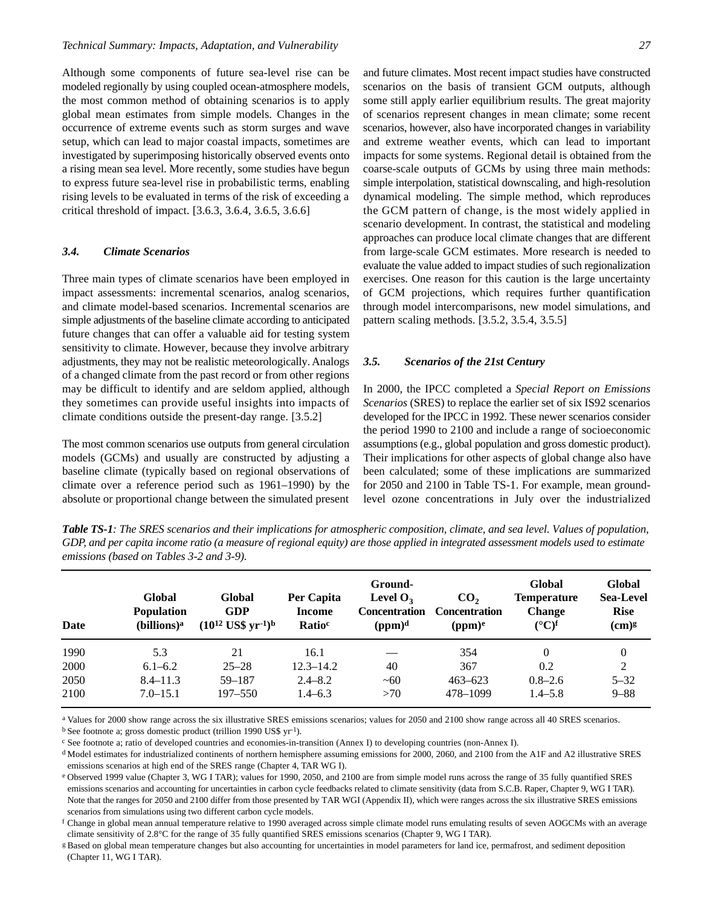Although some components of future sea-level rise can be modeled regionally by using coupled ocean-atmosphere models, the most common method of obtaining scenarios is to apply global mean estimates from simple models. Changes in the occurrence of extreme events such as storm surges and wave setup, which can lead to major coastal impacts, sometimes are investigated by superimposing historically observed events onto a rising mean sea level. More recently, some studies have begun to express future sea-level rise in probabilistic terms, enabling rising levels to be evaluated in terms of the risk of exceeding a critical threshold of impact. [3.6.3, 3.6.4, 3.6.5, 3.6.6]

### *3.4. Climate Scenarios*

Three main types of climate scenarios have been employed in impact assessments: incremental scenarios, analog scenarios, and climate model-based scenarios. Incremental scenarios are simple adjustments of the baseline climate according to anticipated future changes that can offer a valuable aid for testing system sensitivity to climate. However, because they involve arbitrary adjustments, they may not be realistic meteorologically. Analogs of a changed climate from the past record or from other regions may be difficult to identify and are seldom applied, although they sometimes can provide useful insights into impacts of climate conditions outside the present-day range. [3.5.2]

The most common scenarios use outputs from general circulation models (GCMs) and usually are constructed by adjusting a baseline climate (typically based on regional observations of climate over a reference period such as 1961–1990) by the absolute or proportional change between the simulated present and future climates. Most recent impact studies have constructed scenarios on the basis of transient GCM outputs, although some still apply earlier equilibrium results. The great majority of scenarios represent changes in mean climate; some recent scenarios, however, also have incorporated changes in variability and extreme weather events, which can lead to important impacts for some systems. Regional detail is obtained from the coarse-scale outputs of GCMs by using three main methods: simple interpolation, statistical downscaling, and high-resolution dynamical modeling. The simple method, which reproduces the GCM pattern of change, is the most widely applied in scenario development. In contrast, the statistical and modeling approaches can produce local climate changes that are different from large-scale GCM estimates. More research is needed to evaluate the value added to impact studies of such regionalization exercises. One reason for this caution is the large uncertainty of GCM projections, which requires further quantification through model intercomparisons, new model simulations, and pattern scaling methods. [3.5.2, 3.5.4, 3.5.5]

### *3.5. Scenarios of the 21st Century*

In 2000, the IPCC completed a *Special Report on Emissions Scenarios* (SRES) to replace the earlier set of six IS92 scenarios developed for the IPCC in 1992. These newer scenarios consider the period 1990 to 2100 and include a range of socioeconomic assumptions (e.g., global population and gross domestic product). Their implications for other aspects of global change also have been calculated; some of these implications are summarized for 2050 and 2100 in Table TS-1. For example, mean ground-level ozone concentrations in July over the industrialized

***Table TS-1****: The SRES scenarios and their implications for atmospheric composition, climate, and sea level. Values of population, GDP, and per capita income ratio (a measure of regional equity) are those applied in integrated assessment models used to estimate emissions (based on Tables 3-2 and 3-9).*

| Date | Global Population (billions)[a] | Global GDP ($10^{12}$ US\$ $yr^{-1}$)[b] | Per Capita Income Ratio[c] | Ground-Level $O_3$ Concentration (ppm)[d] | $CO_2$ Concentration (ppm)[e] | Global Temperature Change (°C)[f] | Global Sea-Level Rise (cm)[g] |
|---|---|---|---|---|---|---|---|
| 1990 | 5.3 | 21 | 16.1 | — | 354 | 0 | 0 |
| 2000 | 6.1–6.2 | 25–28 | 12.3–14.2 | 40 | 367 | 0.2 | 2 |
| 2050 | 8.4–11.3 | 59–187 | 2.4–8.2 | ~60 | 463–623 | 0.8–2.6 | 5–32 |
| 2100 | 7.0–15.1 | 197–550 | 1.4–6.3 | >70 | 478–1099 | 1.4–5.8 | 9–88 |

[a] Values for 2000 show range across the six illustrative SRES emissions scenarios; values for 2050 and 2100 show range across all 40 SRES scenarios.
[b] See footnote a; gross domestic product (trillion 1990 US$ $yr^{-1}$).
[c] See footnote a; ratio of developed countries and economies-in-transition (Annex I) to developing countries (non-Annex I).
[d] Model estimates for industrialized continents of northern hemisphere assuming emissions for 2000, 2060, and 2100 from the A1F and A2 illustrative SRES emissions scenarios at high end of the SRES range (Chapter 4, TAR WG I).
[e] Observed 1999 value (Chapter 3, WG I TAR); values for 1990, 2050, and 2100 are from simple model runs across the range of 35 fully quantified SRES emissions scenarios and accounting for uncertainties in carbon cycle feedbacks related to climate sensitivity (data from S.C.B. Raper, Chapter 9, WG I TAR). Note that the ranges for 2050 and 2100 differ from those presented by TAR WGI (Appendix II), which were ranges across the six illustrative SRES emissions scenarios from simulations using two different carbon cycle models.
[f] Change in global mean annual temperature relative to 1990 averaged across simple climate model runs emulating results of seven AOGCMs with an average climate sensitivity of 2.8°C for the range of 35 fully quantified SRES emissions scenarios (Chapter 9, WG I TAR).
[g] Based on global mean temperature changes but also accounting for uncertainties in model parameters for land ice, permafrost, and sediment deposition (Chapter 11, WG I TAR).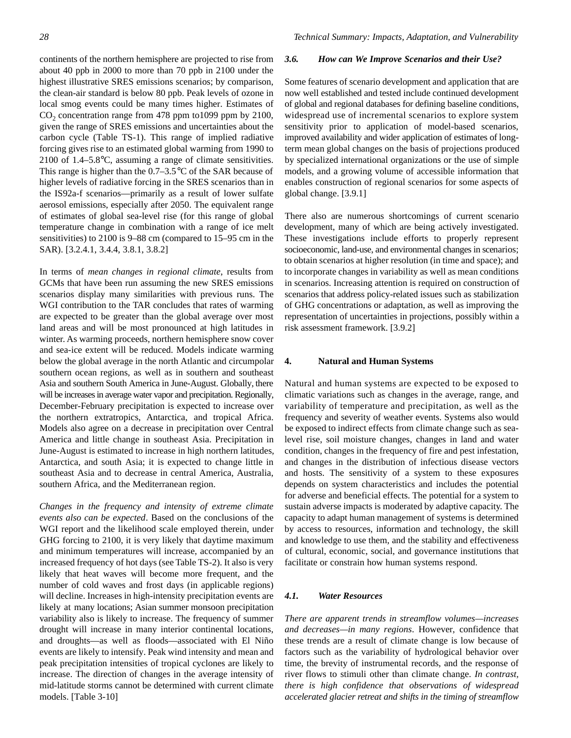continents of the northern hemisphere are projected to rise from about 40 ppb in 2000 to more than 70 ppb in 2100 under the highest illustrative SRES emissions scenarios; by comparison, the clean-air standard is below 80 ppb. Peak levels of ozone in local smog events could be many times higher. Estimates of $CO_2$ concentration range from 478 ppm to1099 ppm by 2100, given the range of SRES emissions and uncertainties about the carbon cycle (Table TS-1). This range of implied radiative forcing gives rise to an estimated global warming from 1990 to 2100 of 1.4–5.8°C, assuming a range of climate sensitivities. This range is higher than the 0.7–3.5°C of the SAR because of higher levels of radiative forcing in the SRES scenarios than in the IS92a-f scenarios—primarily as a result of lower sulfate aerosol emissions, especially after 2050. The equivalent range of estimates of global sea-level rise (for this range of global temperature change in combination with a range of ice melt sensitivities) to 2100 is 9–88 cm (compared to 15–95 cm in the SAR). [3.2.4.1, 3.4.4, 3.8.1, 3.8.2]

In terms of *mean changes in regional climate*, results from GCMs that have been run assuming the new SRES emissions scenarios display many similarities with previous runs. The WGI contribution to the TAR concludes that rates of warming are expected to be greater than the global average over most land areas and will be most pronounced at high latitudes in winter. As warming proceeds, northern hemisphere snow cover and sea-ice extent will be reduced. Models indicate warming below the global average in the north Atlantic and circumpolar southern ocean regions, as well as in southern and southeast Asia and southern South America in June-August. Globally, there will be increases in average water vapor and precipitation. Regionally, December-February precipitation is expected to increase over the northern extratropics, Antarctica, and tropical Africa. Models also agree on a decrease in precipitation over Central America and little change in southeast Asia. Precipitation in June-August is estimated to increase in high northern latitudes, Antarctica, and south Asia; it is expected to change little in southeast Asia and to decrease in central America, Australia, southern Africa, and the Mediterranean region.

*Changes in the frequency and intensity of extreme climate events also can be expected*. Based on the conclusions of the WGI report and the likelihood scale employed therein, under GHG forcing to 2100, it is very likely that daytime maximum and minimum temperatures will increase, accompanied by an increased frequency of hot days (see Table TS-2). It also is very likely that heat waves will become more frequent, and the number of cold waves and frost days (in applicable regions) will decline. Increases in high-intensity precipitation events are likely at many locations; Asian summer monsoon precipitation variability also is likely to increase. The frequency of summer drought will increase in many interior continental locations, and droughts—as well as floods—associated with El Niño events are likely to intensify. Peak wind intensity and mean and peak precipitation intensities of tropical cyclones are likely to increase. The direction of changes in the average intensity of mid-latitude storms cannot be determined with current climate models. [Table 3-10]

### *3.6. How can We Improve Scenarios and their Use?*

Some features of scenario development and application that are now well established and tested include continued development of global and regional databases for defining baseline conditions, widespread use of incremental scenarios to explore system sensitivity prior to application of model-based scenarios, improved availability and wider application of estimates of long-term mean global changes on the basis of projections produced by specialized international organizations or the use of simple models, and a growing volume of accessible information that enables construction of regional scenarios for some aspects of global change. [3.9.1]

There also are numerous shortcomings of current scenario development, many of which are being actively investigated. These investigations include efforts to properly represent socioeconomic, land-use, and environmental changes in scenarios; to obtain scenarios at higher resolution (in time and space); and to incorporate changes in variability as well as mean conditions in scenarios. Increasing attention is required on construction of scenarios that address policy-related issues such as stabilization of GHG concentrations or adaptation, as well as improving the representation of uncertainties in projections, possibly within a risk assessment framework. [3.9.2]

## 4. Natural and Human Systems

Natural and human systems are expected to be exposed to climatic variations such as changes in the average, range, and variability of temperature and precipitation, as well as the frequency and severity of weather events. Systems also would be exposed to indirect effects from climate change such as sea-level rise, soil moisture changes, changes in land and water condition, changes in the frequency of fire and pest infestation, and changes in the distribution of infectious disease vectors and hosts. The sensitivity of a system to these exposures depends on system characteristics and includes the potential for adverse and beneficial effects. The potential for a system to sustain adverse impacts is moderated by adaptive capacity. The capacity to adapt human management of systems is determined by access to resources, information and technology, the skill and knowledge to use them, and the stability and effectiveness of cultural, economic, social, and governance institutions that facilitate or constrain how human systems respond.

### *4.1. Water Resources*

*There are apparent trends in streamflow volumes—increases and decreases—in many regions*. However, confidence that these trends are a result of climate change is low because of factors such as the variability of hydrological behavior over time, the brevity of instrumental records, and the response of river flows to stimuli other than climate change. *In contrast, there is high confidence that observations of widespread accelerated glacier retreat and shifts in the timing of streamflow*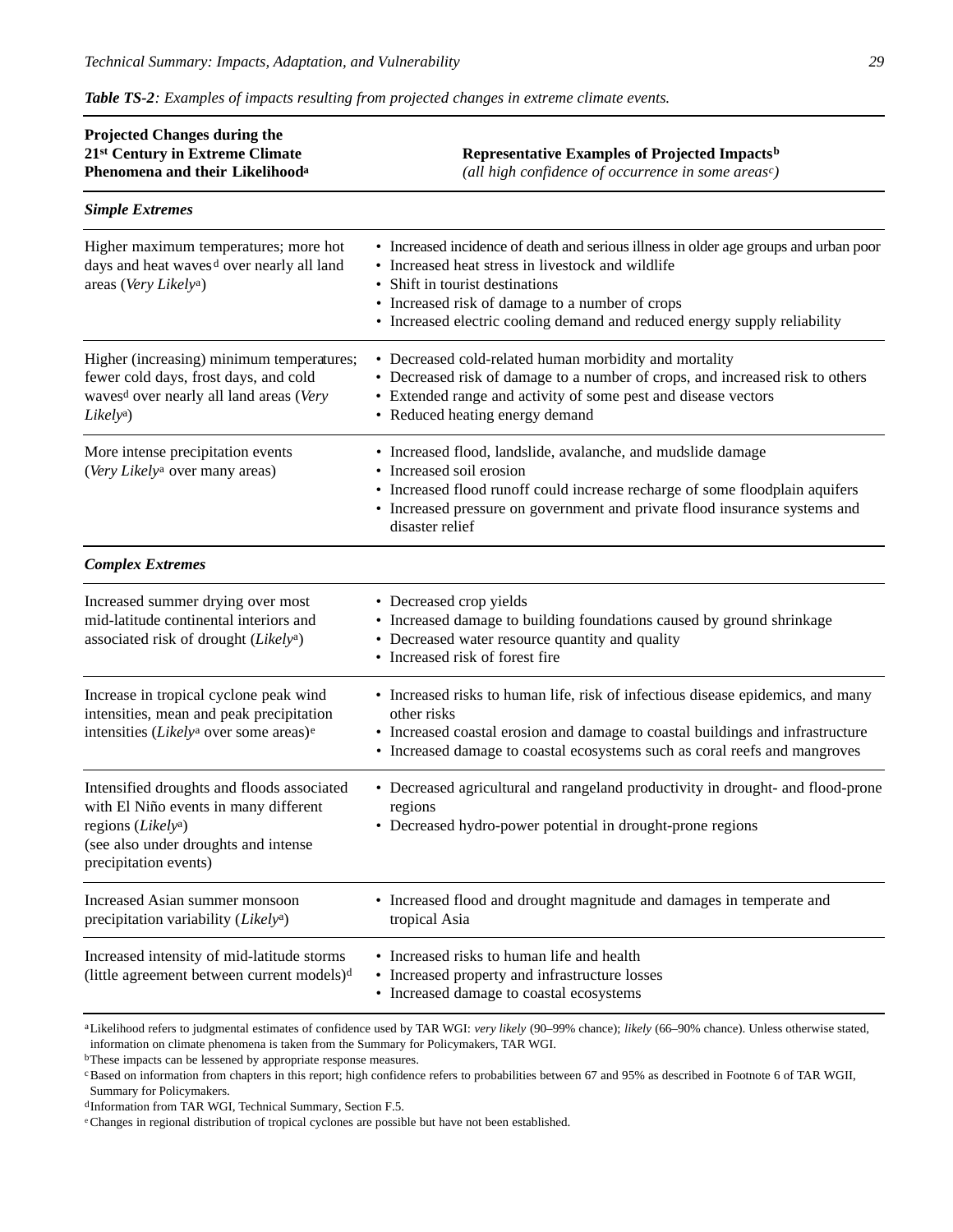***Table TS-2****: Examples of impacts resulting from projected changes in extreme climate events.*

| **Projected Changes during the 21st Century in Extreme Climate Phenomena and their Likelihood[a]** | **Representative Examples of Projected Impacts[b]** *(all high confidence of occurrence in some areas[c])* |
|---|---|
| ***Simple Extremes*** | |
| Higher maximum temperatures; more hot days and heat waves[d] over nearly all land areas (*Very Likely*[a]) | • Increased incidence of death and serious illness in older age groups and urban poor<br>• Increased heat stress in livestock and wildlife<br>• Shift in tourist destinations<br>• Increased risk of damage to a number of crops<br>• Increased electric cooling demand and reduced energy supply reliability |
| Higher (increasing) minimum temperatures; fewer cold days, frost days, and cold waves[d] over nearly all land areas (*Very Likely*[a]) | • Decreased cold-related human morbidity and mortality<br>• Decreased risk of damage to a number of crops, and increased risk to others<br>• Extended range and activity of some pest and disease vectors<br>• Reduced heating energy demand |
| More intense precipitation events (*Very Likely*[a] over many areas) | • Increased flood, landslide, avalanche, and mudslide damage<br>• Increased soil erosion<br>• Increased flood runoff could increase recharge of some floodplain aquifers<br>• Increased pressure on government and private flood insurance systems and disaster relief |
| ***Complex Extremes*** | |
| Increased summer drying over most mid-latitude continental interiors and associated risk of drought (*Likely*[a]) | • Decreased crop yields<br>• Increased damage to building foundations caused by ground shrinkage<br>• Decreased water resource quantity and quality<br>• Increased risk of forest fire |
| Increase in tropical cyclone peak wind intensities, mean and peak precipitation intensities (*Likely*[a] over some areas)[e] | • Increased risks to human life, risk of infectious disease epidemics, and many other risks<br>• Increased coastal erosion and damage to coastal buildings and infrastructure<br>• Increased damage to coastal ecosystems such as coral reefs and mangroves |
| Intensified droughts and floods associated with El Niño events in many different regions (*Likely*[a]) (see also under droughts and intense precipitation events) | • Decreased agricultural and rangeland productivity in drought- and flood-prone regions<br>• Decreased hydro-power potential in drought-prone regions |
| Increased Asian summer monsoon precipitation variability (*Likely*[a]) | • Increased flood and drought magnitude and damages in temperate and tropical Asia |
| Increased intensity of mid-latitude storms (little agreement between current models)[d] | • Increased risks to human life and health<br>• Increased property and infrastructure losses<br>• Increased damage to coastal ecosystems |

[a] Likelihood refers to judgmental estimates of confidence used by TAR WGI: *very likely* (90–99% chance); *likely* (66–90% chance). Unless otherwise stated, information on climate phenomena is taken from the Summary for Policymakers, TAR WGI.
[b] These impacts can be lessened by appropriate response measures.
[c] Based on information from chapters in this report; high confidence refers to probabilities between 67 and 95% as described in Footnote 6 of TAR WGII, Summary for Policymakers.
[d] Information from TAR WGI, Technical Summary, Section F.5.
[e] Changes in regional distribution of tropical cyclones are possible but have not been established.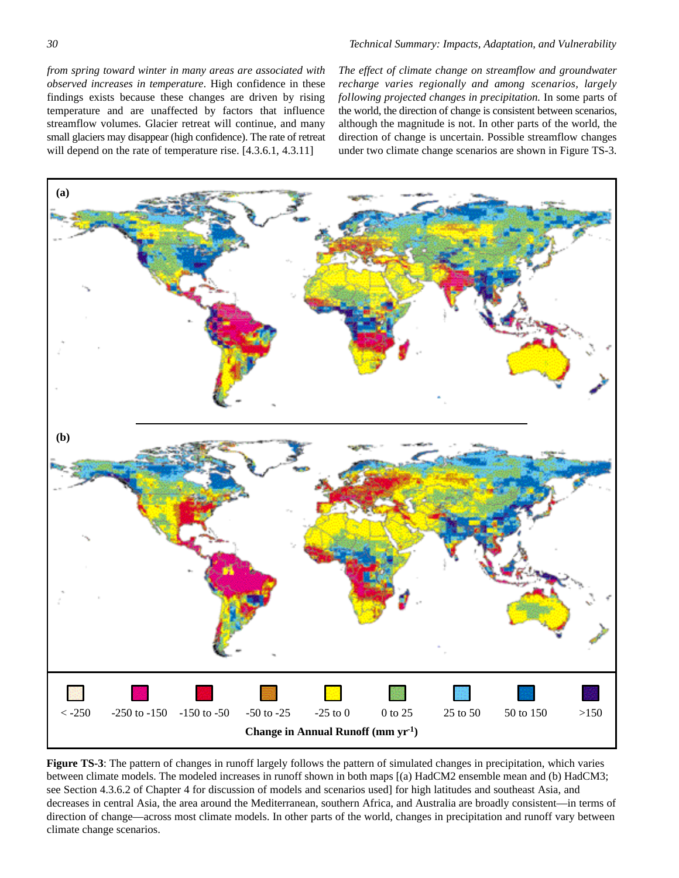*from spring toward winter in many areas are associated with observed increases in temperature*. High confidence in these findings exists because these changes are driven by rising temperature and are unaffected by factors that influence streamflow volumes. Glacier retreat will continue, and many small glaciers may disappear (high confidence). The rate of retreat will depend on the rate of temperature rise. [4.3.6.1, 4.3.11]

*The effect of climate change on streamflow and groundwater recharge varies regionally and among scenarios, largely following projected changes in precipitation.* In some parts of the world, the direction of change is consistent between scenarios, although the magnitude is not. In other parts of the world, the direction of change is uncertain. Possible streamflow changes under two climate change scenarios are shown in Figure TS-3.

**Figure TS-3**: The pattern of changes in runoff largely follows the pattern of simulated changes in precipitation, which varies between climate models. The modeled increases in runoff shown in both maps [(a) HadCM2 ensemble mean and (b) HadCM3; see Section 4.3.6.2 of Chapter 4 for discussion of models and scenarios used] for high latitudes and southeast Asia, and decreases in central Asia, the area around the Mediterranean, southern Africa, and Australia are broadly consistent—in terms of direction of change—across most climate models. In other parts of the world, changes in precipitation and runoff vary between climate change scenarios.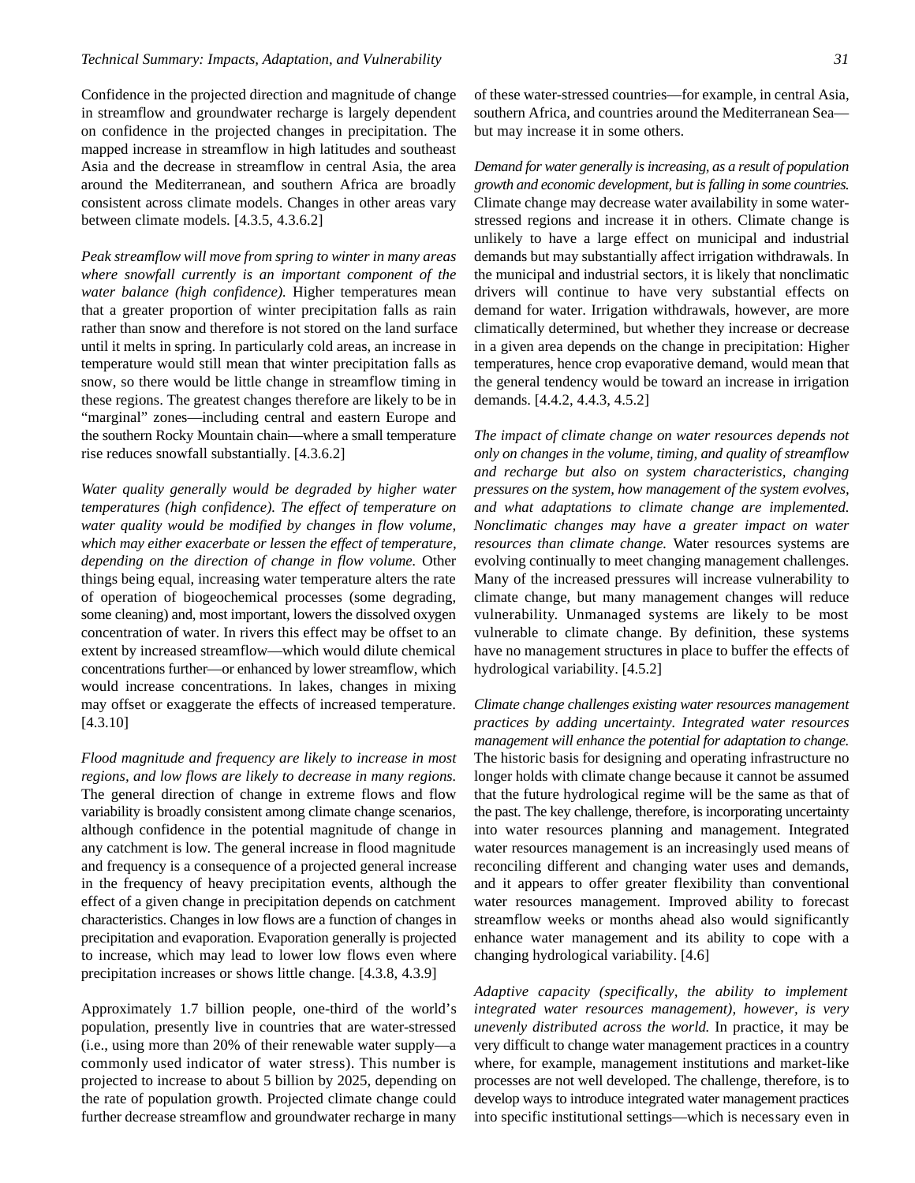Confidence in the projected direction and magnitude of change in streamflow and groundwater recharge is largely dependent on confidence in the projected changes in precipitation. The mapped increase in streamflow in high latitudes and southeast Asia and the decrease in streamflow in central Asia, the area around the Mediterranean, and southern Africa are broadly consistent across climate models. Changes in other areas vary between climate models. [4.3.5, 4.3.6.2]

*Peak streamflow will move from spring to winter in many areas where snowfall currently is an important component of the water balance (high confidence).* Higher temperatures mean that a greater proportion of winter precipitation falls as rain rather than snow and therefore is not stored on the land surface until it melts in spring. In particularly cold areas, an increase in temperature would still mean that winter precipitation falls as snow, so there would be little change in streamflow timing in these regions. The greatest changes therefore are likely to be in "marginal" zones—including central and eastern Europe and the southern Rocky Mountain chain—where a small temperature rise reduces snowfall substantially. [4.3.6.2]

*Water quality generally would be degraded by higher water temperatures (high confidence). The effect of temperature on water quality would be modified by changes in flow volume, which may either exacerbate or lessen the effect of temperature, depending on the direction of change in flow volume.* Other things being equal, increasing water temperature alters the rate of operation of biogeochemical processes (some degrading, some cleaning) and, most important, lowers the dissolved oxygen concentration of water. In rivers this effect may be offset to an extent by increased streamflow—which would dilute chemical concentrations further—or enhanced by lower streamflow, which would increase concentrations. In lakes, changes in mixing may offset or exaggerate the effects of increased temperature. [4.3.10]

*Flood magnitude and frequency are likely to increase in most regions, and low flows are likely to decrease in many regions.* The general direction of change in extreme flows and flow variability is broadly consistent among climate change scenarios, although confidence in the potential magnitude of change in any catchment is low. The general increase in flood magnitude and frequency is a consequence of a projected general increase in the frequency of heavy precipitation events, although the effect of a given change in precipitation depends on catchment characteristics. Changes in low flows are a function of changes in precipitation and evaporation. Evaporation generally is projected to increase, which may lead to lower low flows even where precipitation increases or shows little change. [4.3.8, 4.3.9]

Approximately 1.7 billion people, one-third of the world's population, presently live in countries that are water-stressed (i.e., using more than 20% of their renewable water supply—a commonly used indicator of water stress). This number is projected to increase to about 5 billion by 2025, depending on the rate of population growth. Projected climate change could further decrease streamflow and groundwater recharge in many of these water-stressed countries—for example, in central Asia, southern Africa, and countries around the Mediterranean Sea—but may increase it in some others.

*Demand for water generally is increasing, as a result of population growth and economic development, but is falling in some countries.* Climate change may decrease water availability in some water-stressed regions and increase it in others. Climate change is unlikely to have a large effect on municipal and industrial demands but may substantially affect irrigation withdrawals. In the municipal and industrial sectors, it is likely that nonclimatic drivers will continue to have very substantial effects on demand for water. Irrigation withdrawals, however, are more climatically determined, but whether they increase or decrease in a given area depends on the change in precipitation: Higher temperatures, hence crop evaporative demand, would mean that the general tendency would be toward an increase in irrigation demands. [4.4.2, 4.4.3, 4.5.2]

*The impact of climate change on water resources depends not only on changes in the volume, timing, and quality of streamflow and recharge but also on system characteristics, changing pressures on the system, how management of the system evolves, and what adaptations to climate change are implemented. Nonclimatic changes may have a greater impact on water resources than climate change.* Water resources systems are evolving continually to meet changing management challenges. Many of the increased pressures will increase vulnerability to climate change, but many management changes will reduce vulnerability. Unmanaged systems are likely to be most vulnerable to climate change. By definition, these systems have no management structures in place to buffer the effects of hydrological variability. [4.5.2]

*Climate change challenges existing water resources management practices by adding uncertainty. Integrated water resources management will enhance the potential for adaptation to change.* The historic basis for designing and operating infrastructure no longer holds with climate change because it cannot be assumed that the future hydrological regime will be the same as that of the past. The key challenge, therefore, is incorporating uncertainty into water resources planning and management. Integrated water resources management is an increasingly used means of reconciling different and changing water uses and demands, and it appears to offer greater flexibility than conventional water resources management. Improved ability to forecast streamflow weeks or months ahead also would significantly enhance water management and its ability to cope with a changing hydrological variability. [4.6]

*Adaptive capacity (specifically, the ability to implement integrated water resources management), however, is very unevenly distributed across the world.* In practice, it may be very difficult to change water management practices in a country where, for example, management institutions and market-like processes are not well developed. The challenge, therefore, is to develop ways to introduce integrated water management practices into specific institutional settings—which is necessary even in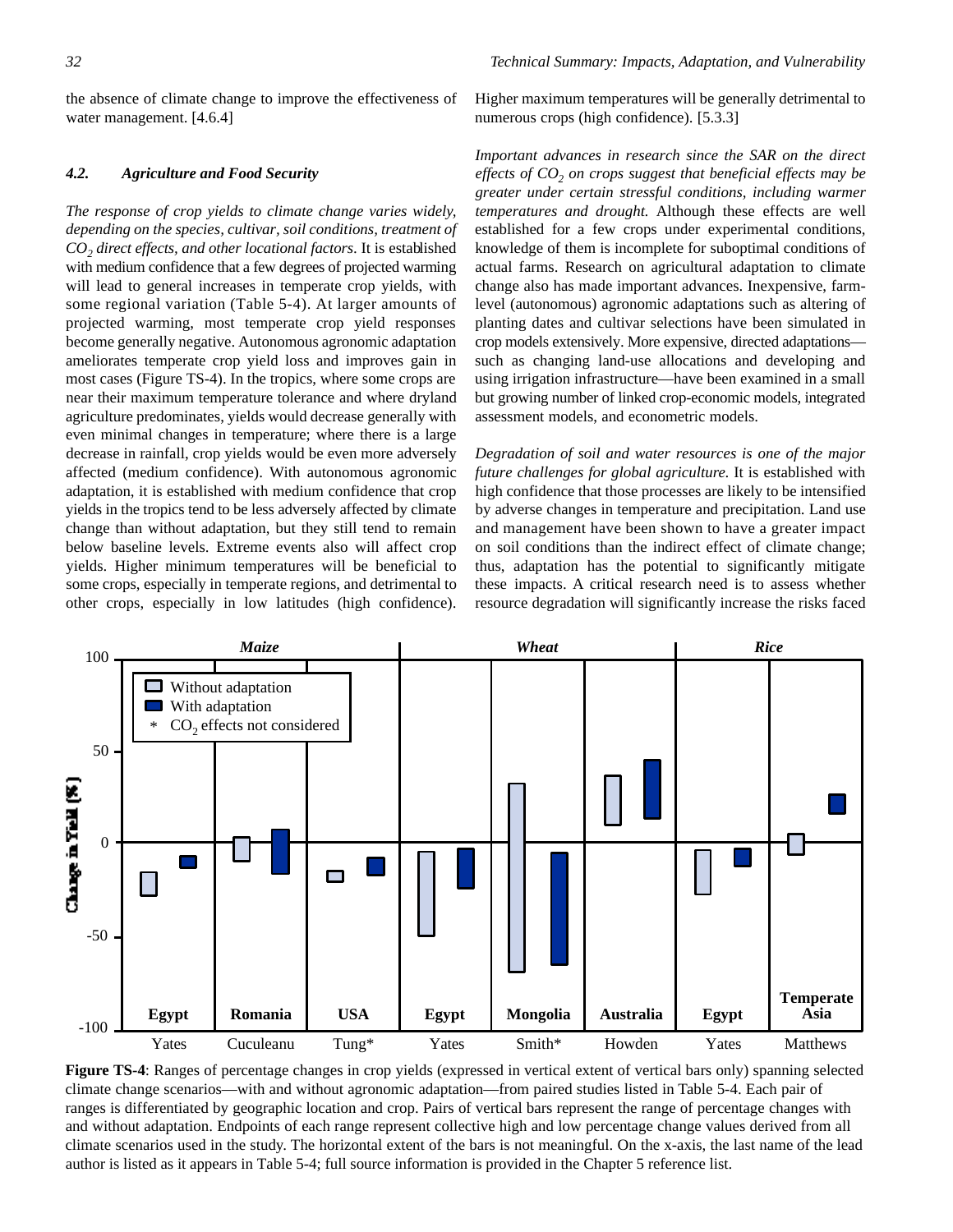the absence of climate change to improve the effectiveness of water management. [4.6.4]

### *4.2. Agriculture and Food Security*

*The response of crop yields to climate change varies widely, depending on the species, cultivar, soil conditions, treatment of $CO_2$ direct effects, and other locational factors.* It is established with medium confidence that a few degrees of projected warming will lead to general increases in temperate crop yields, with some regional variation (Table 5-4). At larger amounts of projected warming, most temperate crop yield responses become generally negative. Autonomous agronomic adaptation ameliorates temperate crop yield loss and improves gain in most cases (Figure TS-4). In the tropics, where some crops are near their maximum temperature tolerance and where dryland agriculture predominates, yields would decrease generally with even minimal changes in temperature; where there is a large decrease in rainfall, crop yields would be even more adversely affected (medium confidence). With autonomous agronomic adaptation, it is established with medium confidence that crop yields in the tropics tend to be less adversely affected by climate change than without adaptation, but they still tend to remain below baseline levels. Extreme events also will affect crop yields. Higher minimum temperatures will be beneficial to some crops, especially in temperate regions, and detrimental to other crops, especially in low latitudes (high confidence). Higher maximum temperatures will be generally detrimental to numerous crops (high confidence). [5.3.3]

*Important advances in research since the SAR on the direct effects of $CO_2$ on crops suggest that beneficial effects may be greater under certain stressful conditions, including warmer temperatures and drought.* Although these effects are well established for a few crops under experimental conditions, knowledge of them is incomplete for suboptimal conditions of actual farms. Research on agricultural adaptation to climate change also has made important advances. Inexpensive, farm-level (autonomous) agronomic adaptations such as altering of planting dates and cultivar selections have been simulated in crop models extensively. More expensive, directed adaptations—such as changing land-use allocations and developing and using irrigation infrastructure—have been examined in a small but growing number of linked crop-economic models, integrated assessment models, and econometric models.

*Degradation of soil and water resources is one of the major future challenges for global agriculture.* It is established with high confidence that those processes are likely to be intensified by adverse changes in temperature and precipitation. Land use and management have been shown to have a greater impact on soil conditions than the indirect effect of climate change; thus, adaptation has the potential to significantly mitigate these impacts. A critical research need is to assess whether resource degradation will significantly increase the risks faced

Maize
Wheat
Rice

Without adaptation
With adaptation
* $CO_2$ effects not considered

Change in Yield (%)

100
50
0
-50
-100

Egypt
Romania
USA
Egypt
Mongolia
Australia
Egypt
Temperate Asia

Yates
Cuculeanu
Tung*
Yates
Smith*
Howden
Yates
Matthews

**Figure TS-4**: Ranges of percentage changes in crop yields (expressed in vertical extent of vertical bars only) spanning selected climate change scenarios—with and without agronomic adaptation—from paired studies listed in Table 5-4. Each pair of ranges is differentiated by geographic location and crop. Pairs of vertical bars represent the range of percentage changes with and without adaptation. Endpoints of each range represent collective high and low percentage change values derived from all climate scenarios used in the study. The horizontal extent of the bars is not meaningful. On the x-axis, the last name of the lead author is listed as it appears in Table 5-4; full source information is provided in the Chapter 5 reference list.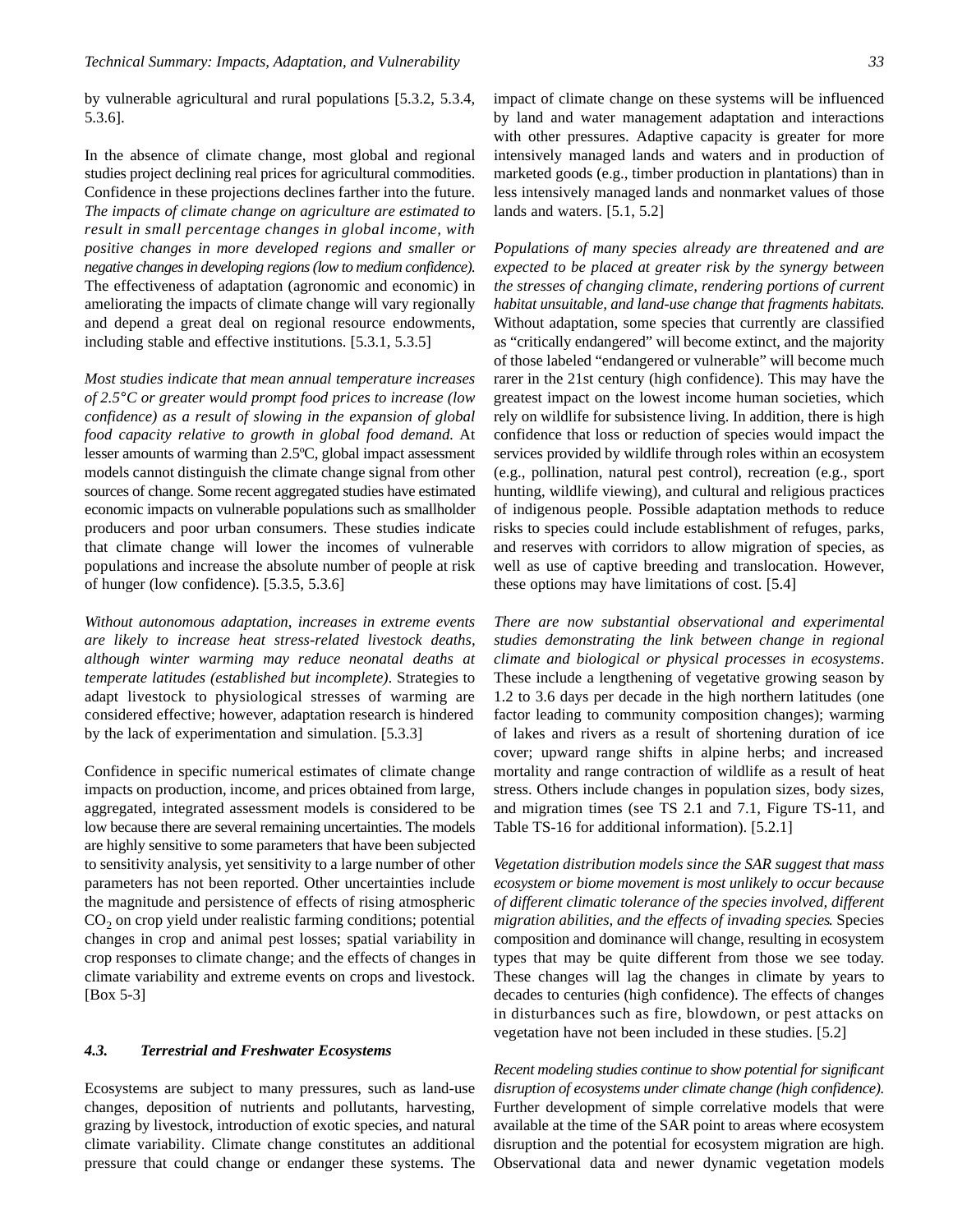by vulnerable agricultural and rural populations [5.3.2, 5.3.4, 5.3.6].

In the absence of climate change, most global and regional studies project declining real prices for agricultural commodities. Confidence in these projections declines farther into the future. *The impacts of climate change on agriculture are estimated to result in small percentage changes in global income, with positive changes in more developed regions and smaller or negative changes in developing regions (low to medium confidence).* The effectiveness of adaptation (agronomic and economic) in ameliorating the impacts of climate change will vary regionally and depend a great deal on regional resource endowments, including stable and effective institutions. [5.3.1, 5.3.5]

*Most studies indicate that mean annual temperature increases of 2.5°C or greater would prompt food prices to increase (low confidence) as a result of slowing in the expansion of global food capacity relative to growth in global food demand.* At lesser amounts of warming than 2.5ºC, global impact assessment models cannot distinguish the climate change signal from other sources of change. Some recent aggregated studies have estimated economic impacts on vulnerable populations such as smallholder producers and poor urban consumers. These studies indicate that climate change will lower the incomes of vulnerable populations and increase the absolute number of people at risk of hunger (low confidence). [5.3.5, 5.3.6]

*Without autonomous adaptation, increases in extreme events are likely to increase heat stress-related livestock deaths, although winter warming may reduce neonatal deaths at temperate latitudes (established but incomplete).* Strategies to adapt livestock to physiological stresses of warming are considered effective; however, adaptation research is hindered by the lack of experimentation and simulation. [5.3.3]

Confidence in specific numerical estimates of climate change impacts on production, income, and prices obtained from large, aggregated, integrated assessment models is considered to be low because there are several remaining uncertainties. The models are highly sensitive to some parameters that have been subjected to sensitivity analysis, yet sensitivity to a large number of other parameters has not been reported. Other uncertainties include the magnitude and persistence of effects of rising atmospheric $CO_2$ on crop yield under realistic farming conditions; potential changes in crop and animal pest losses; spatial variability in crop responses to climate change; and the effects of changes in climate variability and extreme events on crops and livestock. [Box 5-3]

### 4.3. Terrestrial and Freshwater Ecosystems

Ecosystems are subject to many pressures, such as land-use changes, deposition of nutrients and pollutants, harvesting, grazing by livestock, introduction of exotic species, and natural climate variability. Climate change constitutes an additional pressure that could change or endanger these systems. The impact of climate change on these systems will be influenced by land and water management adaptation and interactions with other pressures. Adaptive capacity is greater for more intensively managed lands and waters and in production of marketed goods (e.g., timber production in plantations) than in less intensively managed lands and nonmarket values of those lands and waters. [5.1, 5.2]

*Populations of many species already are threatened and are expected to be placed at greater risk by the synergy between the stresses of changing climate, rendering portions of current habitat unsuitable, and land-use change that fragments habitats.* Without adaptation, some species that currently are classified as "critically endangered" will become extinct, and the majority of those labeled "endangered or vulnerable" will become much rarer in the 21st century (high confidence). This may have the greatest impact on the lowest income human societies, which rely on wildlife for subsistence living. In addition, there is high confidence that loss or reduction of species would impact the services provided by wildlife through roles within an ecosystem (e.g., pollination, natural pest control), recreation (e.g., sport hunting, wildlife viewing), and cultural and religious practices of indigenous people. Possible adaptation methods to reduce risks to species could include establishment of refuges, parks, and reserves with corridors to allow migration of species, as well as use of captive breeding and translocation. However, these options may have limitations of cost. [5.4]

*There are now substantial observational and experimental studies demonstrating the link between change in regional climate and biological or physical processes in ecosystems.* These include a lengthening of vegetative growing season by 1.2 to 3.6 days per decade in the high northern latitudes (one factor leading to community composition changes); warming of lakes and rivers as a result of shortening duration of ice cover; upward range shifts in alpine herbs; and increased mortality and range contraction of wildlife as a result of heat stress. Others include changes in population sizes, body sizes, and migration times (see TS 2.1 and 7.1, Figure TS-11, and Table TS-16 for additional information). [5.2.1]

*Vegetation distribution models since the SAR suggest that mass ecosystem or biome movement is most unlikely to occur because of different climatic tolerance of the species involved, different migration abilities, and the effects of invading species.* Species composition and dominance will change, resulting in ecosystem types that may be quite different from those we see today. These changes will lag the changes in climate by years to decades to centuries (high confidence). The effects of changes in disturbances such as fire, blowdown, or pest attacks on vegetation have not been included in these studies. [5.2]

*Recent modeling studies continue to show potential for significant disruption of ecosystems under climate change (high confidence).* Further development of simple correlative models that were available at the time of the SAR point to areas where ecosystem disruption and the potential for ecosystem migration are high. Observational data and newer dynamic vegetation models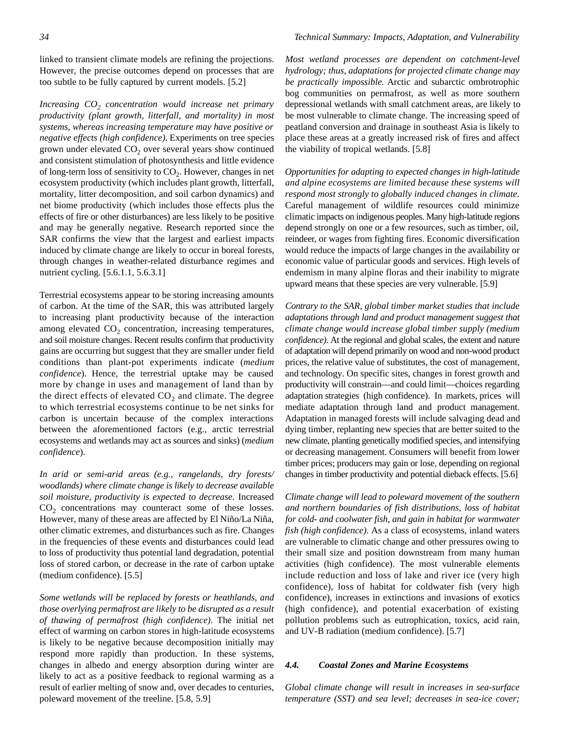linked to transient climate models are refining the projections. However, the precise outcomes depend on processes that are too subtle to be fully captured by current models. [5.2]

*Increasing $CO_2$ concentration would increase net primary productivity (plant growth, litterfall, and mortality) in most systems, whereas increasing temperature may have positive or negative effects (high confidence).* Experiments on tree species grown under elevated $CO_2$ over several years show continued and consistent stimulation of photosynthesis and little evidence of long-term loss of sensitivity to $CO_2$. However, changes in net ecosystem productivity (which includes plant growth, litterfall, mortality, litter decomposition, and soil carbon dynamics) and net biome productivity (which includes those effects plus the effects of fire or other disturbances) are less likely to be positive and may be generally negative. Research reported since the SAR confirms the view that the largest and earliest impacts induced by climate change are likely to occur in boreal forests, through changes in weather-related disturbance regimes and nutrient cycling. [5.6.1.1, 5.6.3.1]

Terrestrial ecosystems appear to be storing increasing amounts of carbon. At the time of the SAR, this was attributed largely to increasing plant productivity because of the interaction among elevated $CO_2$ concentration, increasing temperatures, and soil moisture changes. Recent results confirm that productivity gains are occurring but suggest that they are smaller under field conditions than plant-pot experiments indicate (*medium confidence*). Hence, the terrestrial uptake may be caused more by change in uses and management of land than by the direct effects of elevated $CO_2$ and climate. The degree to which terrestrial ecosystems continue to be net sinks for carbon is uncertain because of the complex interactions between the aforementioned factors (e.g., arctic terrestrial ecosystems and wetlands may act as sources and sinks) (*medium confidence*).

*In arid or semi-arid areas (e.g., rangelands, dry forests/woodlands) where climate change is likely to decrease available soil moisture, productivity is expected to decrease.* Increased $CO_2$ concentrations may counteract some of these losses. However, many of these areas are affected by El Niño/La Niña, other climatic extremes, and disturbances such as fire. Changes in the frequencies of these events and disturbances could lead to loss of productivity thus potential land degradation, potential loss of stored carbon, or decrease in the rate of carbon uptake (medium confidence). [5.5]

*Some wetlands will be replaced by forests or heathlands, and those overlying permafrost are likely to be disrupted as a result of thawing of permafrost (high confidence).* The initial net effect of warming on carbon stores in high-latitude ecosystems is likely to be negative because decomposition initially may respond more rapidly than production. In these systems, changes in albedo and energy absorption during winter are likely to act as a positive feedback to regional warming as a result of earlier melting of snow and, over decades to centuries, poleward movement of the treeline. [5.8, 5.9]

*Most wetland processes are dependent on catchment-level hydrology; thus, adaptations for projected climate change may be practically impossible.* Arctic and subarctic ombrotrophic bog communities on permafrost, as well as more southern depressional wetlands with small catchment areas, are likely to be most vulnerable to climate change. The increasing speed of peatland conversion and drainage in southeast Asia is likely to place these areas at a greatly increased risk of fires and affect the viability of tropical wetlands. [5.8]

*Opportunities for adapting to expected changes in high-latitude and alpine ecosystems are limited because these systems will respond most strongly to globally induced changes in climate.* Careful management of wildlife resources could minimize climatic impacts on indigenous peoples. Many high-latitude regions depend strongly on one or a few resources, such as timber, oil, reindeer, or wages from fighting fires. Economic diversification would reduce the impacts of large changes in the availability or economic value of particular goods and services. High levels of endemism in many alpine floras and their inability to migrate upward means that these species are very vulnerable. [5.9]

*Contrary to the SAR, global timber market studies that include adaptations through land and product management suggest that climate change would increase global timber supply (medium confidence).* At the regional and global scales, the extent and nature of adaptation will depend primarily on wood and non-wood product prices, the relative value of substitutes, the cost of management, and technology. On specific sites, changes in forest growth and productivity will constrain—and could limit—choices regarding adaptation strategies (high confidence). In markets, prices will mediate adaptation through land and product management. Adaptation in managed forests will include salvaging dead and dying timber, replanting new species that are better suited to the new climate, planting genetically modified species, and intensifying or decreasing management. Consumers will benefit from lower timber prices; producers may gain or lose, depending on regional changes in timber productivity and potential dieback effects. [5.6]

*Climate change will lead to poleward movement of the southern and northern boundaries of fish distributions, loss of habitat for cold- and coolwater fish, and gain in habitat for warmwater fish (high confidence).* As a class of ecosystems, inland waters are vulnerable to climatic change and other pressures owing to their small size and position downstream from many human activities (high confidence). The most vulnerable elements include reduction and loss of lake and river ice (very high confidence), loss of habitat for coldwater fish (very high confidence), increases in extinctions and invasions of exotics (high confidence), and potential exacerbation of existing pollution problems such as eutrophication, toxics, acid rain, and UV-B radiation (medium confidence). [5.7]

### *4.4. Coastal Zones and Marine Ecosystems*

*Global climate change will result in increases in sea-surface temperature (SST) and sea level; decreases in sea-ice cover;*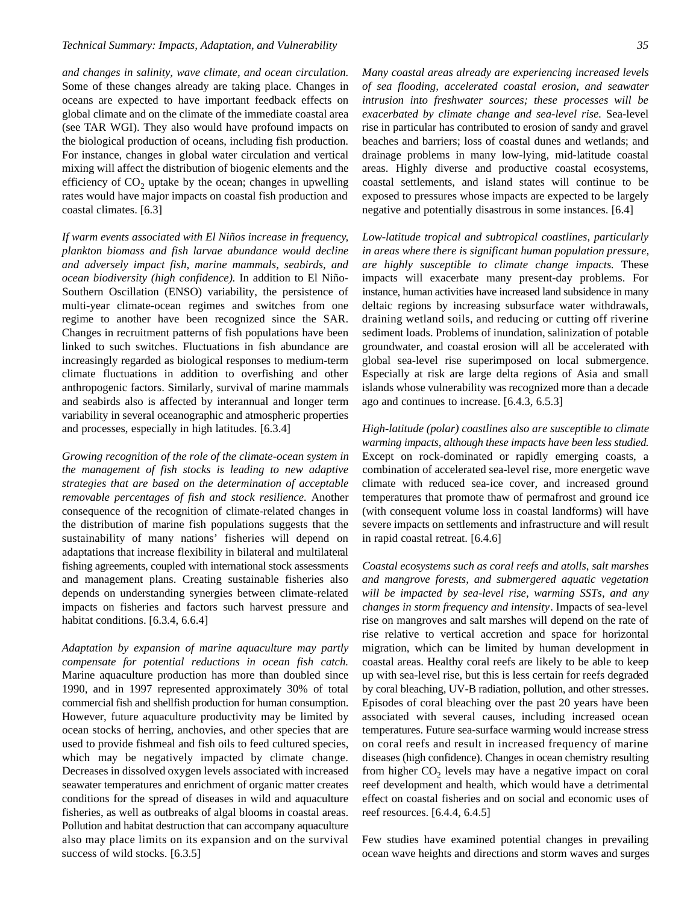*and changes in salinity, wave climate, and ocean circulation.* Some of these changes already are taking place. Changes in oceans are expected to have important feedback effects on global climate and on the climate of the immediate coastal area (see TAR WGI). They also would have profound impacts on the biological production of oceans, including fish production. For instance, changes in global water circulation and vertical mixing will affect the distribution of biogenic elements and the efficiency of $CO_2$ uptake by the ocean; changes in upwelling rates would have major impacts on coastal fish production and coastal climates. [6.3]

*If warm events associated with El Niños increase in frequency, plankton biomass and fish larvae abundance would decline and adversely impact fish, marine mammals, seabirds, and ocean biodiversity (high confidence).* In addition to El Niño-Southern Oscillation (ENSO) variability, the persistence of multi-year climate-ocean regimes and switches from one regime to another have been recognized since the SAR. Changes in recruitment patterns of fish populations have been linked to such switches. Fluctuations in fish abundance are increasingly regarded as biological responses to medium-term climate fluctuations in addition to overfishing and other anthropogenic factors. Similarly, survival of marine mammals and seabirds also is affected by interannual and longer term variability in several oceanographic and atmospheric properties and processes, especially in high latitudes. [6.3.4]

*Growing recognition of the role of the climate-ocean system in the management of fish stocks is leading to new adaptive strategies that are based on the determination of acceptable removable percentages of fish and stock resilience.* Another consequence of the recognition of climate-related changes in the distribution of marine fish populations suggests that the sustainability of many nations' fisheries will depend on adaptations that increase flexibility in bilateral and multilateral fishing agreements, coupled with international stock assessments and management plans. Creating sustainable fisheries also depends on understanding synergies between climate-related impacts on fisheries and factors such harvest pressure and habitat conditions. [6.3.4, 6.6.4]

*Adaptation by expansion of marine aquaculture may partly compensate for potential reductions in ocean fish catch.* Marine aquaculture production has more than doubled since 1990, and in 1997 represented approximately 30% of total commercial fish and shellfish production for human consumption. However, future aquaculture productivity may be limited by ocean stocks of herring, anchovies, and other species that are used to provide fishmeal and fish oils to feed cultured species, which may be negatively impacted by climate change. Decreases in dissolved oxygen levels associated with increased seawater temperatures and enrichment of organic matter creates conditions for the spread of diseases in wild and aquaculture fisheries, as well as outbreaks of algal blooms in coastal areas. Pollution and habitat destruction that can accompany aquaculture also may place limits on its expansion and on the survival success of wild stocks. [6.3.5]

*Many coastal areas already are experiencing increased levels of sea flooding, accelerated coastal erosion, and seawater intrusion into freshwater sources; these processes will be exacerbated by climate change and sea-level rise.* Sea-level rise in particular has contributed to erosion of sandy and gravel beaches and barriers; loss of coastal dunes and wetlands; and drainage problems in many low-lying, mid-latitude coastal areas. Highly diverse and productive coastal ecosystems, coastal settlements, and island states will continue to be exposed to pressures whose impacts are expected to be largely negative and potentially disastrous in some instances. [6.4]

*Low-latitude tropical and subtropical coastlines, particularly in areas where there is significant human population pressure, are highly susceptible to climate change impacts.* These impacts will exacerbate many present-day problems. For instance, human activities have increased land subsidence in many deltaic regions by increasing subsurface water withdrawals, draining wetland soils, and reducing or cutting off riverine sediment loads. Problems of inundation, salinization of potable groundwater, and coastal erosion will all be accelerated with global sea-level rise superimposed on local submergence. Especially at risk are large delta regions of Asia and small islands whose vulnerability was recognized more than a decade ago and continues to increase. [6.4.3, 6.5.3]

*High-latitude (polar) coastlines also are susceptible to climate warming impacts, although these impacts have been less studied.* Except on rock-dominated or rapidly emerging coasts, a combination of accelerated sea-level rise, more energetic wave climate with reduced sea-ice cover, and increased ground temperatures that promote thaw of permafrost and ground ice (with consequent volume loss in coastal landforms) will have severe impacts on settlements and infrastructure and will result in rapid coastal retreat. [6.4.6]

*Coastal ecosystems such as coral reefs and atolls, salt marshes and mangrove forests, and submergered aquatic vegetation will be impacted by sea-level rise, warming SSTs, and any changes in storm frequency and intensity*. Impacts of sea-level rise on mangroves and salt marshes will depend on the rate of rise relative to vertical accretion and space for horizontal migration, which can be limited by human development in coastal areas. Healthy coral reefs are likely to be able to keep up with sea-level rise, but this is less certain for reefs degraded by coral bleaching, UV-B radiation, pollution, and other stresses. Episodes of coral bleaching over the past 20 years have been associated with several causes, including increased ocean temperatures. Future sea-surface warming would increase stress on coral reefs and result in increased frequency of marine diseases (high confidence). Changes in ocean chemistry resulting from higher $CO_2$ levels may have a negative impact on coral reef development and health, which would have a detrimental effect on coastal fisheries and on social and economic uses of reef resources. [6.4.4, 6.4.5]

Few studies have examined potential changes in prevailing ocean wave heights and directions and storm waves and surges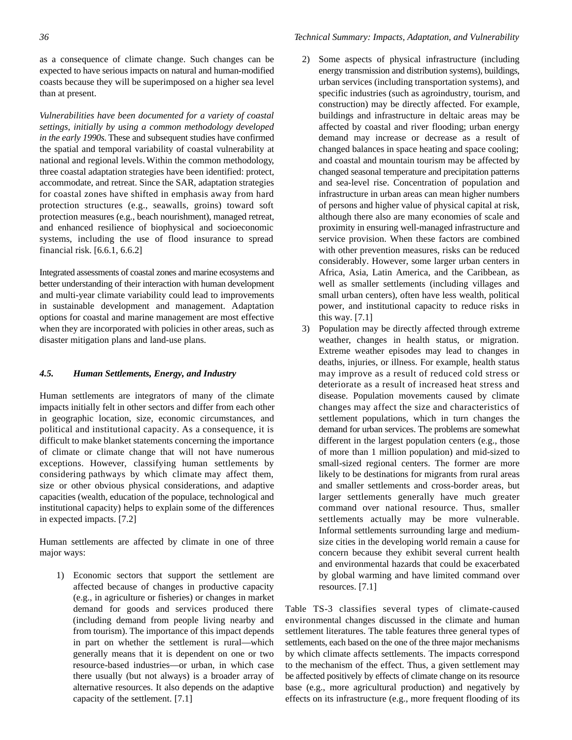as a consequence of climate change. Such changes can be expected to have serious impacts on natural and human-modified coasts because they will be superimposed on a higher sea level than at present.

*Vulnerabilities have been documented for a variety of coastal settings, initially by using a common methodology developed in the early 1990s.* These and subsequent studies have confirmed the spatial and temporal variability of coastal vulnerability at national and regional levels. Within the common methodology, three coastal adaptation strategies have been identified: protect, accommodate, and retreat. Since the SAR, adaptation strategies for coastal zones have shifted in emphasis away from hard protection structures (e.g., seawalls, groins) toward soft protection measures (e.g., beach nourishment), managed retreat, and enhanced resilience of biophysical and socioeconomic systems, including the use of flood insurance to spread financial risk. [6.6.1, 6.6.2]

Integrated assessments of coastal zones and marine ecosystems and better understanding of their interaction with human development and multi-year climate variability could lead to improvements in sustainable development and management. Adaptation options for coastal and marine management are most effective when they are incorporated with policies in other areas, such as disaster mitigation plans and land-use plans.

### *4.5. Human Settlements, Energy, and Industry*

Human settlements are integrators of many of the climate impacts initially felt in other sectors and differ from each other in geographic location, size, economic circumstances, and political and institutional capacity. As a consequence, it is difficult to make blanket statements concerning the importance of climate or climate change that will not have numerous exceptions. However, classifying human settlements by considering pathways by which climate may affect them, size or other obvious physical considerations, and adaptive capacities (wealth, education of the populace, technological and institutional capacity) helps to explain some of the differences in expected impacts. [7.2]

Human settlements are affected by climate in one of three major ways:

1) Economic sectors that support the settlement are affected because of changes in productive capacity (e.g., in agriculture or fisheries) or changes in market demand for goods and services produced there (including demand from people living nearby and from tourism). The importance of this impact depends in part on whether the settlement is rural—which generally means that it is dependent on one or two resource-based industries—or urban, in which case there usually (but not always) is a broader array of alternative resources. It also depends on the adaptive capacity of the settlement. [7.1]
2) Some aspects of physical infrastructure (including energy transmission and distribution systems), buildings, urban services (including transportation systems), and specific industries (such as agroindustry, tourism, and construction) may be directly affected. For example, buildings and infrastructure in deltaic areas may be affected by coastal and river flooding; urban energy demand may increase or decrease as a result of changed balances in space heating and space cooling; and coastal and mountain tourism may be affected by changed seasonal temperature and precipitation patterns and sea-level rise. Concentration of population and infrastructure in urban areas can mean higher numbers of persons and higher value of physical capital at risk, although there also are many economies of scale and proximity in ensuring well-managed infrastructure and service provision. When these factors are combined with other prevention measures, risks can be reduced considerably. However, some larger urban centers in Africa, Asia, Latin America, and the Caribbean, as well as smaller settlements (including villages and small urban centers), often have less wealth, political power, and institutional capacity to reduce risks in this way. [7.1]
3) Population may be directly affected through extreme weather, changes in health status, or migration. Extreme weather episodes may lead to changes in deaths, injuries, or illness. For example, health status may improve as a result of reduced cold stress or deteriorate as a result of increased heat stress and disease. Population movements caused by climate changes may affect the size and characteristics of settlement populations, which in turn changes the demand for urban services. The problems are somewhat different in the largest population centers (e.g., those of more than 1 million population) and mid-sized to small-sized regional centers. The former are more likely to be destinations for migrants from rural areas and smaller settlements and cross-border areas, but larger settlements generally have much greater command over national resource. Thus, smaller settlements actually may be more vulnerable. Informal settlements surrounding large and medium-size cities in the developing world remain a cause for concern because they exhibit several current health and environmental hazards that could be exacerbated by global warming and have limited command over resources. [7.1]

Table TS-3 classifies several types of climate-caused environmental changes discussed in the climate and human settlement literatures. The table features three general types of settlements, each based on the one of the three major mechanisms by which climate affects settlements. The impacts correspond to the mechanism of the effect. Thus, a given settlement may be affected positively by effects of climate change on its resource base (e.g., more agricultural production) and negatively by effects on its infrastructure (e.g., more frequent flooding of its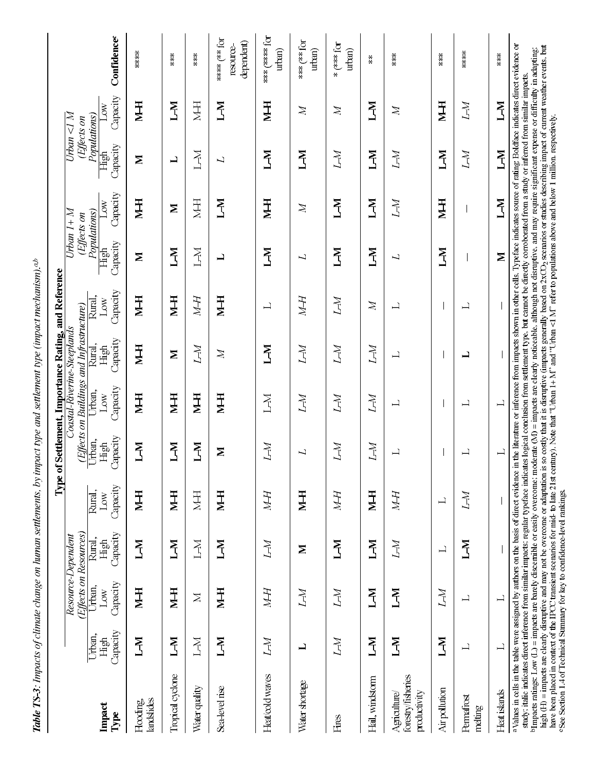*Table TS-3: Impacts of climate change on human settlements, by impact type and settlement type (impact mechanism).[a,b]*

| Impact Type | Type of Settlement, Importance Rating, and Reference | | | | | | | | | | | | | |
|---|---|---|---|---|---|---|---|---|---|---|---|---|---|---|
| | *Resource-Dependent (Effects on Resources)* | | | | *Coastal-Riverine-Steeplands (Effects on Buildings and Infrastructure)* | | | | *Urban 1+ M (Effects on Populations)* | | *Urban <1 M (Effects on Populations)* | | | Confidence[c] |
| | Urban, High Capacity | Urban, Low Capacity | Rural, High Capacity | Rural, Low Capacity | Urban, High Capacity | Urban, Low Capacity | Rural, High Capacity | Rural, Low Capacity | High Capacity | Low Capacity | High Capacity | Low Capacity | | |
| Flooding, landslides | **L–M** | **M–H** | **L–M** | **M–H** | **L–M** | **M–H** | **M–H** | **M–H** | **M** | **M–H** | **M** | **M–H** | | **** |
| Tropical cyclone | **L–M** | **M–H** | **L–M** | **M–H** | **L–M** | **M–H** | **M** | **M–H** | **L–M** | **M** | **L** | **L–M** | | *** |
| Water quality | L–M | M | L–M | M–H | **L–M** | **M–H** | *L–M* | *M–H* | L–M | M–H | L–M | M–H | | *** |
| Sea-level rise | **L–M** | **M–H** | **L–M** | **M–H** | **M** | **M–H** | *M* | **M–H** | **L** | **L–M** | *L* | **L–M** | | **** (** for resource-dependent) |
| Heat/cold waves | *L–M* | *M–H* | *L–M* | *M–H* | *L–M* | L–M | **L–M** | L | **L–M** | **M–H** | **L–M** | **M–H** | | *** (**** for urban) |
| Water shortage | **L** | *L–M* | **M** | **M–H** | *L* | *L–M* | *L–M* | *M–H* | *L* | *M* | **L–M** | *M* | | *** (** for urban) |
| Fires | *L–M* | *L–M* | **L–M** | *M–H* | *L–M* | *L–M* | *L–M* | *L–M* | **L–M** | **L–M** | *L–M* | *M* | | * (*** for urban) |
| Hail, windstorm | **L–M** | **L–M** | **L–M** | **M–H** | *L–M* | *L–M* | *L–M* | *M* | **L–M** | **L–M** | **L–M** | **L–M** | | ** |
| Agriculture/forestry/fisheries productivity | **L–M** | **L–M** | *L–M* | *M–H* | L | L | L | L | *L* | *L–M* | *L–M* | *M* | | *** |
| Air pollution | **L–M** | *L–M* | L | L | — | — | — | — | **L–M** | **M–H** | **L–M** | **M–H** | | *** |
| Permafrost melting | L | L | **L–M** | *L–M* | L | L | **L** | L | — | — | *L–M* | *L–M* | | **** |
| Heat islands | L | L | — | — | L | L | — | — | **M** | **L–M** | **L–M** | **L–M** | | *** |

[a]Values in cells in the table were assigned by authors on the basis of direct evidence in the literature or inference from impacts shown in other cells. Typeface indicates source of rating. Boldface indicates direct evidence or study; italic indicates direct inference from similar impacts; regular typeface indicates logical conclusion from settlement type, but cannot be directly corroborated from a study or inferred from similar impacts.

[b]Impacts ratings: Low (L) = impacts are barely discernible or easily overcome; moderate (M) = impacts are clearly noticeable, although not disruptive, and may require significant expense or difficulty in adapting; high (H) = impacts are clearly disruptive and may not be overcome or adaptation is so costly that it is disruptive (impacts generally based on $2xCO_2$ scenarios or studies describing impact of current weather events, but have been placed in context of the IPCC transient scenarios for mid- to late 21st century). Note that "Urban 1+ M" and "Urban <1 M" refer to populations above and below 1 million, respectively.

[c]See Section 1.4 of Technical Summary for key to confidence-level rankings.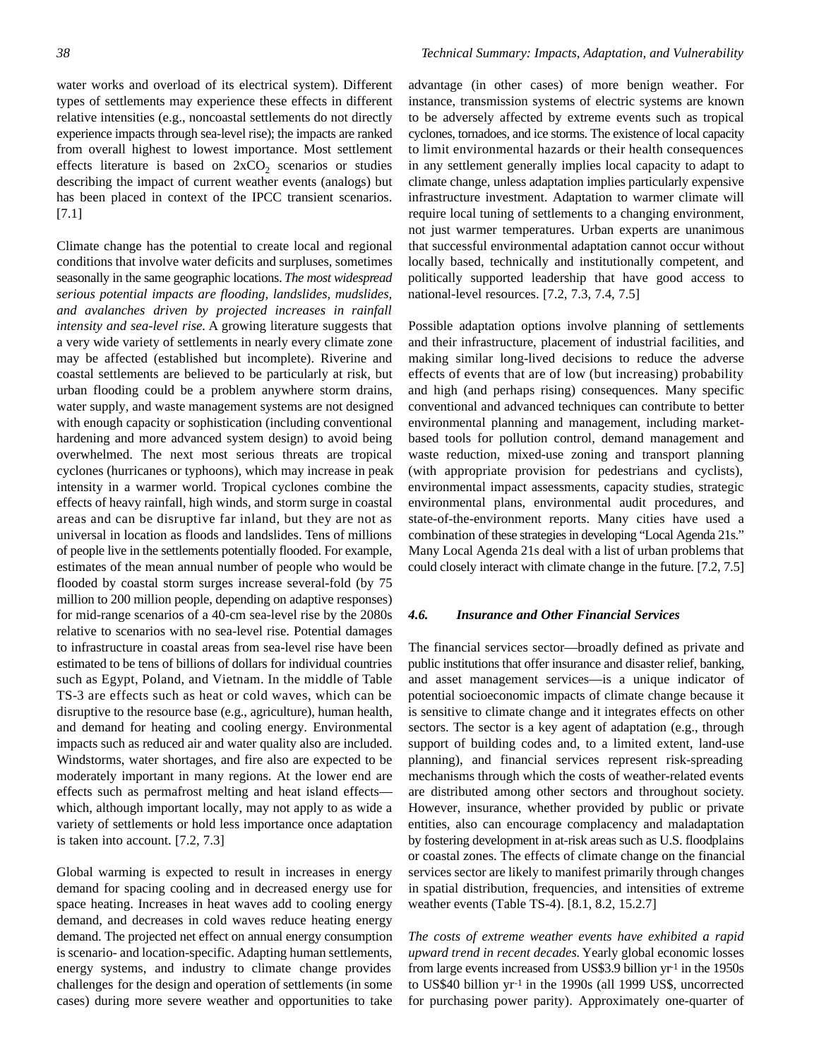water works and overload of its electrical system). Different types of settlements may experience these effects in different relative intensities (e.g., noncoastal settlements do not directly experience impacts through sea-level rise); the impacts are ranked from overall highest to lowest importance. Most settlement effects literature is based on $2xCO_2$ scenarios or studies describing the impact of current weather events (analogs) but has been placed in context of the IPCC transient scenarios. [7.1]

Climate change has the potential to create local and regional conditions that involve water deficits and surpluses, sometimes seasonally in the same geographic locations. *The most widespread serious potential impacts are flooding, landslides, mudslides, and avalanches driven by projected increases in rainfall intensity and sea-level rise.* A growing literature suggests that a very wide variety of settlements in nearly every climate zone may be affected (established but incomplete). Riverine and coastal settlements are believed to be particularly at risk, but urban flooding could be a problem anywhere storm drains, water supply, and waste management systems are not designed with enough capacity or sophistication (including conventional hardening and more advanced system design) to avoid being overwhelmed. The next most serious threats are tropical cyclones (hurricanes or typhoons), which may increase in peak intensity in a warmer world. Tropical cyclones combine the effects of heavy rainfall, high winds, and storm surge in coastal areas and can be disruptive far inland, but they are not as universal in location as floods and landslides. Tens of millions of people live in the settlements potentially flooded. For example, estimates of the mean annual number of people who would be flooded by coastal storm surges increase several-fold (by 75 million to 200 million people, depending on adaptive responses) for mid-range scenarios of a 40-cm sea-level rise by the 2080s relative to scenarios with no sea-level rise. Potential damages to infrastructure in coastal areas from sea-level rise have been estimated to be tens of billions of dollars for individual countries such as Egypt, Poland, and Vietnam. In the middle of Table TS-3 are effects such as heat or cold waves, which can be disruptive to the resource base (e.g., agriculture), human health, and demand for heating and cooling energy. Environmental impacts such as reduced air and water quality also are included. Windstorms, water shortages, and fire also are expected to be moderately important in many regions. At the lower end are effects such as permafrost melting and heat island effects—which, although important locally, may not apply to as wide a variety of settlements or hold less importance once adaptation is taken into account. [7.2, 7.3]

Global warming is expected to result in increases in energy demand for spacing cooling and in decreased energy use for space heating. Increases in heat waves add to cooling energy demand, and decreases in cold waves reduce heating energy demand. The projected net effect on annual energy consumption is scenario- and location-specific. Adapting human settlements, energy systems, and industry to climate change provides challenges for the design and operation of settlements (in some cases) during more severe weather and opportunities to take advantage (in other cases) of more benign weather. For instance, transmission systems of electric systems are known to be adversely affected by extreme events such as tropical cyclones, tornadoes, and ice storms. The existence of local capacity to limit environmental hazards or their health consequences in any settlement generally implies local capacity to adapt to climate change, unless adaptation implies particularly expensive infrastructure investment. Adaptation to warmer climate will require local tuning of settlements to a changing environment, not just warmer temperatures. Urban experts are unanimous that successful environmental adaptation cannot occur without locally based, technically and institutionally competent, and politically supported leadership that have good access to national-level resources. [7.2, 7.3, 7.4, 7.5]

Possible adaptation options involve planning of settlements and their infrastructure, placement of industrial facilities, and making similar long-lived decisions to reduce the adverse effects of events that are of low (but increasing) probability and high (and perhaps rising) consequences. Many specific conventional and advanced techniques can contribute to better environmental planning and management, including market-based tools for pollution control, demand management and waste reduction, mixed-use zoning and transport planning (with appropriate provision for pedestrians and cyclists), environmental impact assessments, capacity studies, strategic environmental plans, environmental audit procedures, and state-of-the-environment reports. Many cities have used a combination of these strategies in developing "Local Agenda 21s." Many Local Agenda 21s deal with a list of urban problems that could closely interact with climate change in the future. [7.2, 7.5]

### 4.6. Insurance and Other Financial Services

The financial services sector—broadly defined as private and public institutions that offer insurance and disaster relief, banking, and asset management services—is a unique indicator of potential socioeconomic impacts of climate change because it is sensitive to climate change and it integrates effects on other sectors. The sector is a key agent of adaptation (e.g., through support of building codes and, to a limited extent, land-use planning), and financial services represent risk-spreading mechanisms through which the costs of weather-related events are distributed among other sectors and throughout society. However, insurance, whether provided by public or private entities, also can encourage complacency and maladaptation by fostering development in at-risk areas such as U.S. floodplains or coastal zones. The effects of climate change on the financial services sector are likely to manifest primarily through changes in spatial distribution, frequencies, and intensities of extreme weather events (Table TS-4). [8.1, 8.2, 15.2.7]

*The costs of extreme weather events have exhibited a rapid upward trend in recent decades.* Yearly global economic losses from large events increased from US\$3.9 billion $yr^{-1}$ in the 1950s to US\$40 billion $yr^{-1}$ in the 1990s (all 1999 US\$, uncorrected for purchasing power parity). Approximately one-quarter of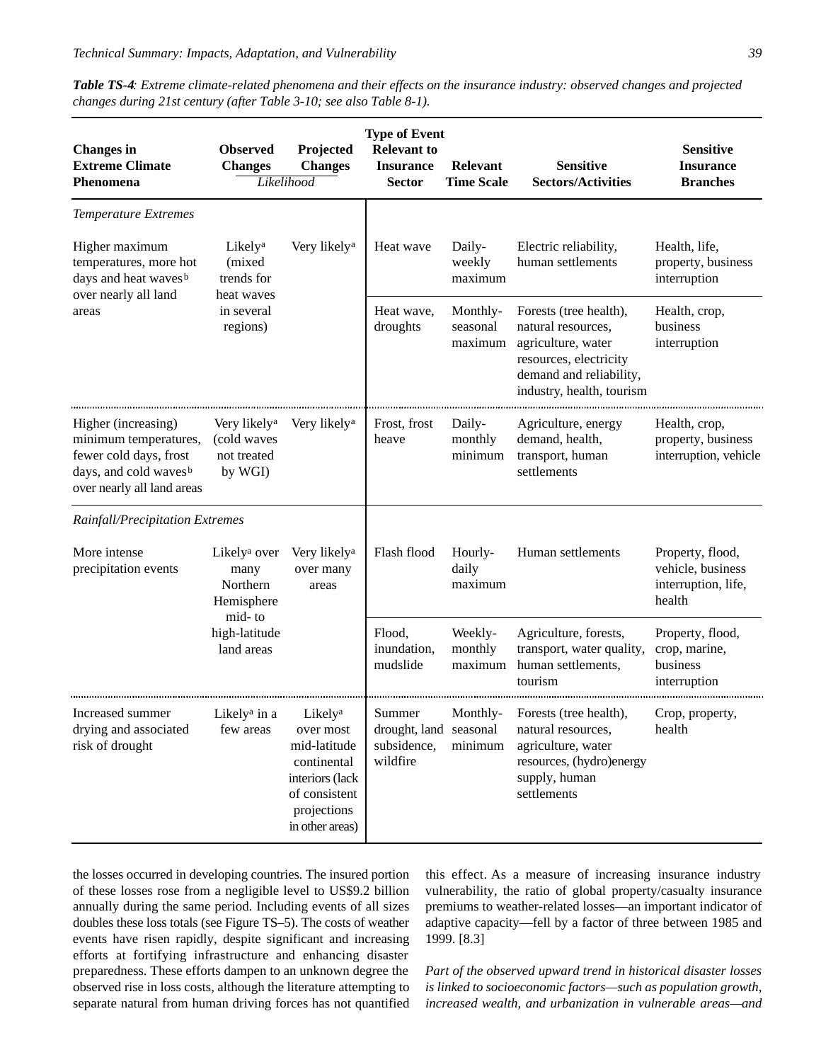***Table TS-4****: Extreme climate-related phenomena and their effects on the insurance industry: observed changes and projected changes during 21st century (after Table 3-10; see also Table 8-1).*

| Changes in Extreme Climate Phenomena | Observed Changes (Likelihood) | Projected Changes (Likelihood) | Type of Event Relevant to Insurance Sector | Relevant Time Scale | Sensitive Sectors/Activities | Sensitive Insurance Branches |
|---|---|---|---|---|---|---|
| *Temperature Extremes* | | | | | | |
| Higher maximum temperatures, more hot days and heat waves[b] over nearly all land areas | Likely[a] (mixed trends for heat waves in several regions) | Very likely[a] | Heat wave | Daily-weekly maximum | Electric reliability, human settlements | Health, life, property, business interruption |
| | | | Heat wave, droughts | Monthly-seasonal maximum | Forests (tree health), natural resources, agriculture, water resources, electricity demand and reliability, industry, health, tourism | Health, crop, business interruption |
| Higher (increasing) minimum temperatures, fewer cold days, frost days, and cold waves[b] over nearly all land areas | Very likely[a] (cold waves not treated by WGI) | Very likely[a] | Frost, frost heave | Daily-monthly minimum | Agriculture, energy demand, health, transport, human settlements | Health, crop, property, business interruption, vehicle |
| *Rainfall/Precipitation Extremes* | | | | | | |
| More intense precipitation events | Likely[a] over many Northern Hemisphere mid- to high-latitude land areas | Very likely[a] over many areas | Flash flood | Hourly-daily maximum | Human settlements | Property, flood, vehicle, business interruption, life, health |
| | | | Flood, inundation, mudslide | Weekly-monthly maximum | Agriculture, forests, transport, water quality, human settlements, tourism | Property, flood, crop, marine, business interruption |
| Increased summer drying and associated risk of drought | Likely[a] in a few areas | Likely[a] over most mid-latitude continental interiors (lack of consistent projections in other areas) | Summer drought, land subsidence, wildfire | Monthly-seasonal minimum | Forests (tree health), natural resources, agriculture, water resources, (hydro)energy supply, human settlements | Crop, property, health |

the losses occurred in developing countries. The insured portion of these losses rose from a negligible level to US$9.2 billion annually during the same period. Including events of all sizes doubles these loss totals (see Figure TS–5). The costs of weather events have risen rapidly, despite significant and increasing efforts at fortifying infrastructure and enhancing disaster preparedness. These efforts dampen to an unknown degree the observed rise in loss costs, although the literature attempting to separate natural from human driving forces has not quantified this effect. As a measure of increasing insurance industry vulnerability, the ratio of global property/casualty insurance premiums to weather-related losses—an important indicator of adaptive capacity—fell by a factor of three between 1985 and 1999. [8.3]

*Part of the observed upward trend in historical disaster losses is linked to socioeconomic factors—such as population growth, increased wealth, and urbanization in vulnerable areas—and*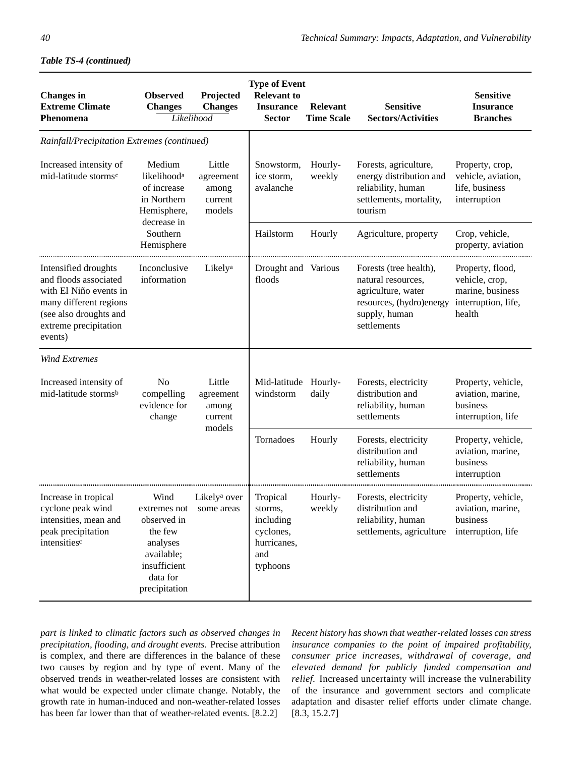*Table TS-4 (continued)*

| Changes in Extreme Climate Phenomena | Observed Changes (Likelihood) | Projected Changes (Likelihood) | Type of Event Relevant to Insurance Sector | Relevant Time Scale | Sensitive Sectors/Activities | Sensitive Insurance Branches |
|---|---|---|---|---|---|---|
| *Rainfall/Precipitation Extremes (continued)* | | | | | | |
| Increased intensity of mid-latitude storms[c] | Medium likelihood[a] of increase in Northern Hemisphere, decrease in Southern Hemisphere | Little agreement among current models | Snowstorm, ice storm, avalanche | Hourly-weekly | Forests, agriculture, energy distribution and reliability, human settlements, mortality, tourism | Property, crop, vehicle, aviation, life, business interruption |
| | | | Hailstorm | Hourly | Agriculture, property | Crop, vehicle, property, aviation |
| Intensified droughts and floods associated with El Niño events in many different regions (see also droughts and extreme precipitation events) | Inconclusive information | Likely[a] | Drought and floods | Various | Forests (tree health), natural resources, agriculture, water resources, (hydro)energy supply, human settlements | Property, flood, vehicle, crop, marine, business interruption, life, health |
| *Wind Extremes* | | | | | | |
| Increased intensity of mid-latitude storms[b] | No compelling evidence for change | Little agreement among current models | Mid-latitude windstorm | Hourly-daily | Forests, electricity distribution and reliability, human settlements | Property, vehicle, aviation, marine, business interruption, life |
| | | | Tornadoes | Hourly | Forests, electricity distribution and reliability, human settlements | Property, vehicle, aviation, marine, business interruption |
| Increase in tropical cyclone peak wind intensities, mean and peak precipitation intensities[c] | Wind extremes not observed in the few analyses available; insufficient data for precipitation | Likely[a] over some areas | Tropical storms, including cyclones, hurricanes, and typhoons | Hourly-weekly | Forests, electricity distribution and reliability, human settlements, agriculture | Property, vehicle, aviation, marine, business interruption, life |

*part is linked to climatic factors such as observed changes in precipitation, flooding, and drought events.* Precise attribution is complex, and there are differences in the balance of these two causes by region and by type of event. Many of the observed trends in weather-related losses are consistent with what would be expected under climate change. Notably, the growth rate in human-induced and non-weather-related losses has been far lower than that of weather-related events. [8.2.2]

*Recent history has shown that weather-related losses can stress insurance companies to the point of impaired profitability, consumer price increases, withdrawal of coverage, and elevated demand for publicly funded compensation and relief.* Increased uncertainty will increase the vulnerability of the insurance and government sectors and complicate adaptation and disaster relief efforts under climate change. [8.3, 15.2.7]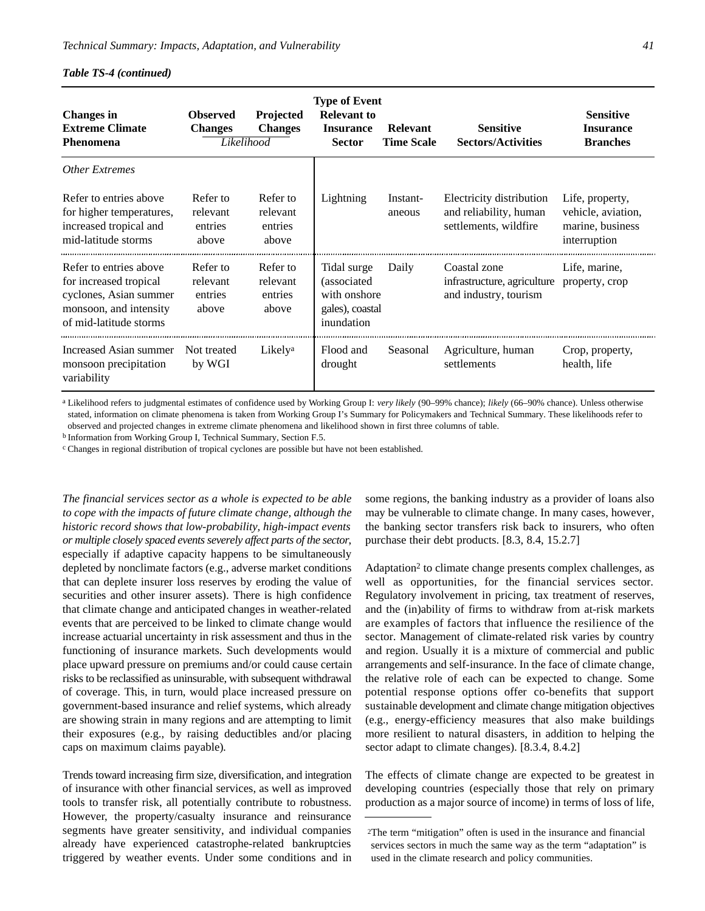*Table TS-4 (continued)*

| Changes in Extreme Climate Phenomena | Observed Changes (Likelihood) | Projected Changes (Likelihood) | Type of Event Relevant to Insurance Sector | Relevant Time Scale | Sensitive Sectors/Activities | Sensitive Insurance Branches |
|---|---|---|---|---|---|---|
| *Other Extremes* | | | | | | |
| Refer to entries above for higher temperatures, increased tropical and mid-latitude storms | Refer to relevant entries above | Refer to relevant entries above | Lightning | Instant-aneous | Electricity distribution and reliability, human settlements, wildfire | Life, property, vehicle, aviation, marine, business interruption |
| Refer to entries above for increased tropical cyclones, Asian summer monsoon, and intensity of mid-latitude storms | Refer to relevant entries above | Refer to relevant entries above | Tidal surge (associated with onshore gales), coastal inundation | Daily | Coastal zone infrastructure, agriculture and industry, tourism | Life, marine, property, crop |
| Increased Asian summer monsoon precipitation variability | Not treated by WGI | Likely[a] | Flood and drought | Seasonal | Agriculture, human settlements | Crop, property, health, life |

[a] Likelihood refers to judgmental estimates of confidence used by Working Group I: *very likely* (90–99% chance); *likely* (66–90% chance). Unless otherwise stated, information on climate phenomena is taken from Working Group I's Summary for Policymakers and Technical Summary. These likelihoods refer to observed and projected changes in extreme climate phenomena and likelihood shown in first three columns of table.

[b] Information from Working Group I, Technical Summary, Section F.5.

[c] Changes in regional distribution of tropical cyclones are possible but have not been established.

*The financial services sector as a whole is expected to be able to cope with the impacts of future climate change, although the historic record shows that low-probability, high-impact events or multiple closely spaced events severely affect parts of the sector,* especially if adaptive capacity happens to be simultaneously depleted by nonclimate factors (e.g., adverse market conditions that can deplete insurer loss reserves by eroding the value of securities and other insurer assets). There is high confidence that climate change and anticipated changes in weather-related events that are perceived to be linked to climate change would increase actuarial uncertainty in risk assessment and thus in the functioning of insurance markets. Such developments would place upward pressure on premiums and/or could cause certain risks to be reclassified as uninsurable, with subsequent withdrawal of coverage. This, in turn, would place increased pressure on government-based insurance and relief systems, which already are showing strain in many regions and are attempting to limit their exposures (e.g., by raising deductibles and/or placing caps on maximum claims payable).

Trends toward increasing firm size, diversification, and integration of insurance with other financial services, as well as improved tools to transfer risk, all potentially contribute to robustness. However, the property/casualty insurance and reinsurance segments have greater sensitivity, and individual companies already have experienced catastrophe-related bankruptcies triggered by weather events. Under some conditions and in some regions, the banking industry as a provider of loans also may be vulnerable to climate change. In many cases, however, the banking sector transfers risk back to insurers, who often purchase their debt products. [8.3, 8.4, 15.2.7]

Adaptation[2] to climate change presents complex challenges, as well as opportunities, for the financial services sector. Regulatory involvement in pricing, tax treatment of reserves, and the (in)ability of firms to withdraw from at-risk markets are examples of factors that influence the resilience of the sector. Management of climate-related risk varies by country and region. Usually it is a mixture of commercial and public arrangements and self-insurance. In the face of climate change, the relative role of each can be expected to change. Some potential response options offer co-benefits that support sustainable development and climate change mitigation objectives (e.g., energy-efficiency measures that also make buildings more resilient to natural disasters, in addition to helping the sector adapt to climate changes). [8.3.4, 8.4.2]

The effects of climate change are expected to be greatest in developing countries (especially those that rely on primary production as a major source of income) in terms of loss of life,

[2] The term "mitigation" often is used in the insurance and financial services sectors in much the same way as the term "adaptation" is used in the climate research and policy communities.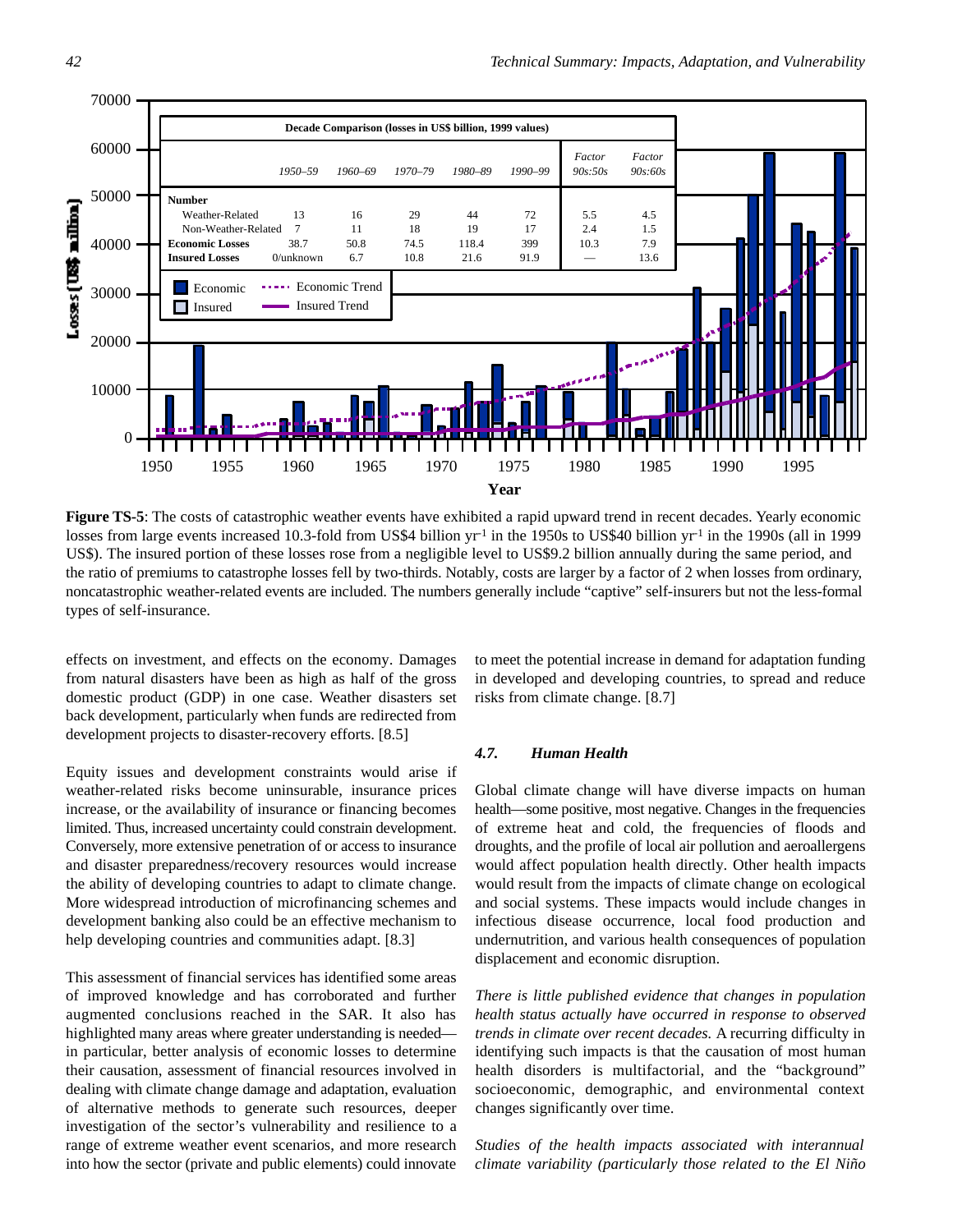| Decade Comparison (losses in US$ billion, 1999 values) | | | | | | | |
|---|---|---|---|---|---|---|---|
| | 1950–59 | 1960–69 | 1970–79 | 1980–89 | 1990–99 | Factor 90s:50s | Factor 90s:60s |
| **Number** | | | | | | | |
| Weather-Related | 13 | 16 | 29 | 44 | 72 | 5.5 | 4.5 |
| Non-Weather-Related | 7 | 11 | 18 | 19 | 17 | 2.4 | 1.5 |
| **Economic Losses** | 38.7 | 50.8 | 74.5 | 118.4 | 399 | 10.3 | 7.9 |
| **Insured Losses** | 0/unknown | 6.7 | 10.8 | 21.6 | 91.9 | — | 13.6 |

**Figure TS-5**: The costs of catastrophic weather events have exhibited a rapid upward trend in recent decades. Yearly economic losses from large events increased 10.3-fold from US$4 billion $yr^{-1}$ in the 1950s to US$40 billion $yr^{-1}$ in the 1990s (all in 1999 US$). The insured portion of these losses rose from a negligible level to US$9.2 billion annually during the same period, and the ratio of premiums to catastrophe losses fell by two-thirds. Notably, costs are larger by a factor of 2 when losses from ordinary, noncatastrophic weather-related events are included. The numbers generally include "captive" self-insurers but not the less-formal types of self-insurance.

effects on investment, and effects on the economy. Damages from natural disasters have been as high as half of the gross domestic product (GDP) in one case. Weather disasters set back development, particularly when funds are redirected from development projects to disaster-recovery efforts. [8.5]

Equity issues and development constraints would arise if weather-related risks become uninsurable, insurance prices increase, or the availability of insurance or financing becomes limited. Thus, increased uncertainty could constrain development. Conversely, more extensive penetration of or access to insurance and disaster preparedness/recovery resources would increase the ability of developing countries to adapt to climate change. More widespread introduction of microfinancing schemes and development banking also could be an effective mechanism to help developing countries and communities adapt. [8.3]

This assessment of financial services has identified some areas of improved knowledge and has corroborated and further augmented conclusions reached in the SAR. It also has highlighted many areas where greater understanding is needed—in particular, better analysis of economic losses to determine their causation, assessment of financial resources involved in dealing with climate change damage and adaptation, evaluation of alternative methods to generate such resources, deeper investigation of the sector's vulnerability and resilience to a range of extreme weather event scenarios, and more research into how the sector (private and public elements) could innovate to meet the potential increase in demand for adaptation funding in developed and developing countries, to spread and reduce risks from climate change. [8.7]

### *4.7. Human Health*

Global climate change will have diverse impacts on human health—some positive, most negative. Changes in the frequencies of extreme heat and cold, the frequencies of floods and droughts, and the profile of local air pollution and aeroallergens would affect population health directly. Other health impacts would result from the impacts of climate change on ecological and social systems. These impacts would include changes in infectious disease occurrence, local food production and undernutrition, and various health consequences of population displacement and economic disruption.

*There is little published evidence that changes in population health status actually have occurred in response to observed trends in climate over recent decades.* A recurring difficulty in identifying such impacts is that the causation of most human health disorders is multifactorial, and the "background" socioeconomic, demographic, and environmental context changes significantly over time.

*Studies of the health impacts associated with interannual climate variability (particularly those related to the El Niño*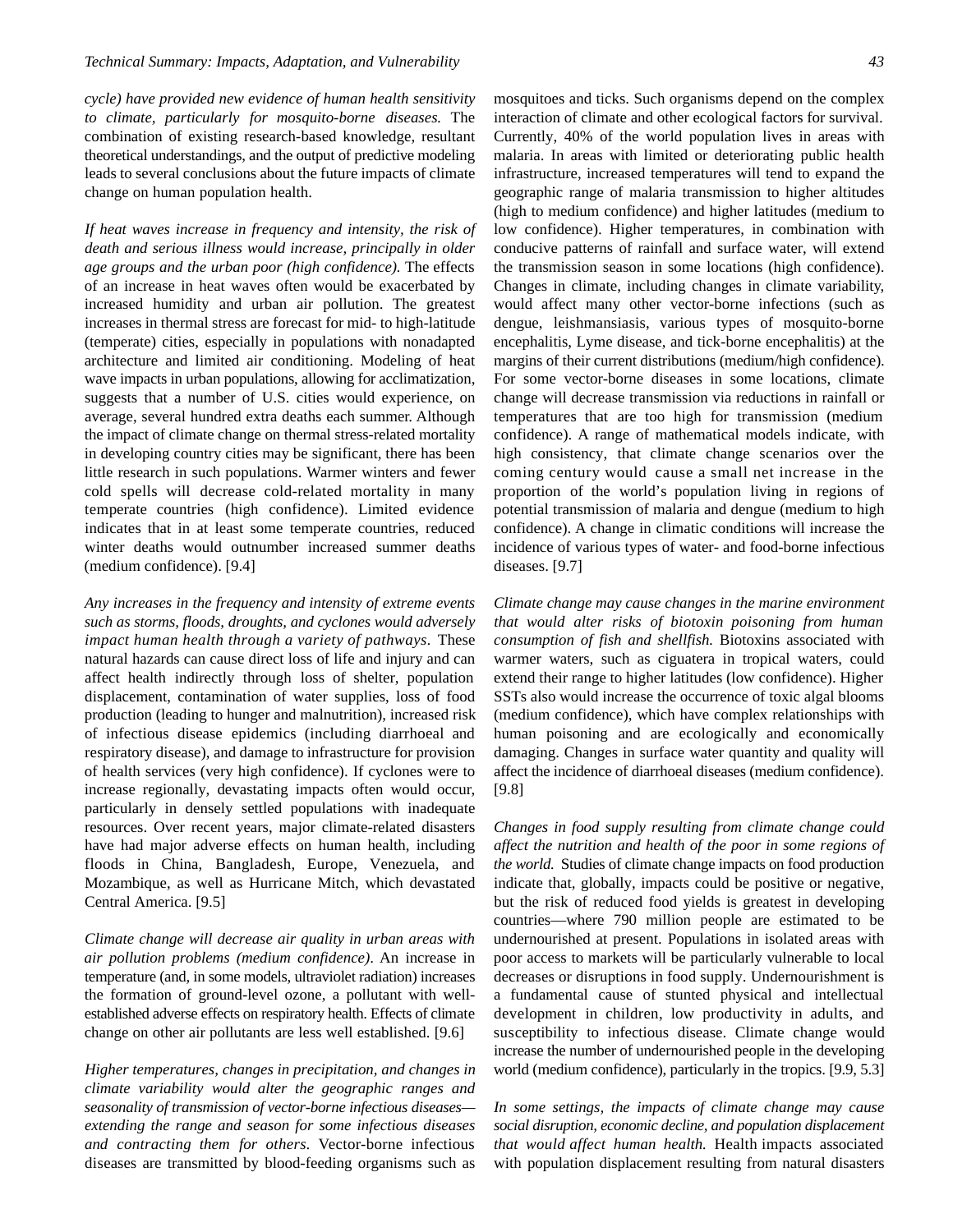*cycle) have provided new evidence of human health sensitivity to climate, particularly for mosquito-borne diseases.* The combination of existing research-based knowledge, resultant theoretical understandings, and the output of predictive modeling leads to several conclusions about the future impacts of climate change on human population health.

*If heat waves increase in frequency and intensity, the risk of death and serious illness would increase, principally in older age groups and the urban poor (high confidence).* The effects of an increase in heat waves often would be exacerbated by increased humidity and urban air pollution. The greatest increases in thermal stress are forecast for mid- to high-latitude (temperate) cities, especially in populations with nonadapted architecture and limited air conditioning. Modeling of heat wave impacts in urban populations, allowing for acclimatization, suggests that a number of U.S. cities would experience, on average, several hundred extra deaths each summer. Although the impact of climate change on thermal stress-related mortality in developing country cities may be significant, there has been little research in such populations. Warmer winters and fewer cold spells will decrease cold-related mortality in many temperate countries (high confidence). Limited evidence indicates that in at least some temperate countries, reduced winter deaths would outnumber increased summer deaths (medium confidence). [9.4]

*Any increases in the frequency and intensity of extreme events such as storms, floods, droughts, and cyclones would adversely impact human health through a variety of pathways.* These natural hazards can cause direct loss of life and injury and can affect health indirectly through loss of shelter, population displacement, contamination of water supplies, loss of food production (leading to hunger and malnutrition), increased risk of infectious disease epidemics (including diarrhoeal and respiratory disease), and damage to infrastructure for provision of health services (very high confidence). If cyclones were to increase regionally, devastating impacts often would occur, particularly in densely settled populations with inadequate resources. Over recent years, major climate-related disasters have had major adverse effects on human health, including floods in China, Bangladesh, Europe, Venezuela, and Mozambique, as well as Hurricane Mitch, which devastated Central America. [9.5]

*Climate change will decrease air quality in urban areas with air pollution problems (medium confidence).* An increase in temperature (and, in some models, ultraviolet radiation) increases the formation of ground-level ozone, a pollutant with well-established adverse effects on respiratory health. Effects of climate change on other air pollutants are less well established. [9.6]

*Higher temperatures, changes in precipitation, and changes in climate variability would alter the geographic ranges and seasonality of transmission of vector-borne infectious diseases—extending the range and season for some infectious diseases and contracting them for others.* Vector-borne infectious diseases are transmitted by blood-feeding organisms such as mosquitoes and ticks. Such organisms depend on the complex interaction of climate and other ecological factors for survival. Currently, 40% of the world population lives in areas with malaria. In areas with limited or deteriorating public health infrastructure, increased temperatures will tend to expand the geographic range of malaria transmission to higher altitudes (high to medium confidence) and higher latitudes (medium to low confidence). Higher temperatures, in combination with conducive patterns of rainfall and surface water, will extend the transmission season in some locations (high confidence). Changes in climate, including changes in climate variability, would affect many other vector-borne infections (such as dengue, leishmansiasis, various types of mosquito-borne encephalitis, Lyme disease, and tick-borne encephalitis) at the margins of their current distributions (medium/high confidence). For some vector-borne diseases in some locations, climate change will decrease transmission via reductions in rainfall or temperatures that are too high for transmission (medium confidence). A range of mathematical models indicate, with high consistency, that climate change scenarios over the coming century would cause a small net increase in the proportion of the world's population living in regions of potential transmission of malaria and dengue (medium to high confidence). A change in climatic conditions will increase the incidence of various types of water- and food-borne infectious diseases. [9.7]

*Climate change may cause changes in the marine environment that would alter risks of biotoxin poisoning from human consumption of fish and shellfish.* Biotoxins associated with warmer waters, such as ciguatera in tropical waters, could extend their range to higher latitudes (low confidence). Higher SSTs also would increase the occurrence of toxic algal blooms (medium confidence), which have complex relationships with human poisoning and are ecologically and economically damaging. Changes in surface water quantity and quality will affect the incidence of diarrhoeal diseases (medium confidence). [9.8]

*Changes in food supply resulting from climate change could affect the nutrition and health of the poor in some regions of the world.* Studies of climate change impacts on food production indicate that, globally, impacts could be positive or negative, but the risk of reduced food yields is greatest in developing countries—where 790 million people are estimated to be undernourished at present. Populations in isolated areas with poor access to markets will be particularly vulnerable to local decreases or disruptions in food supply. Undernourishment is a fundamental cause of stunted physical and intellectual development in children, low productivity in adults, and susceptibility to infectious disease. Climate change would increase the number of undernourished people in the developing world (medium confidence), particularly in the tropics. [9.9, 5.3]

*In some settings, the impacts of climate change may cause social disruption, economic decline, and population displacement that would affect human health.* Health impacts associated with population displacement resulting from natural disasters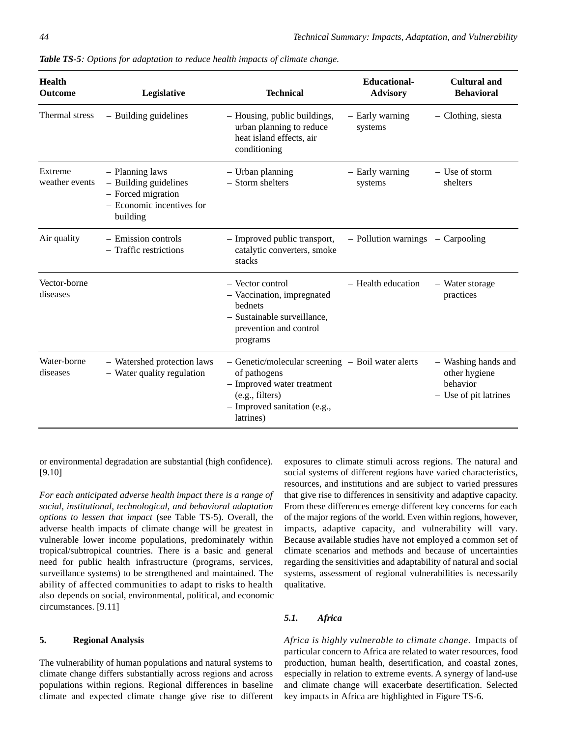*Table TS-5: Options for adaptation to reduce health impacts of climate change.*

| Health Outcome | Legislative | Technical | Educational-Advisory | Cultural and Behavioral |
|---|---|---|---|---|
| Thermal stress | – Building guidelines | – Housing, public buildings, urban planning to reduce heat island effects, air conditioning | – Early warning systems | – Clothing, siesta |
| Extreme weather events | – Planning laws<br>– Building guidelines<br>– Forced migration<br>– Economic incentives for building | – Urban planning<br>– Storm shelters | – Early warning systems | – Use of storm shelters |
| Air quality | – Emission controls<br>– Traffic restrictions | – Improved public transport, catalytic converters, smoke stacks | – Pollution warnings | – Carpooling |
| Vector-borne diseases | | – Vector control<br>– Vaccination, impregnated bednets<br>– Sustainable surveillance, prevention and control programs | – Health education | – Water storage practices |
| Water-borne diseases | – Watershed protection laws<br>– Water quality regulation | – Genetic/molecular screening of pathogens<br>– Improved water treatment (e.g., filters)<br>– Improved sanitation (e.g., latrines) | – Boil water alerts | – Washing hands and other hygiene behavior<br>– Use of pit latrines |

or environmental degradation are substantial (high confidence). [9.10]

*For each anticipated adverse health impact there is a range of social, institutional, technological, and behavioral adaptation options to lessen that impact* (see Table TS-5). Overall, the adverse health impacts of climate change will be greatest in vulnerable lower income populations, predominately within tropical/subtropical countries. There is a basic and general need for public health infrastructure (programs, services, surveillance systems) to be strengthened and maintained. The ability of affected communities to adapt to risks to health also depends on social, environmental, political, and economic circumstances. [9.11]

## 5. Regional Analysis

The vulnerability of human populations and natural systems to climate change differs substantially across regions and across populations within regions. Regional differences in baseline climate and expected climate change give rise to different exposures to climate stimuli across regions. The natural and social systems of different regions have varied characteristics, resources, and institutions and are subject to varied pressures that give rise to differences in sensitivity and adaptive capacity. From these differences emerge different key concerns for each of the major regions of the world. Even within regions, however, impacts, adaptive capacity, and vulnerability will vary. Because available studies have not employed a common set of climate scenarios and methods and because of uncertainties regarding the sensitivities and adaptability of natural and social systems, assessment of regional vulnerabilities is necessarily qualitative.

### *5.1. Africa*

*Africa is highly vulnerable to climate change.* Impacts of particular concern to Africa are related to water resources, food production, human health, desertification, and coastal zones, especially in relation to extreme events. A synergy of land-use and climate change will exacerbate desertification. Selected key impacts in Africa are highlighted in Figure TS-6.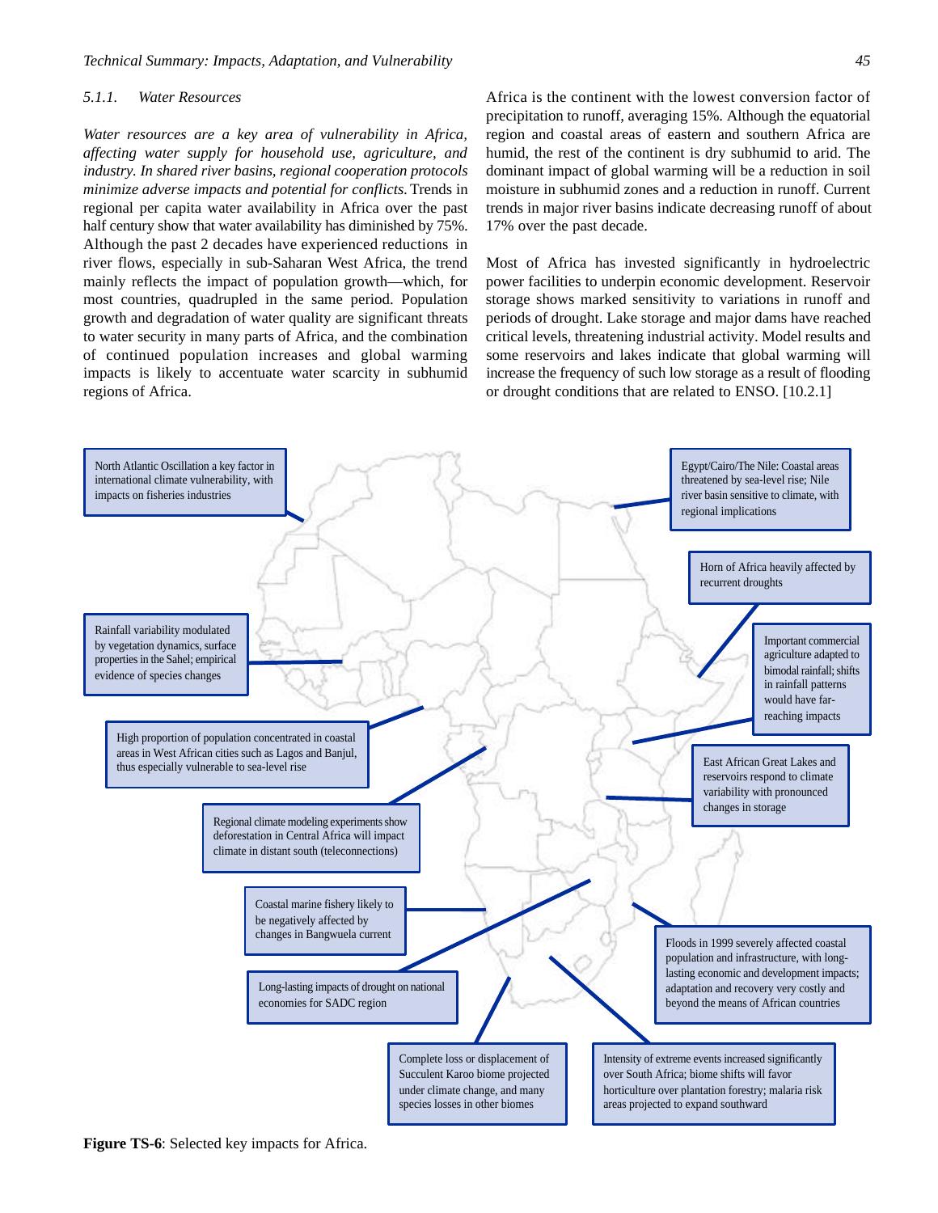#### 5.1.1. Water Resources

*Water resources are a key area of vulnerability in Africa, affecting water supply for household use, agriculture, and industry. In shared river basins, regional cooperation protocols minimize adverse impacts and potential for conflicts.* Trends in regional per capita water availability in Africa over the past half century show that water availability has diminished by 75%. Although the past 2 decades have experienced reductions in river flows, especially in sub-Saharan West Africa, the trend mainly reflects the impact of population growth—which, for most countries, quadrupled in the same period. Population growth and degradation of water quality are significant threats to water security in many parts of Africa, and the combination of continued population increases and global warming impacts is likely to accentuate water scarcity in subhumid regions of Africa.

Africa is the continent with the lowest conversion factor of precipitation to runoff, averaging 15%. Although the equatorial region and coastal areas of eastern and southern Africa are humid, the rest of the continent is dry subhumid to arid. The dominant impact of global warming will be a reduction in soil moisture in subhumid zones and a reduction in runoff. Current trends in major river basins indicate decreasing runoff of about 17% over the past decade.

Most of Africa has invested significantly in hydroelectric power facilities to underpin economic development. Reservoir storage shows marked sensitivity to variations in runoff and periods of drought. Lake storage and major dams have reached critical levels, threatening industrial activity. Model results and some reservoirs and lakes indicate that global warming will increase the frequency of such low storage as a result of flooding or drought conditions that are related to ENSO. [10.2.1]

North Atlantic Oscillation a key factor in international climate vulnerability, with impacts on fisheries industries

Egypt/Cairo/The Nile: Coastal areas threatened by sea-level rise; Nile river basin sensitive to climate, with regional implications

Horn of Africa heavily affected by recurrent droughts

Rainfall variability modulated by vegetation dynamics, surface properties in the Sahel; empirical evidence of species changes

Important commercial agriculture adapted to bimodal rainfall; shifts in rainfall patterns would have far-reaching impacts

High proportion of population concentrated in coastal areas in West African cities such as Lagos and Banjul, thus especially vulnerable to sea-level rise

East African Great Lakes and reservoirs respond to climate variability with pronounced changes in storage

Regional climate modeling experiments show deforestation in Central Africa will impact climate in distant south (teleconnections)

Coastal marine fishery likely to be negatively affected by changes in Bangwuela current

Floods in 1999 severely affected coastal population and infrastructure, with long-lasting economic and development impacts; adaptation and recovery very costly and beyond the means of African countries

Long-lasting impacts of drought on national economies for SADC region

Complete loss or displacement of Succulent Karoo biome projected under climate change, and many species losses in other biomes

Intensity of extreme events increased significantly over South Africa; biome shifts will favor horticulture over plantation forestry; malaria risk areas projected to expand southward

**Figure TS-6**: Selected key impacts for Africa.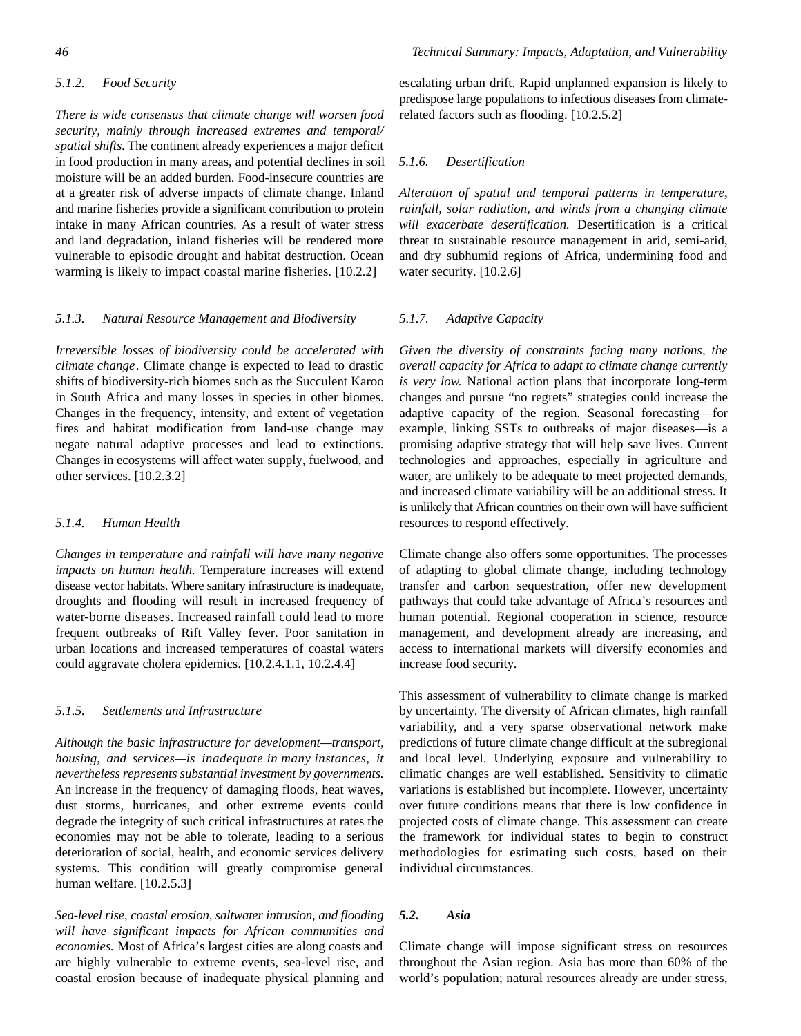### 5.1.2. Food Security

*There is wide consensus that climate change will worsen food security, mainly through increased extremes and temporal/ spatial shifts.* The continent already experiences a major deficit in food production in many areas, and potential declines in soil moisture will be an added burden. Food-insecure countries are at a greater risk of adverse impacts of climate change. Inland and marine fisheries provide a significant contribution to protein intake in many African countries. As a result of water stress and land degradation, inland fisheries will be rendered more vulnerable to episodic drought and habitat destruction. Ocean warming is likely to impact coastal marine fisheries. [10.2.2]

### 5.1.3. Natural Resource Management and Biodiversity

*Irreversible losses of biodiversity could be accelerated with climate change.* Climate change is expected to lead to drastic shifts of biodiversity-rich biomes such as the Succulent Karoo in South Africa and many losses in species in other biomes. Changes in the frequency, intensity, and extent of vegetation fires and habitat modification from land-use change may negate natural adaptive processes and lead to extinctions. Changes in ecosystems will affect water supply, fuelwood, and other services. [10.2.3.2]

### 5.1.4. Human Health

*Changes in temperature and rainfall will have many negative impacts on human health.* Temperature increases will extend disease vector habitats. Where sanitary infrastructure is inadequate, droughts and flooding will result in increased frequency of water-borne diseases. Increased rainfall could lead to more frequent outbreaks of Rift Valley fever. Poor sanitation in urban locations and increased temperatures of coastal waters could aggravate cholera epidemics. [10.2.4.1.1, 10.2.4.4]

### 5.1.5. Settlements and Infrastructure

*Although the basic infrastructure for development—transport, housing, and services—is inadequate in many instances, it nevertheless represents substantial investment by governments.* An increase in the frequency of damaging floods, heat waves, dust storms, hurricanes, and other extreme events could degrade the integrity of such critical infrastructures at rates the economies may not be able to tolerate, leading to a serious deterioration of social, health, and economic services delivery systems. This condition will greatly compromise general human welfare. [10.2.5.3]

*Sea-level rise, coastal erosion, saltwater intrusion, and flooding will have significant impacts for African communities and economies.* Most of Africa's largest cities are along coasts and are highly vulnerable to extreme events, sea-level rise, and coastal erosion because of inadequate physical planning and escalating urban drift. Rapid unplanned expansion is likely to predispose large populations to infectious diseases from climate-related factors such as flooding. [10.2.5.2]

### 5.1.6. Desertification

*Alteration of spatial and temporal patterns in temperature, rainfall, solar radiation, and winds from a changing climate will exacerbate desertification.* Desertification is a critical threat to sustainable resource management in arid, semi-arid, and dry subhumid regions of Africa, undermining food and water security. [10.2.6]

### 5.1.7. Adaptive Capacity

*Given the diversity of constraints facing many nations, the overall capacity for Africa to adapt to climate change currently is very low.* National action plans that incorporate long-term changes and pursue "no regrets" strategies could increase the adaptive capacity of the region. Seasonal forecasting—for example, linking SSTs to outbreaks of major diseases—is a promising adaptive strategy that will help save lives. Current technologies and approaches, especially in agriculture and water, are unlikely to be adequate to meet projected demands, and increased climate variability will be an additional stress. It is unlikely that African countries on their own will have sufficient resources to respond effectively.

Climate change also offers some opportunities. The processes of adapting to global climate change, including technology transfer and carbon sequestration, offer new development pathways that could take advantage of Africa's resources and human potential. Regional cooperation in science, resource management, and development already are increasing, and access to international markets will diversify economies and increase food security.

This assessment of vulnerability to climate change is marked by uncertainty. The diversity of African climates, high rainfall variability, and a very sparse observational network make predictions of future climate change difficult at the subregional and local level. Underlying exposure and vulnerability to climatic changes are well established. Sensitivity to climatic variations is established but incomplete. However, uncertainty over future conditions means that there is low confidence in projected costs of climate change. This assessment can create the framework for individual states to begin to construct methodologies for estimating such costs, based on their individual circumstances.

## 5.2. Asia

Climate change will impose significant stress on resources throughout the Asian region. Asia has more than 60% of the world's population; natural resources already are under stress,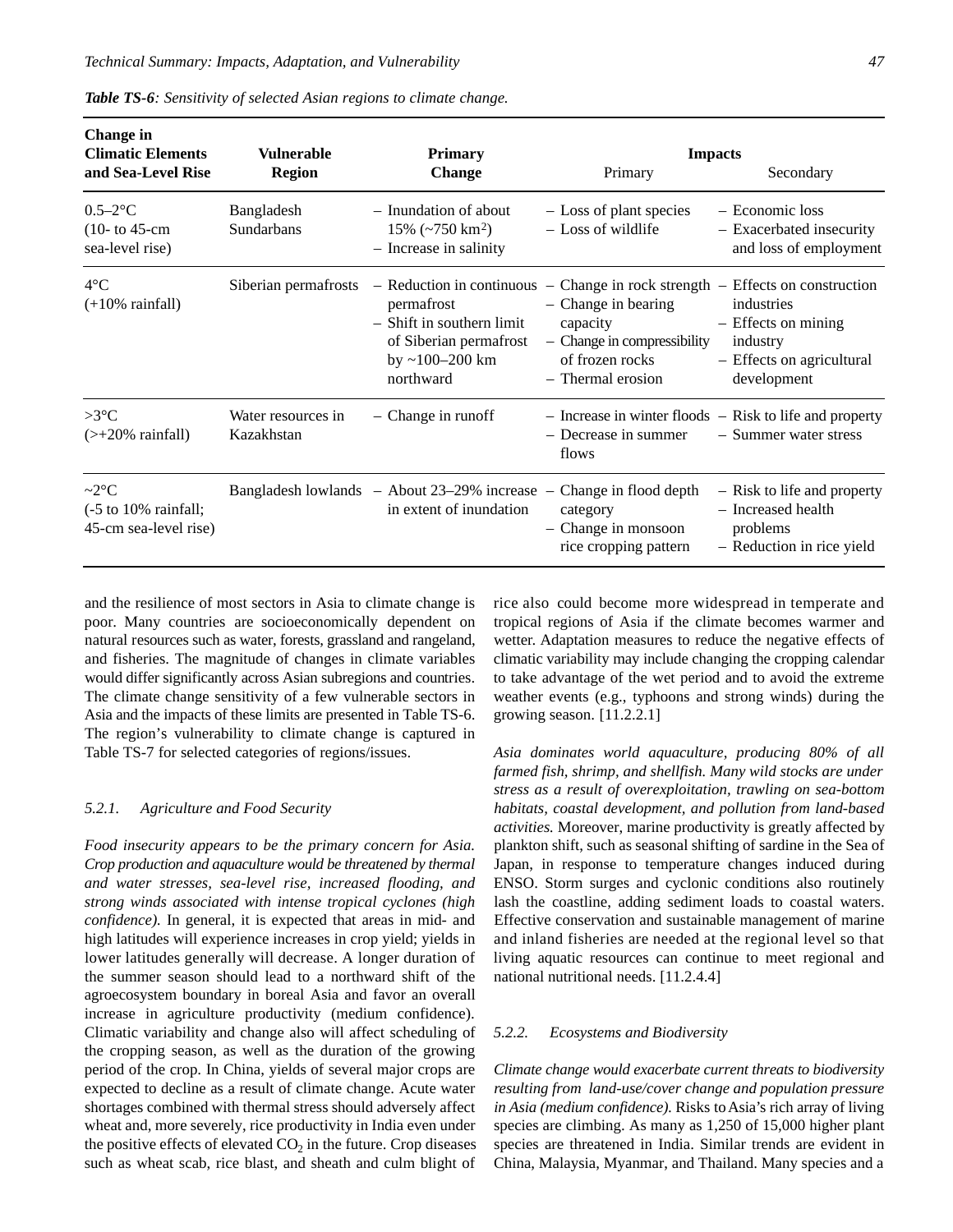*Table TS-6: Sensitivity of selected Asian regions to climate change.*

| Change in Climatic Elements and Sea-Level Rise | Vulnerable Region | Primary Change | Impacts | |
|---|---|---|---|---|
| | | | Primary | Secondary |
| 0.5–2°C (10- to 45-cm sea-level rise) | Bangladesh Sundarbans | – Inundation of about 15% (~750 km$^2$)<br>– Increase in salinity | – Loss of plant species<br>– Loss of wildlife | – Economic loss<br>– Exacerbated insecurity and loss of employment |
| 4°C (+10% rainfall) | Siberian permafrosts | – Reduction in continuous permafrost<br>– Shift in southern limit of Siberian permafrost by ~100–200 km northward | – Change in rock strength<br>– Change in bearing capacity<br>– Change in compressibility of frozen rocks<br>– Thermal erosion | – Effects on construction industries<br>– Effects on mining industry<br>– Effects on agricultural development |
| >3°C (>+20% rainfall) | Water resources in Kazakhstan | – Change in runoff | – Increase in winter floods<br>– Decrease in summer flows | – Risk to life and property<br>– Summer water stress |
| ~2°C (-5 to 10% rainfall; 45-cm sea-level rise) | Bangladesh lowlands | – About 23–29% increase in extent of inundation | – Change in flood depth category<br>– Change in monsoon rice cropping pattern | – Risk to life and property<br>– Increased health problems<br>– Reduction in rice yield |

and the resilience of most sectors in Asia to climate change is poor. Many countries are socioeconomically dependent on natural resources such as water, forests, grassland and rangeland, and fisheries. The magnitude of changes in climate variables would differ significantly across Asian subregions and countries. The climate change sensitivity of a few vulnerable sectors in Asia and the impacts of these limits are presented in Table TS-6. The region's vulnerability to climate change is captured in Table TS-7 for selected categories of regions/issues.

### 5.2.1. Agriculture and Food Security

*Food insecurity appears to be the primary concern for Asia. Crop production and aquaculture would be threatened by thermal and water stresses, sea-level rise, increased flooding, and strong winds associated with intense tropical cyclones (high confidence).* In general, it is expected that areas in mid- and high latitudes will experience increases in crop yield; yields in lower latitudes generally will decrease. A longer duration of the summer season should lead to a northward shift of the agroecosystem boundary in boreal Asia and favor an overall increase in agriculture productivity (medium confidence). Climatic variability and change also will affect scheduling of the cropping season, as well as the duration of the growing period of the crop. In China, yields of several major crops are expected to decline as a result of climate change. Acute water shortages combined with thermal stress should adversely affect wheat and, more severely, rice productivity in India even under the positive effects of elevated $CO_2$ in the future. Crop diseases such as wheat scab, rice blast, and sheath and culm blight of rice also could become more widespread in temperate and tropical regions of Asia if the climate becomes warmer and wetter. Adaptation measures to reduce the negative effects of climatic variability may include changing the cropping calendar to take advantage of the wet period and to avoid the extreme weather events (e.g., typhoons and strong winds) during the growing season. [11.2.2.1]

*Asia dominates world aquaculture, producing 80% of all farmed fish, shrimp, and shellfish. Many wild stocks are under stress as a result of overexploitation, trawling on sea-bottom habitats, coastal development, and pollution from land-based activities.* Moreover, marine productivity is greatly affected by plankton shift, such as seasonal shifting of sardine in the Sea of Japan, in response to temperature changes induced during ENSO. Storm surges and cyclonic conditions also routinely lash the coastline, adding sediment loads to coastal waters. Effective conservation and sustainable management of marine and inland fisheries are needed at the regional level so that living aquatic resources can continue to meet regional and national nutritional needs. [11.2.4.4]

### 5.2.2. Ecosystems and Biodiversity

*Climate change would exacerbate current threats to biodiversity resulting from land-use/cover change and population pressure in Asia (medium confidence).* Risks to Asia's rich array of living species are climbing. As many as 1,250 of 15,000 higher plant species are threatened in India. Similar trends are evident in China, Malaysia, Myanmar, and Thailand. Many species and a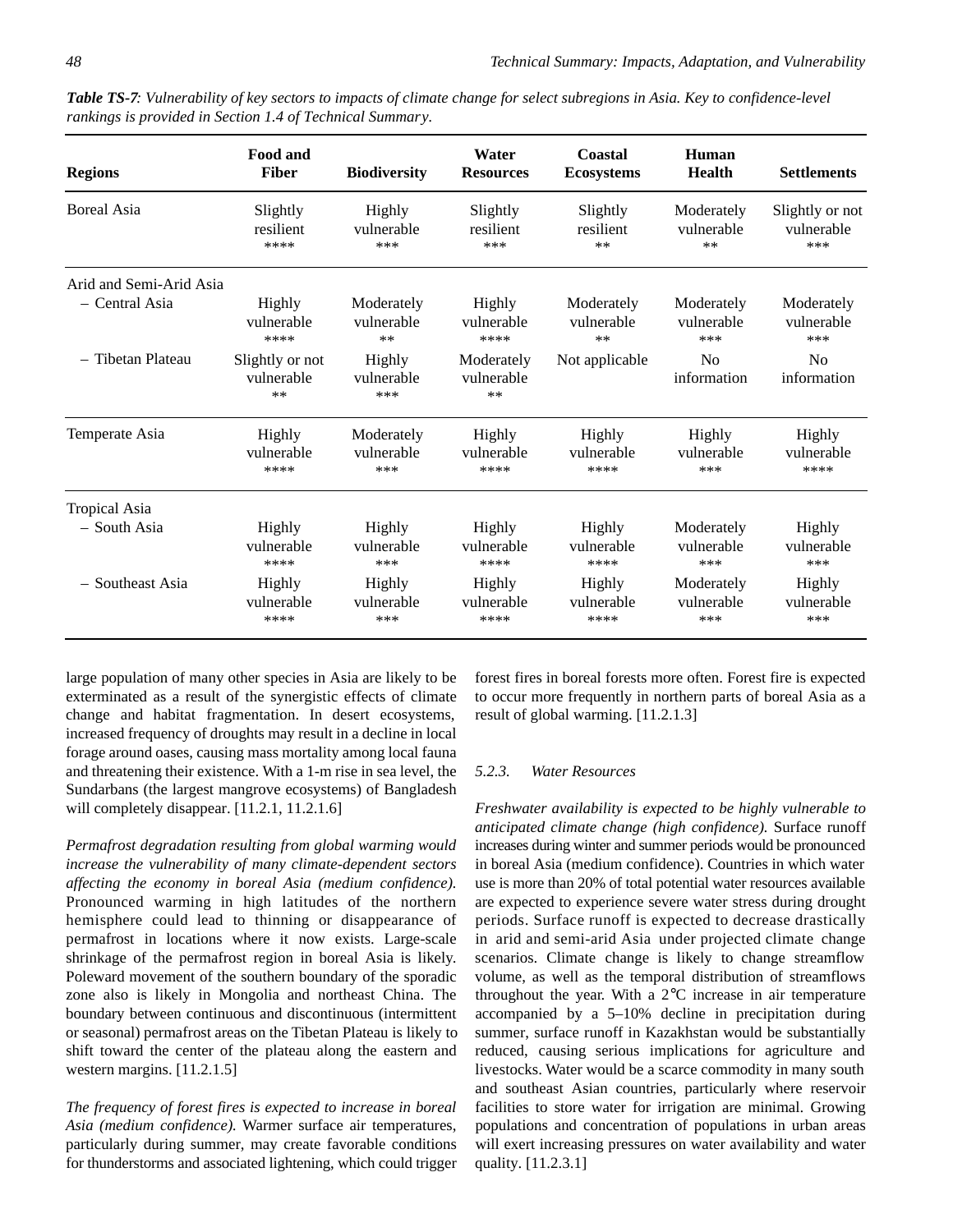***Table TS-7**: Vulnerability of key sectors to impacts of climate change for select subregions in Asia. Key to confidence-level rankings is provided in Section 1.4 of Technical Summary.*

| Regions | Food and Fiber | Biodiversity | Water Resources | Coastal Ecosystems | Human Health | Settlements |
|---|---|---|---|---|---|---|
| Boreal Asia | Slightly resilient **** | Highly vulnerable *** | Slightly resilient *** | Slightly resilient ** | Moderately vulnerable ** | Slightly or not vulnerable *** |
| Arid and Semi-Arid Asia | | | | | | |
| – Central Asia | Highly vulnerable **** | Moderately vulnerable ** | Highly vulnerable **** | Moderately vulnerable ** | Moderately vulnerable *** | Moderately vulnerable *** |
| – Tibetan Plateau | Slightly or not vulnerable ** | Highly vulnerable *** | Moderately vulnerable ** | Not applicable | No information | No information |
| Temperate Asia | Highly vulnerable **** | Moderately vulnerable *** | Highly vulnerable **** | Highly vulnerable **** | Highly vulnerable *** | Highly vulnerable **** |
| Tropical Asia | | | | | | |
| – South Asia | Highly vulnerable **** | Highly vulnerable *** | Highly vulnerable **** | Highly vulnerable **** | Moderately vulnerable *** | Highly vulnerable *** |
| – Southeast Asia | Highly vulnerable **** | Highly vulnerable *** | Highly vulnerable **** | Highly vulnerable **** | Moderately vulnerable *** | Highly vulnerable *** |

large population of many other species in Asia are likely to be exterminated as a result of the synergistic effects of climate change and habitat fragmentation. In desert ecosystems, increased frequency of droughts may result in a decline in local forage around oases, causing mass mortality among local fauna and threatening their existence. With a 1-m rise in sea level, the Sundarbans (the largest mangrove ecosystems) of Bangladesh will completely disappear. [11.2.1, 11.2.1.6]

*Permafrost degradation resulting from global warming would increase the vulnerability of many climate-dependent sectors affecting the economy in boreal Asia (medium confidence).* Pronounced warming in high latitudes of the northern hemisphere could lead to thinning or disappearance of permafrost in locations where it now exists. Large-scale shrinkage of the permafrost region in boreal Asia is likely. Poleward movement of the southern boundary of the sporadic zone also is likely in Mongolia and northeast China. The boundary between continuous and discontinuous (intermittent or seasonal) permafrost areas on the Tibetan Plateau is likely to shift toward the center of the plateau along the eastern and western margins. [11.2.1.5]

*The frequency of forest fires is expected to increase in boreal Asia (medium confidence).* Warmer surface air temperatures, particularly during summer, may create favorable conditions for thunderstorms and associated lightening, which could trigger forest fires in boreal forests more often. Forest fire is expected to occur more frequently in northern parts of boreal Asia as a result of global warming. [11.2.1.3]

### *5.2.3. Water Resources*

*Freshwater availability is expected to be highly vulnerable to anticipated climate change (high confidence).* Surface runoff increases during winter and summer periods would be pronounced in boreal Asia (medium confidence). Countries in which water use is more than 20% of total potential water resources available are expected to experience severe water stress during drought periods. Surface runoff is expected to decrease drastically in arid and semi-arid Asia under projected climate change scenarios. Climate change is likely to change streamflow volume, as well as the temporal distribution of streamflows throughout the year. With a 2°C increase in air temperature accompanied by a 5–10% decline in precipitation during summer, surface runoff in Kazakhstan would be substantially reduced, causing serious implications for agriculture and livestocks. Water would be a scarce commodity in many south and southeast Asian countries, particularly where reservoir facilities to store water for irrigation are minimal. Growing populations and concentration of populations in urban areas will exert increasing pressures on water availability and water quality. [11.2.3.1]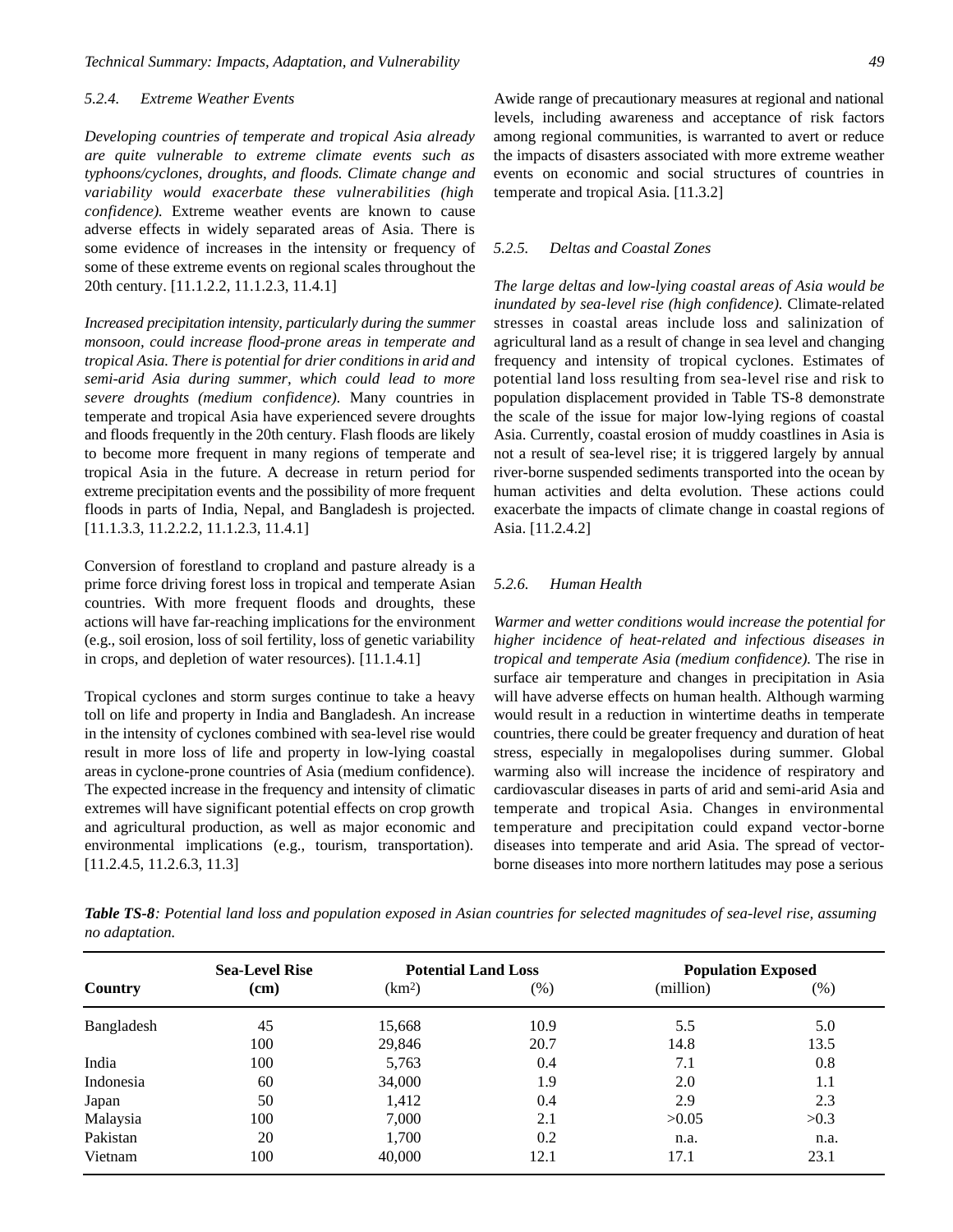#### 5.2.4. Extreme Weather Events

*Developing countries of temperate and tropical Asia already are quite vulnerable to extreme climate events such as typhoons/cyclones, droughts, and floods. Climate change and variability would exacerbate these vulnerabilities (high confidence).* Extreme weather events are known to cause adverse effects in widely separated areas of Asia. There is some evidence of increases in the intensity or frequency of some of these extreme events on regional scales throughout the 20th century. [11.1.2.2, 11.1.2.3, 11.4.1]

*Increased precipitation intensity, particularly during the summer monsoon, could increase flood-prone areas in temperate and tropical Asia. There is potential for drier conditions in arid and semi-arid Asia during summer, which could lead to more severe droughts (medium confidence).* Many countries in temperate and tropical Asia have experienced severe droughts and floods frequently in the 20th century. Flash floods are likely to become more frequent in many regions of temperate and tropical Asia in the future. A decrease in return period for extreme precipitation events and the possibility of more frequent floods in parts of India, Nepal, and Bangladesh is projected. [11.1.3.3, 11.2.2.2, 11.1.2.3, 11.4.1]

Conversion of forestland to cropland and pasture already is a prime force driving forest loss in tropical and temperate Asian countries. With more frequent floods and droughts, these actions will have far-reaching implications for the environment (e.g., soil erosion, loss of soil fertility, loss of genetic variability in crops, and depletion of water resources). [11.1.4.1]

Tropical cyclones and storm surges continue to take a heavy toll on life and property in India and Bangladesh. An increase in the intensity of cyclones combined with sea-level rise would result in more loss of life and property in low-lying coastal areas in cyclone-prone countries of Asia (medium confidence). The expected increase in the frequency and intensity of climatic extremes will have significant potential effects on crop growth and agricultural production, as well as major economic and environmental implications (e.g., tourism, transportation). [11.2.4.5, 11.2.6.3, 11.3]

Awide range of precautionary measures at regional and national levels, including awareness and acceptance of risk factors among regional communities, is warranted to avert or reduce the impacts of disasters associated with more extreme weather events on economic and social structures of countries in temperate and tropical Asia. [11.3.2]

#### 5.2.5. Deltas and Coastal Zones

*The large deltas and low-lying coastal areas of Asia would be inundated by sea-level rise (high confidence).* Climate-related stresses in coastal areas include loss and salinization of agricultural land as a result of change in sea level and changing frequency and intensity of tropical cyclones. Estimates of potential land loss resulting from sea-level rise and risk to population displacement provided in Table TS-8 demonstrate the scale of the issue for major low-lying regions of coastal Asia. Currently, coastal erosion of muddy coastlines in Asia is not a result of sea-level rise; it is triggered largely by annual river-borne suspended sediments transported into the ocean by human activities and delta evolution. These actions could exacerbate the impacts of climate change in coastal regions of Asia. [11.2.4.2]

#### 5.2.6. Human Health

*Warmer and wetter conditions would increase the potential for higher incidence of heat-related and infectious diseases in tropical and temperate Asia (medium confidence).* The rise in surface air temperature and changes in precipitation in Asia will have adverse effects on human health. Although warming would result in a reduction in wintertime deaths in temperate countries, there could be greater frequency and duration of heat stress, especially in megalopolises during summer. Global warming also will increase the incidence of respiratory and cardiovascular diseases in parts of arid and semi-arid Asia and temperate and tropical Asia. Changes in environmental temperature and precipitation could expand vector-borne diseases into temperate and arid Asia. The spread of vector-borne diseases into more northern latitudes may pose a serious

***Table TS-8****: Potential land loss and population exposed in Asian countries for selected magnitudes of sea-level rise, assuming no adaptation.*

| Country | Sea-Level Rise (cm) | Potential Land Loss ($km^2$) | Potential Land Loss (%) | Population Exposed (million) | Population Exposed (%) |
|---|---|---|---|---|---|
| Bangladesh | 45 | 15,668 | 10.9 | 5.5 | 5.0 |
| | 100 | 29,846 | 20.7 | 14.8 | 13.5 |
| India | 100 | 5,763 | 0.4 | 7.1 | 0.8 |
| Indonesia | 60 | 34,000 | 1.9 | 2.0 | 1.1 |
| Japan | 50 | 1,412 | 0.4 | 2.9 | 2.3 |
| Malaysia | 100 | 7,000 | 2.1 | >0.05 | >0.3 |
| Pakistan | 20 | 1,700 | 0.2 | n.a. | n.a. |
| Vietnam | 100 | 40,000 | 12.1 | 17.1 | 23.1 |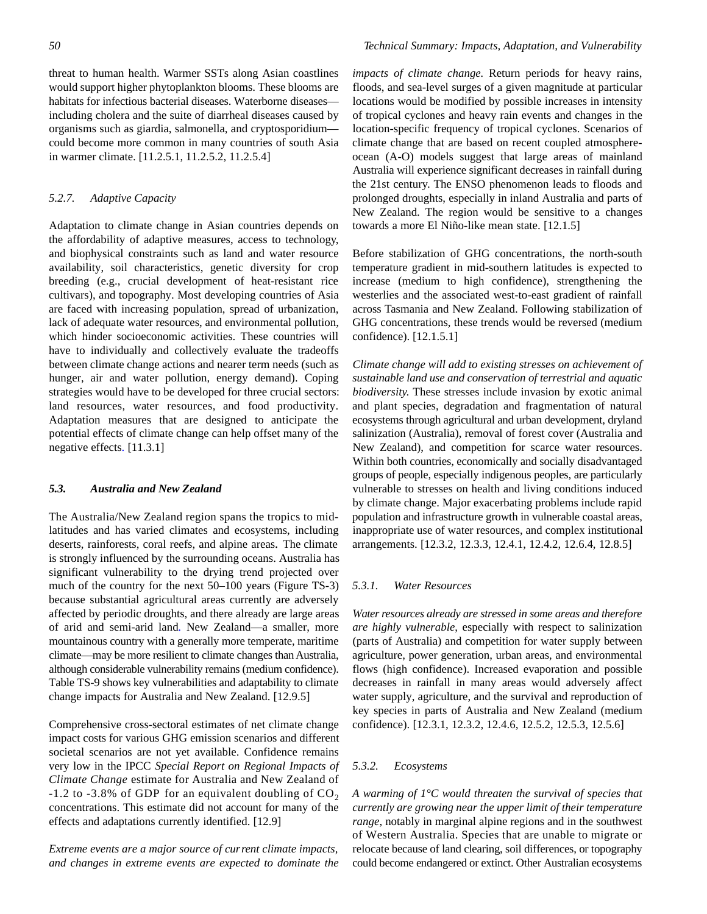threat to human health. Warmer SSTs along Asian coastlines would support higher phytoplankton blooms. These blooms are habitats for infectious bacterial diseases. Waterborne diseases—including cholera and the suite of diarrheal diseases caused by organisms such as giardia, salmonella, and cryptosporidium—could become more common in many countries of south Asia in warmer climate. [11.2.5.1, 11.2.5.2, 11.2.5.4]

### *5.2.7. Adaptive Capacity*

Adaptation to climate change in Asian countries depends on the affordability of adaptive measures, access to technology, and biophysical constraints such as land and water resource availability, soil characteristics, genetic diversity for crop breeding (e.g., crucial development of heat-resistant rice cultivars), and topography. Most developing countries of Asia are faced with increasing population, spread of urbanization, lack of adequate water resources, and environmental pollution, which hinder socioeconomic activities. These countries will have to individually and collectively evaluate the tradeoffs between climate change actions and nearer term needs (such as hunger, air and water pollution, energy demand). Coping strategies would have to be developed for three crucial sectors: land resources, water resources, and food productivity. Adaptation measures that are designed to anticipate the potential effects of climate change can help offset many of the negative effects. [11.3.1]

## ***5.3. Australia and New Zealand***

The Australia/New Zealand region spans the tropics to mid-latitudes and has varied climates and ecosystems, including deserts, rainforests, coral reefs, and alpine areas. The climate is strongly influenced by the surrounding oceans. Australia has significant vulnerability to the drying trend projected over much of the country for the next 50–100 years (Figure TS-3) because substantial agricultural areas currently are adversely affected by periodic droughts, and there already are large areas of arid and semi-arid land. New Zealand—a smaller, more mountainous country with a generally more temperate, maritime climate—may be more resilient to climate changes than Australia, although considerable vulnerability remains (medium confidence). Table TS-9 shows key vulnerabilities and adaptability to climate change impacts for Australia and New Zealand. [12.9.5]

Comprehensive cross-sectoral estimates of net climate change impact costs for various GHG emission scenarios and different societal scenarios are not yet available. Confidence remains very low in the IPCC *Special Report on Regional Impacts of Climate Change* estimate for Australia and New Zealand of -1.2 to -3.8% of GDP for an equivalent doubling of $CO_2$ concentrations. This estimate did not account for many of the effects and adaptations currently identified. [12.9]

*Extreme events are a major source of current climate impacts, and changes in extreme events are expected to dominate the impacts of climate change.* Return periods for heavy rains, floods, and sea-level surges of a given magnitude at particular locations would be modified by possible increases in intensity of tropical cyclones and heavy rain events and changes in the location-specific frequency of tropical cyclones. Scenarios of climate change that are based on recent coupled atmosphere-ocean (A-O) models suggest that large areas of mainland Australia will experience significant decreases in rainfall during the 21st century. The ENSO phenomenon leads to floods and prolonged droughts, especially in inland Australia and parts of New Zealand. The region would be sensitive to a changes towards a more El Niño-like mean state. [12.1.5]

Before stabilization of GHG concentrations, the north-south temperature gradient in mid-southern latitudes is expected to increase (medium to high confidence), strengthening the westerlies and the associated west-to-east gradient of rainfall across Tasmania and New Zealand. Following stabilization of GHG concentrations, these trends would be reversed (medium confidence). [12.1.5.1]

*Climate change will add to existing stresses on achievement of sustainable land use and conservation of terrestrial and aquatic biodiversity.* These stresses include invasion by exotic animal and plant species, degradation and fragmentation of natural ecosystems through agricultural and urban development, dryland salinization (Australia), removal of forest cover (Australia and New Zealand), and competition for scarce water resources. Within both countries, economically and socially disadvantaged groups of people, especially indigenous peoples, are particularly vulnerable to stresses on health and living conditions induced by climate change. Major exacerbating problems include rapid population and infrastructure growth in vulnerable coastal areas, inappropriate use of water resources, and complex institutional arrangements. [12.3.2, 12.3.3, 12.4.1, 12.4.2, 12.6.4, 12.8.5]

### *5.3.1. Water Resources*

*Water resources already are stressed in some areas and therefore are highly vulnerable*, especially with respect to salinization (parts of Australia) and competition for water supply between agriculture, power generation, urban areas, and environmental flows (high confidence). Increased evaporation and possible decreases in rainfall in many areas would adversely affect water supply, agriculture, and the survival and reproduction of key species in parts of Australia and New Zealand (medium confidence). [12.3.1, 12.3.2, 12.4.6, 12.5.2, 12.5.3, 12.5.6]

### *5.3.2. Ecosystems*

*A warming of 1°C would threaten the survival of species that currently are growing near the upper limit of their temperature range*, notably in marginal alpine regions and in the southwest of Western Australia. Species that are unable to migrate or relocate because of land clearing, soil differences, or topography could become endangered or extinct. Other Australian ecosystems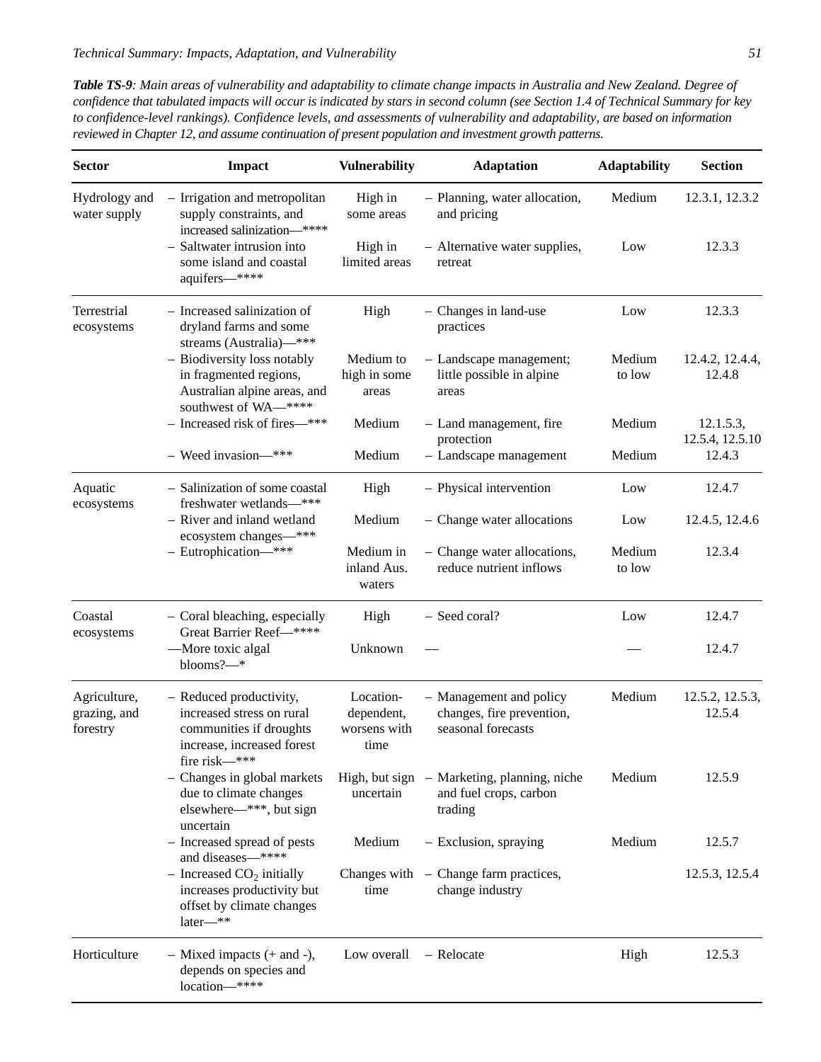***Table TS-9****: Main areas of vulnerability and adaptability to climate change impacts in Australia and New Zealand. Degree of confidence that tabulated impacts will occur is indicated by stars in second column (see Section 1.4 of Technical Summary for key to confidence-level rankings). Confidence levels, and assessments of vulnerability and adaptability, are based on information reviewed in Chapter 12, and assume continuation of present population and investment growth patterns.*

| Sector | Impact | Vulnerability | Adaptation | Adaptability | Section |
|---|---|---|---|---|---|
| Hydrology and water supply | – Irrigation and metropolitan supply constraints, and increased salinization—**** | High in some areas | – Planning, water allocation, and pricing | Medium | 12.3.1, 12.3.2 |
| | – Saltwater intrusion into some island and coastal aquifers—**** | High in limited areas | – Alternative water supplies, retreat | Low | 12.3.3 |
| Terrestrial ecosystems | – Increased salinization of dryland farms and some streams (Australia)—*** | High | – Changes in land-use practices | Low | 12.3.3 |
| | – Biodiversity loss notably in fragmented regions, Australian alpine areas, and southwest of WA—**** | Medium to high in some areas | – Landscape management; little possible in alpine areas | Medium to low | 12.4.2, 12.4.4, 12.4.8 |
| | – Increased risk of fires—*** | Medium | – Land management, fire protection | Medium | 12.1.5.3, 12.5.4, 12.5.10 |
| | – Weed invasion—*** | Medium | – Landscape management | Medium | 12.4.3 |
| Aquatic ecosystems | – Salinization of some coastal freshwater wetlands—*** | High | – Physical intervention | Low | 12.4.7 |
| | – River and inland wetland ecosystem changes—*** | Medium | – Change water allocations | Low | 12.4.5, 12.4.6 |
| | – Eutrophication—*** | Medium in inland Aus. waters | – Change water allocations, reduce nutrient inflows | Medium to low | 12.3.4 |
| Coastal ecosystems | – Coral bleaching, especially Great Barrier Reef—**** | High | – Seed coral? | Low | 12.4.7 |
| | —More toxic algal blooms?—* | Unknown | — | — | 12.4.7 |
| Agriculture, grazing, and forestry | – Reduced productivity, increased stress on rural communities if droughts increase, increased forest fire risk—*** | Location-dependent, worsens with time | – Management and policy changes, fire prevention, seasonal forecasts | Medium | 12.5.2, 12.5.3, 12.5.4 |
| | – Changes in global markets due to climate changes elsewhere—***, but sign uncertain | High, but sign uncertain | – Marketing, planning, niche and fuel crops, carbon trading | Medium | 12.5.9 |
| | – Increased spread of pests and diseases—**** | Medium | – Exclusion, spraying | Medium | 12.5.7 |
| | – Increased $CO_2$ initially increases productivity but offset by climate changes later—** | Changes with time | – Change farm practices, change industry | | 12.5.3, 12.5.4 |
| Horticulture | – Mixed impacts (+ and -), depends on species and location—**** | Low overall | – Relocate | High | 12.5.3 |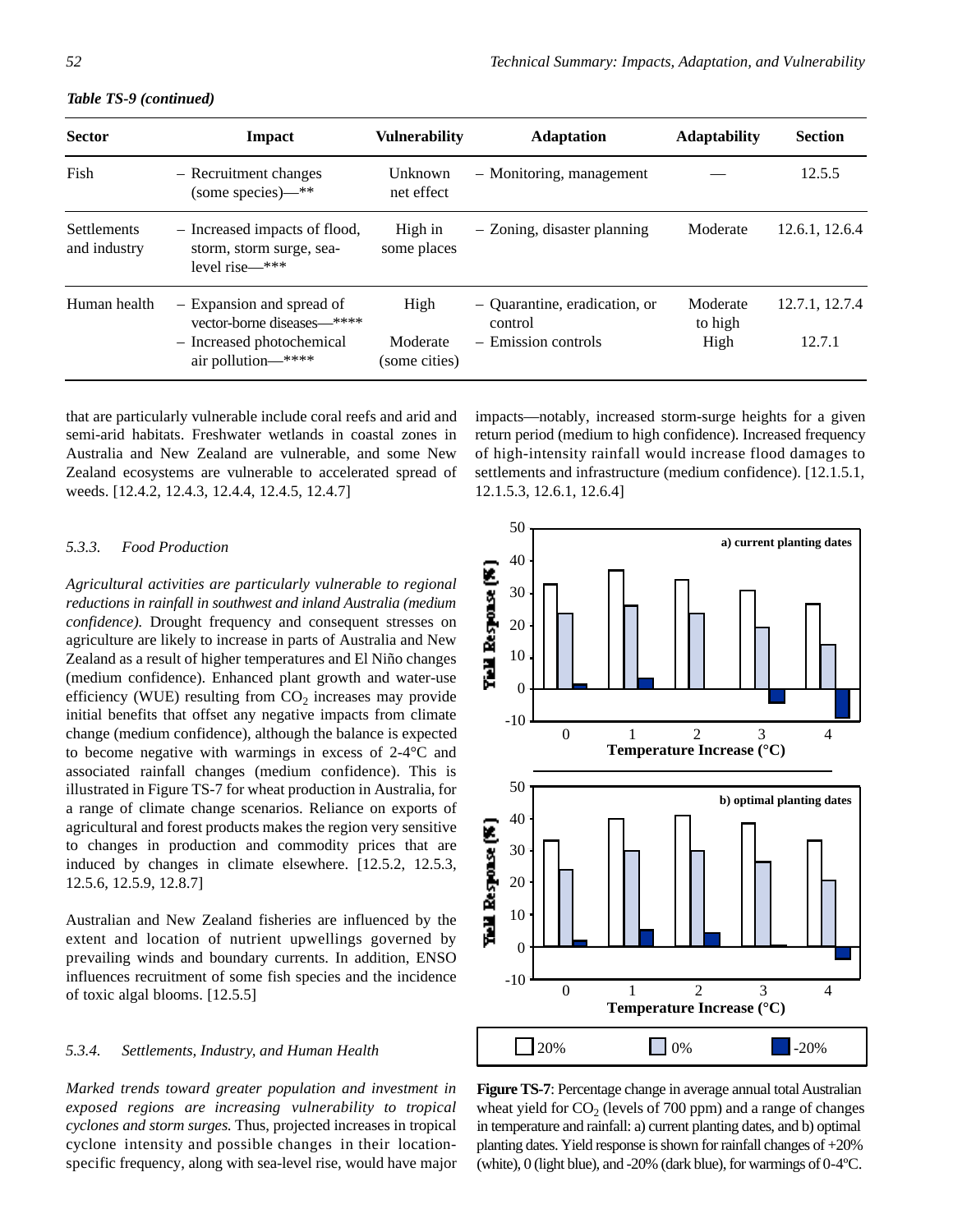*Table TS-9 (continued)*

| Sector | Impact | Vulnerability | Adaptation | Adaptability | Section |
|---|---|---|---|---|---|
| Fish | – Recruitment changes (some species)—** | Unknown net effect | – Monitoring, management | — | 12.5.5 |
| Settlements and industry | – Increased impacts of flood, storm, storm surge, sea-level rise—*** | High in some places | – Zoning, disaster planning | Moderate | 12.6.1, 12.6.4 |
| Human health | – Expansion and spread of vector-borne diseases—**** | High | – Quarantine, eradication, or control | Moderate to high | 12.7.1, 12.7.4 |
| | – Increased photochemical air pollution—**** | Moderate (some cities) | – Emission controls | High | 12.7.1 |

that are particularly vulnerable include coral reefs and arid and semi-arid habitats. Freshwater wetlands in coastal zones in Australia and New Zealand are vulnerable, and some New Zealand ecosystems are vulnerable to accelerated spread of weeds. [12.4.2, 12.4.3, 12.4.4, 12.4.5, 12.4.7]

### 5.3.3. Food Production

*Agricultural activities are particularly vulnerable to regional reductions in rainfall in southwest and inland Australia (medium confidence).* Drought frequency and consequent stresses on agriculture are likely to increase in parts of Australia and New Zealand as a result of higher temperatures and El Niño changes (medium confidence). Enhanced plant growth and water-use efficiency (WUE) resulting from $CO_2$ increases may provide initial benefits that offset any negative impacts from climate change (medium confidence), although the balance is expected to become negative with warmings in excess of 2-4°C and associated rainfall changes (medium confidence). This is illustrated in Figure TS-7 for wheat production in Australia, for a range of climate change scenarios. Reliance on exports of agricultural and forest products makes the region very sensitive to changes in production and commodity prices that are induced by changes in climate elsewhere. [12.5.2, 12.5.3, 12.5.6, 12.5.9, 12.8.7]

Australian and New Zealand fisheries are influenced by the extent and location of nutrient upwellings governed by prevailing winds and boundary currents. In addition, ENSO influences recruitment of some fish species and the incidence of toxic algal blooms. [12.5.5]

### 5.3.4. Settlements, Industry, and Human Health

*Marked trends toward greater population and investment in exposed regions are increasing vulnerability to tropical cyclones and storm surges.* Thus, projected increases in tropical cyclone intensity and possible changes in their location-specific frequency, along with sea-level rise, would have major impacts—notably, increased storm-surge heights for a given return period (medium to high confidence). Increased frequency of high-intensity rainfall would increase flood damages to settlements and infrastructure (medium confidence). [12.1.5.1, 12.1.5.3, 12.6.1, 12.6.4]

**Figure TS-7**: Percentage change in average annual total Australian wheat yield for $CO_2$ (levels of 700 ppm) and a range of changes in temperature and rainfall: a) current planting dates, and b) optimal planting dates. Yield response is shown for rainfall changes of +20% (white), 0 (light blue), and -20% (dark blue), for warmings of 0-4°C.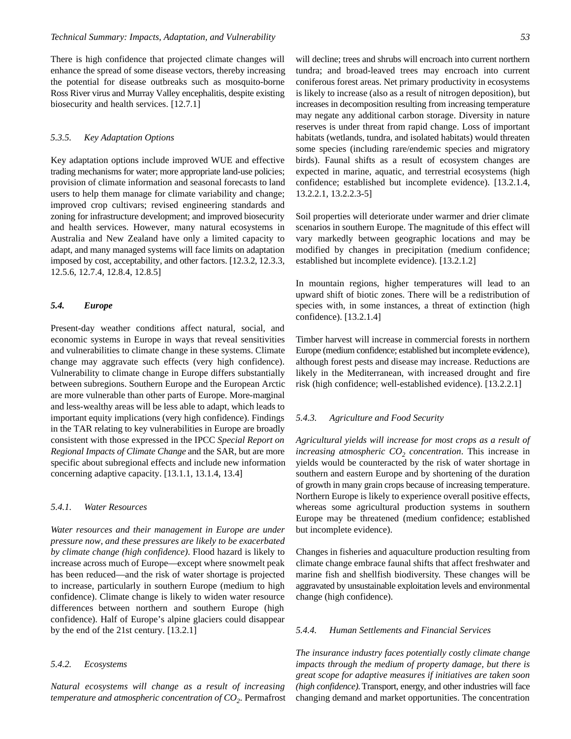There is high confidence that projected climate changes will enhance the spread of some disease vectors, thereby increasing the potential for disease outbreaks such as mosquito-borne Ross River virus and Murray Valley encephalitis, despite existing biosecurity and health services. [12.7.1]

### *5.3.5. Key Adaptation Options*

Key adaptation options include improved WUE and effective trading mechanisms for water; more appropriate land-use policies; provision of climate information and seasonal forecasts to land users to help them manage for climate variability and change; improved crop cultivars; revised engineering standards and zoning for infrastructure development; and improved biosecurity and health services. However, many natural ecosystems in Australia and New Zealand have only a limited capacity to adapt, and many managed systems will face limits on adaptation imposed by cost, acceptability, and other factors. [12.3.2, 12.3.3, 12.5.6, 12.7.4, 12.8.4, 12.8.5]

## *5.4. Europe*

Present-day weather conditions affect natural, social, and economic systems in Europe in ways that reveal sensitivities and vulnerabilities to climate change in these systems. Climate change may aggravate such effects (very high confidence). Vulnerability to climate change in Europe differs substantially between subregions. Southern Europe and the European Arctic are more vulnerable than other parts of Europe. More-marginal and less-wealthy areas will be less able to adapt, which leads to important equity implications (very high confidence). Findings in the TAR relating to key vulnerabilities in Europe are broadly consistent with those expressed in the IPCC *Special Report on Regional Impacts of Climate Change* and the SAR, but are more specific about subregional effects and include new information concerning adaptive capacity. [13.1.1, 13.1.4, 13.4]

### *5.4.1. Water Resources*

*Water resources and their management in Europe are under pressure now, and these pressures are likely to be exacerbated by climate change (high confidence).* Flood hazard is likely to increase across much of Europe—except where snowmelt peak has been reduced—and the risk of water shortage is projected to increase, particularly in southern Europe (medium to high confidence). Climate change is likely to widen water resource differences between northern and southern Europe (high confidence). Half of Europe's alpine glaciers could disappear by the end of the 21st century. [13.2.1]

### *5.4.2. Ecosystems*

*Natural ecosystems will change as a result of increasing temperature and atmospheric concentration of $CO_2$.* Permafrost will decline; trees and shrubs will encroach into current northern tundra; and broad-leaved trees may encroach into current coniferous forest areas. Net primary productivity in ecosystems is likely to increase (also as a result of nitrogen deposition), but increases in decomposition resulting from increasing temperature may negate any additional carbon storage. Diversity in nature reserves is under threat from rapid change. Loss of important habitats (wetlands, tundra, and isolated habitats) would threaten some species (including rare/endemic species and migratory birds). Faunal shifts as a result of ecosystem changes are expected in marine, aquatic, and terrestrial ecosystems (high confidence; established but incomplete evidence). [13.2.1.4, 13.2.2.1, 13.2.2.3-5]

Soil properties will deteriorate under warmer and drier climate scenarios in southern Europe. The magnitude of this effect will vary markedly between geographic locations and may be modified by changes in precipitation (medium confidence; established but incomplete evidence). [13.2.1.2]

In mountain regions, higher temperatures will lead to an upward shift of biotic zones. There will be a redistribution of species with, in some instances, a threat of extinction (high confidence). [13.2.1.4]

Timber harvest will increase in commercial forests in northern Europe (medium confidence; established but incomplete evidence), although forest pests and disease may increase. Reductions are likely in the Mediterranean, with increased drought and fire risk (high confidence; well-established evidence). [13.2.2.1]

### *5.4.3. Agriculture and Food Security*

*Agricultural yields will increase for most crops as a result of increasing atmospheric $CO_2$ concentration.* This increase in yields would be counteracted by the risk of water shortage in southern and eastern Europe and by shortening of the duration of growth in many grain crops because of increasing temperature. Northern Europe is likely to experience overall positive effects, whereas some agricultural production systems in southern Europe may be threatened (medium confidence; established but incomplete evidence).

Changes in fisheries and aquaculture production resulting from climate change embrace faunal shifts that affect freshwater and marine fish and shellfish biodiversity. These changes will be aggravated by unsustainable exploitation levels and environmental change (high confidence).

### *5.4.4. Human Settlements and Financial Services*

*The insurance industry faces potentially costly climate change impacts through the medium of property damage, but there is great scope for adaptive measures if initiatives are taken soon (high confidence).* Transport, energy, and other industries will face changing demand and market opportunities. The concentration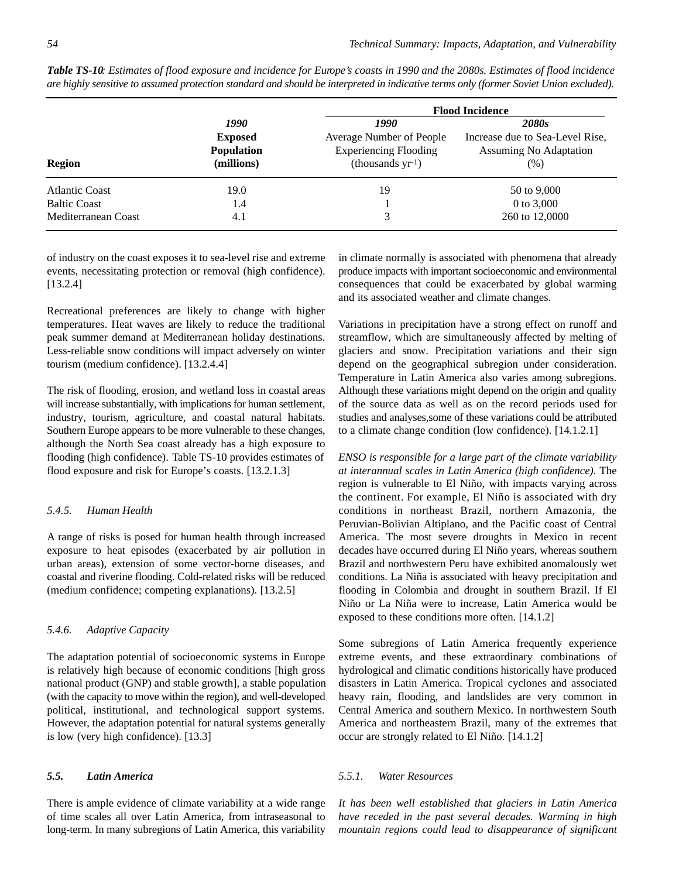***Table TS-10**: Estimates of flood exposure and incidence for Europe's coasts in 1990 and the 2080s. Estimates of flood incidence are highly sensitive to assumed protection standard and should be interpreted in indicative terms only (former Soviet Union excluded).*

| Region | *1990* Exposed Population (millions) | Flood Incidence: *1990* Average Number of People Experiencing Flooding (thousands $yr^{-1}$) | Flood Incidence: *2080s* Increase due to Sea-Level Rise, Assuming No Adaptation (%) |
|---|---|---|---|
| Atlantic Coast | 19.0 | 19 | 50 to 9,000 |
| Baltic Coast | 1.4 | 1 | 0 to 3,000 |
| Mediterranean Coast | 4.1 | 3 | 260 to 12,0000 |

of industry on the coast exposes it to sea-level rise and extreme events, necessitating protection or removal (high confidence). [13.2.4]

Recreational preferences are likely to change with higher temperatures. Heat waves are likely to reduce the traditional peak summer demand at Mediterranean holiday destinations. Less-reliable snow conditions will impact adversely on winter tourism (medium confidence). [13.2.4.4]

The risk of flooding, erosion, and wetland loss in coastal areas will increase substantially, with implications for human settlement, industry, tourism, agriculture, and coastal natural habitats. Southern Europe appears to be more vulnerable to these changes, although the North Sea coast already has a high exposure to flooding (high confidence). Table TS-10 provides estimates of flood exposure and risk for Europe's coasts. [13.2.1.3]

#### *5.4.5. Human Health*

A range of risks is posed for human health through increased exposure to heat episodes (exacerbated by air pollution in urban areas), extension of some vector-borne diseases, and coastal and riverine flooding. Cold-related risks will be reduced (medium confidence; competing explanations). [13.2.5]

#### *5.4.6. Adaptive Capacity*

The adaptation potential of socioeconomic systems in Europe is relatively high because of economic conditions [high gross national product (GNP) and stable growth], a stable population (with the capacity to move within the region), and well-developed political, institutional, and technological support systems. However, the adaptation potential for natural systems generally is low (very high confidence). [13.3]

### *5.5. Latin America*

There is ample evidence of climate variability at a wide range of time scales all over Latin America, from intraseasonal to long-term. In many subregions of Latin America, this variability in climate normally is associated with phenomena that already produce impacts with important socioeconomic and environmental consequences that could be exacerbated by global warming and its associated weather and climate changes.

Variations in precipitation have a strong effect on runoff and streamflow, which are simultaneously affected by melting of glaciers and snow. Precipitation variations and their sign depend on the geographical subregion under consideration. Temperature in Latin America also varies among subregions. Although these variations might depend on the origin and quality of the source data as well as on the record periods used for studies and analyses,some of these variations could be attributed to a climate change condition (low confidence). [14.1.2.1]

*ENSO is responsible for a large part of the climate variability at interannual scales in Latin America (high confidence).* The region is vulnerable to El Niño, with impacts varying across the continent. For example, El Niño is associated with dry conditions in northeast Brazil, northern Amazonia, the Peruvian-Bolivian Altiplano, and the Pacific coast of Central America. The most severe droughts in Mexico in recent decades have occurred during El Niño years, whereas southern Brazil and northwestern Peru have exhibited anomalously wet conditions. La Niña is associated with heavy precipitation and flooding in Colombia and drought in southern Brazil. If El Niño or La Niña were to increase, Latin America would be exposed to these conditions more often. [14.1.2]

Some subregions of Latin America frequently experience extreme events, and these extraordinary combinations of hydrological and climatic conditions historically have produced disasters in Latin America. Tropical cyclones and associated heavy rain, flooding, and landslides are very common in Central America and southern Mexico. In northwestern South America and northeastern Brazil, many of the extremes that occur are strongly related to El Niño. [14.1.2]

#### *5.5.1. Water Resources*

*It has been well established that glaciers in Latin America have receded in the past several decades. Warming in high mountain regions could lead to disappearance of significant*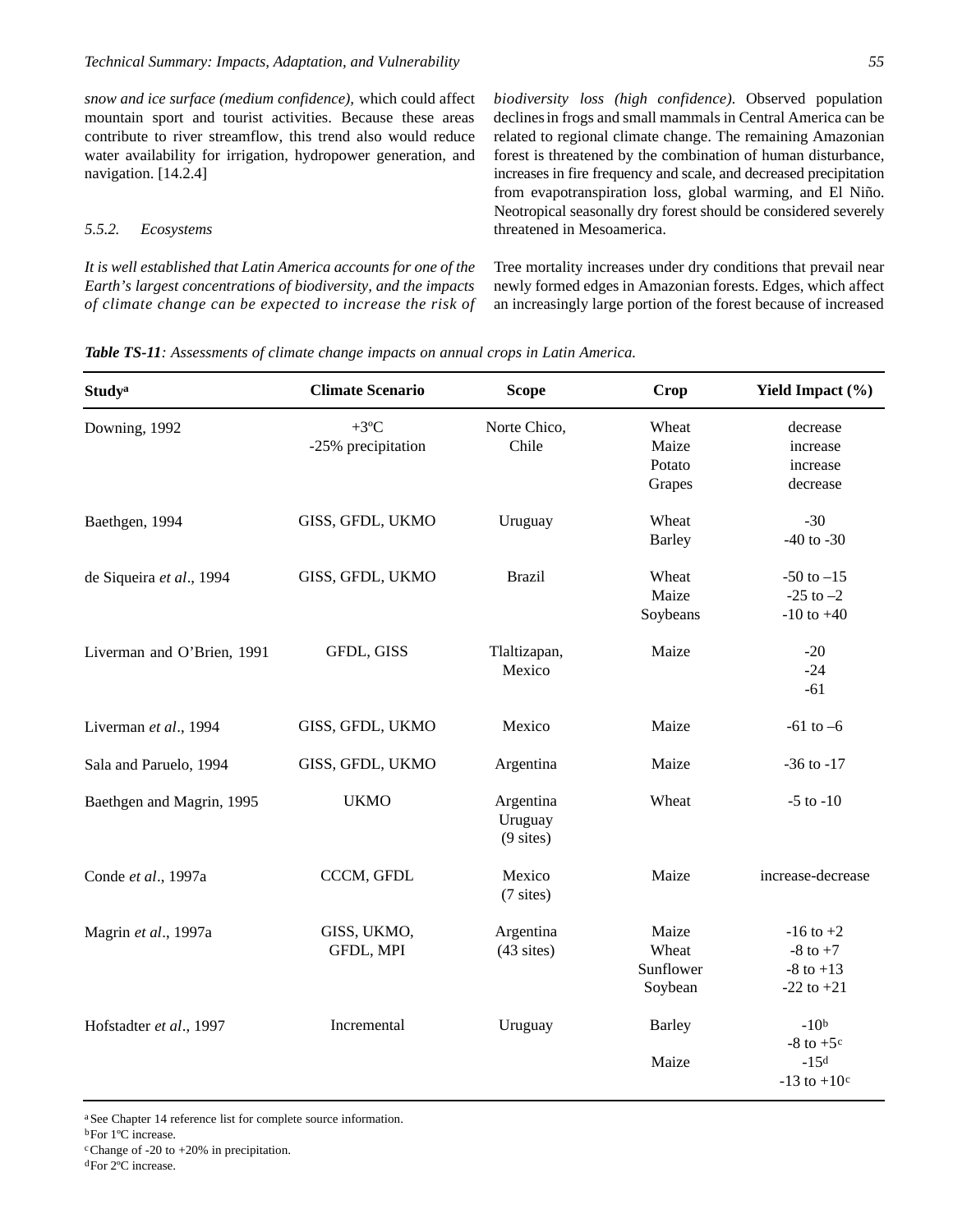*snow and ice surface (medium confidence),* which could affect mountain sport and tourist activities. Because these areas contribute to river streamflow, this trend also would reduce water availability for irrigation, hydropower generation, and navigation. [14.2.4]

### *5.5.2. Ecosystems*

*It is well established that Latin America accounts for one of the Earth's largest concentrations of biodiversity, and the impacts of climate change can be expected to increase the risk of biodiversity loss (high confidence).* Observed population declines in frogs and small mammals in Central America can be related to regional climate change. The remaining Amazonian forest is threatened by the combination of human disturbance, increases in fire frequency and scale, and decreased precipitation from evapotranspiration loss, global warming, and El Niño. Neotropical seasonally dry forest should be considered severely threatened in Mesoamerica.

Tree mortality increases under dry conditions that prevail near newly formed edges in Amazonian forests. Edges, which affect an increasingly large portion of the forest because of increased

***Table TS-11**: Assessments of climate change impacts on annual crops in Latin America.*

| Study[a] | Climate Scenario | Scope | Crop | Yield Impact (%) |
|---|---|---|---|---|
| Downing, 1992 | +3ºC<br>-25% precipitation | Norte Chico, Chile | Wheat<br>Maize<br>Potato<br>Grapes | decrease<br>increase<br>increase<br>decrease |
| Baethgen, 1994 | GISS, GFDL, UKMO | Uruguay | Wheat<br>Barley | -30<br>-40 to -30 |
| de Siqueira *et al*., 1994 | GISS, GFDL, UKMO | Brazil | Wheat<br>Maize<br>Soybeans | -50 to –15<br>-25 to –2<br>-10 to +40 |
| Liverman and O'Brien, 1991 | GFDL, GISS | Tlaltizapan, Mexico | Maize | -20<br>-24<br>-61 |
| Liverman *et al*., 1994 | GISS, GFDL, UKMO | Mexico | Maize | -61 to –6 |
| Sala and Paruelo, 1994 | GISS, GFDL, UKMO | Argentina | Maize | -36 to -17 |
| Baethgen and Magrin, 1995 | UKMO | Argentina<br>Uruguay<br>(9 sites) | Wheat | -5 to -10 |
| Conde *et al*., 1997a | CCCM, GFDL | Mexico<br>(7 sites) | Maize | increase-decrease |
| Magrin *et al*., 1997a | GISS, UKMO, GFDL, MPI | Argentina<br>(43 sites) | Maize<br>Wheat<br>Sunflower<br>Soybean | -16 to +2<br>-8 to +7<br>-8 to +13<br>-22 to +21 |
| Hofstadter *et al*., 1997 | Incremental | Uruguay | Barley<br><br>Maize | -10[b]<br>-8 to +5[c]<br>-15[d]<br>-13 to +10[c] |

[a] See Chapter 14 reference list for complete source information.
[b] For 1ºC increase.
[c] Change of -20 to +20% in precipitation.
[d] For 2ºC increase.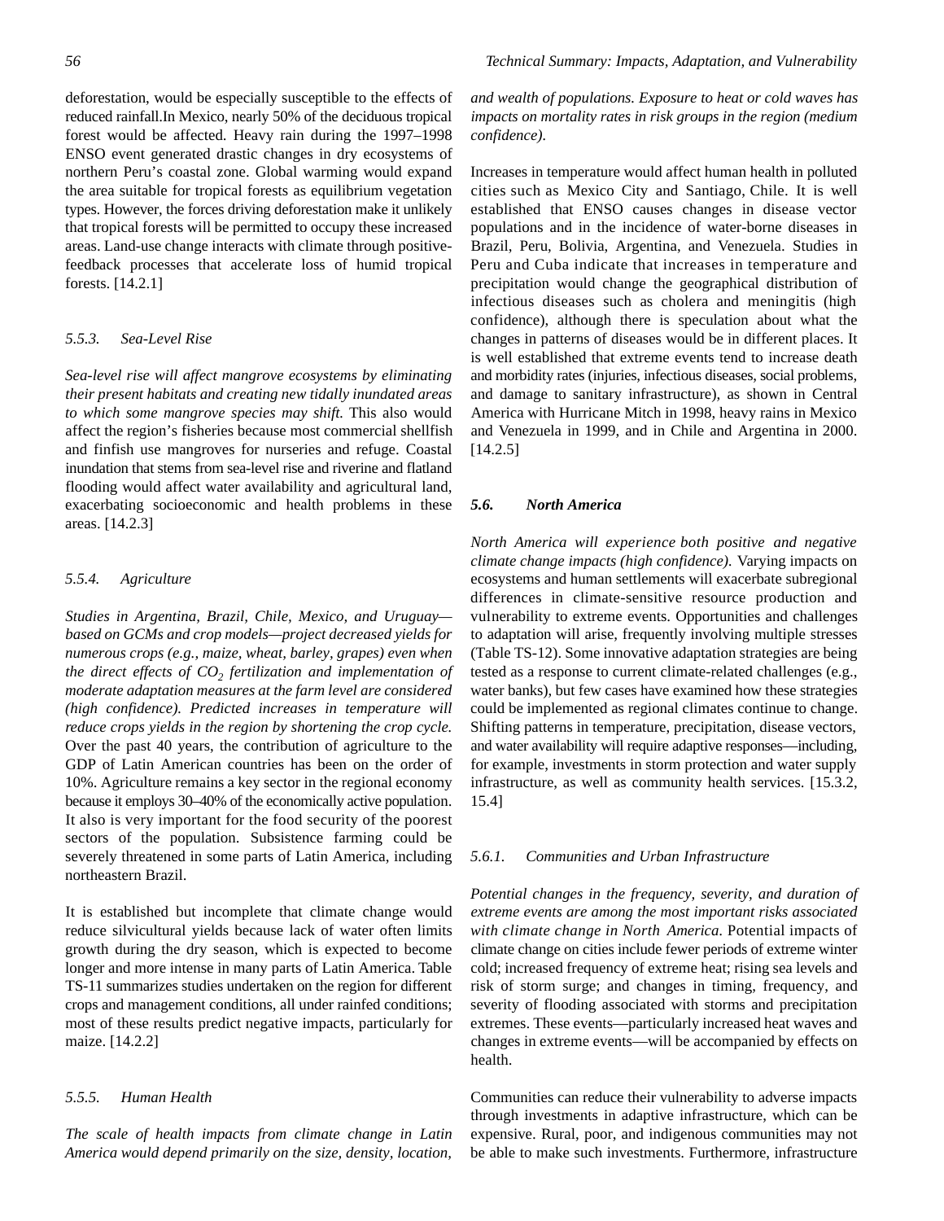deforestation, would be especially susceptible to the effects of reduced rainfall.In Mexico, nearly 50% of the deciduous tropical forest would be affected. Heavy rain during the 1997–1998 ENSO event generated drastic changes in dry ecosystems of northern Peru's coastal zone. Global warming would expand the area suitable for tropical forests as equilibrium vegetation types. However, the forces driving deforestation make it unlikely that tropical forests will be permitted to occupy these increased areas. Land-use change interacts with climate through positive-feedback processes that accelerate loss of humid tropical forests. [14.2.1]

### *5.5.3. Sea-Level Rise*

*Sea-level rise will affect mangrove ecosystems by eliminating their present habitats and creating new tidally inundated areas to which some mangrove species may shift.* This also would affect the region's fisheries because most commercial shellfish and finfish use mangroves for nurseries and refuge. Coastal inundation that stems from sea-level rise and riverine and flatland flooding would affect water availability and agricultural land, exacerbating socioeconomic and health problems in these areas. [14.2.3]

### *5.5.4. Agriculture*

*Studies in Argentina, Brazil, Chile, Mexico, and Uruguay—based on GCMs and crop models—project decreased yields for numerous crops (e.g., maize, wheat, barley, grapes) even when the direct effects of $CO_2$ fertilization and implementation of moderate adaptation measures at the farm level are considered (high confidence). Predicted increases in temperature will reduce crops yields in the region by shortening the crop cycle.* Over the past 40 years, the contribution of agriculture to the GDP of Latin American countries has been on the order of 10%. Agriculture remains a key sector in the regional economy because it employs 30–40% of the economically active population. It also is very important for the food security of the poorest sectors of the population. Subsistence farming could be severely threatened in some parts of Latin America, including northeastern Brazil.

It is established but incomplete that climate change would reduce silvicultural yields because lack of water often limits growth during the dry season, which is expected to become longer and more intense in many parts of Latin America. Table TS-11 summarizes studies undertaken on the region for different crops and management conditions, all under rainfed conditions; most of these results predict negative impacts, particularly for maize. [14.2.2]

### *5.5.5. Human Health*

*The scale of health impacts from climate change in Latin America would depend primarily on the size, density, location, and wealth of populations. Exposure to heat or cold waves has impacts on mortality rates in risk groups in the region (medium confidence).*

Increases in temperature would affect human health in polluted cities such as Mexico City and Santiago, Chile. It is well established that ENSO causes changes in disease vector populations and in the incidence of water-borne diseases in Brazil, Peru, Bolivia, Argentina, and Venezuela. Studies in Peru and Cuba indicate that increases in temperature and precipitation would change the geographical distribution of infectious diseases such as cholera and meningitis (high confidence), although there is speculation about what the changes in patterns of diseases would be in different places. It is well established that extreme events tend to increase death and morbidity rates (injuries, infectious diseases, social problems, and damage to sanitary infrastructure), as shown in Central America with Hurricane Mitch in 1998, heavy rains in Mexico and Venezuela in 1999, and in Chile and Argentina in 2000. [14.2.5]

## ***5.6. North America***

*North America will experience both positive and negative climate change impacts (high confidence).* Varying impacts on ecosystems and human settlements will exacerbate subregional differences in climate-sensitive resource production and vulnerability to extreme events. Opportunities and challenges to adaptation will arise, frequently involving multiple stresses (Table TS-12). Some innovative adaptation strategies are being tested as a response to current climate-related challenges (e.g., water banks), but few cases have examined how these strategies could be implemented as regional climates continue to change. Shifting patterns in temperature, precipitation, disease vectors, and water availability will require adaptive responses—including, for example, investments in storm protection and water supply infrastructure, as well as community health services. [15.3.2, 15.4]

### *5.6.1. Communities and Urban Infrastructure*

*Potential changes in the frequency, severity, and duration of extreme events are among the most important risks associated with climate change in North America.* Potential impacts of climate change on cities include fewer periods of extreme winter cold; increased frequency of extreme heat; rising sea levels and risk of storm surge; and changes in timing, frequency, and severity of flooding associated with storms and precipitation extremes. These events—particularly increased heat waves and changes in extreme events—will be accompanied by effects on health.

Communities can reduce their vulnerability to adverse impacts through investments in adaptive infrastructure, which can be expensive. Rural, poor, and indigenous communities may not be able to make such investments. Furthermore, infrastructure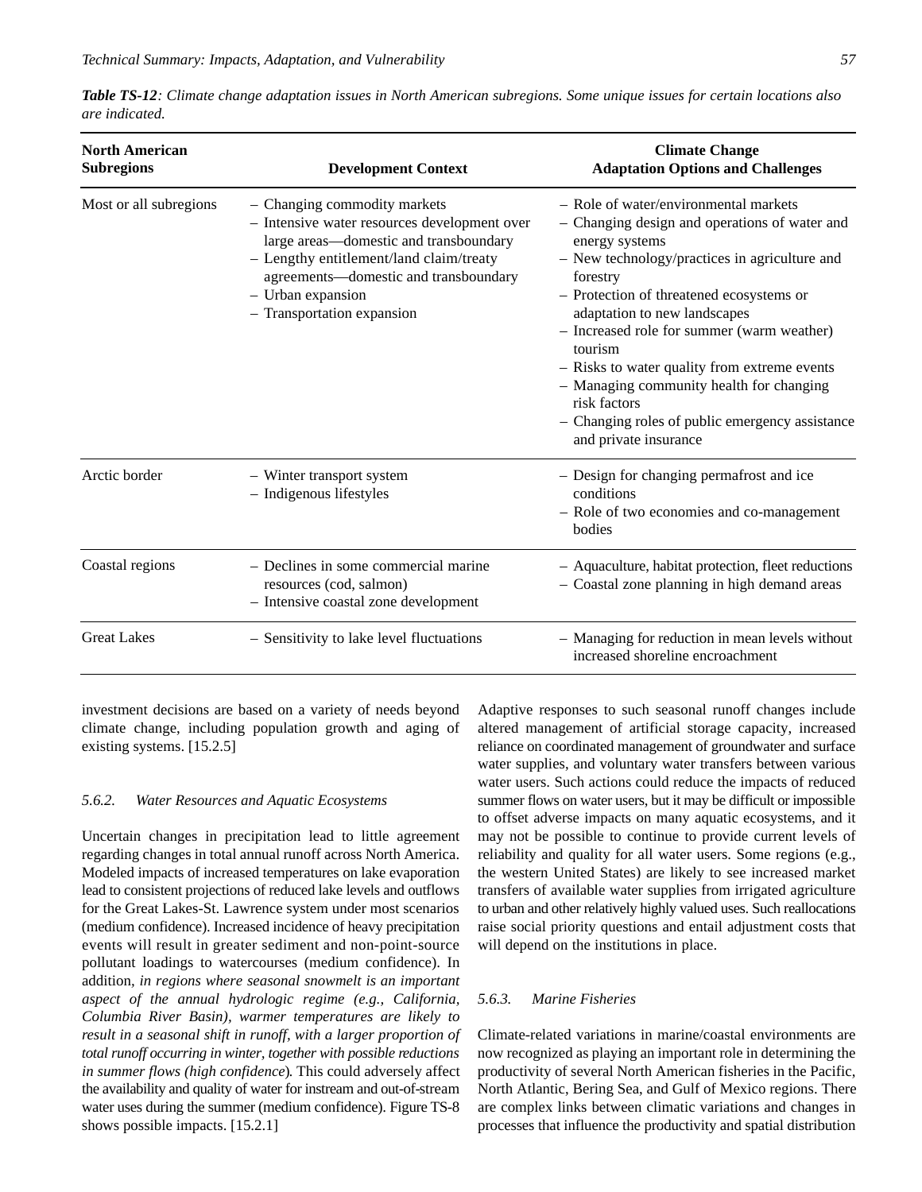*Table TS-12: Climate change adaptation issues in North American subregions. Some unique issues for certain locations also are indicated.*

| North American Subregions | Development Context | Climate Change Adaptation Options and Challenges |
|---|---|---|
| Most or all subregions | – Changing commodity markets<br>– Intensive water resources development over large areas—domestic and transboundary<br>– Lengthy entitlement/land claim/treaty agreements—domestic and transboundary<br>– Urban expansion<br>– Transportation expansion | – Role of water/environmental markets<br>– Changing design and operations of water and energy systems<br>– New technology/practices in agriculture and forestry<br>– Protection of threatened ecosystems or adaptation to new landscapes<br>– Increased role for summer (warm weather) tourism<br>– Risks to water quality from extreme events<br>– Managing community health for changing risk factors<br>– Changing roles of public emergency assistance and private insurance |
| Arctic border | – Winter transport system<br>– Indigenous lifestyles | – Design for changing permafrost and ice conditions<br>– Role of two economies and co-management bodies |
| Coastal regions | – Declines in some commercial marine resources (cod, salmon)<br>– Intensive coastal zone development | – Aquaculture, habitat protection, fleet reductions<br>– Coastal zone planning in high demand areas |
| Great Lakes | – Sensitivity to lake level fluctuations | – Managing for reduction in mean levels without increased shoreline encroachment |

investment decisions are based on a variety of needs beyond climate change, including population growth and aging of existing systems. [15.2.5]

### 5.6.2. Water Resources and Aquatic Ecosystems

Uncertain changes in precipitation lead to little agreement regarding changes in total annual runoff across North America. Modeled impacts of increased temperatures on lake evaporation lead to consistent projections of reduced lake levels and outflows for the Great Lakes-St. Lawrence system under most scenarios (medium confidence). Increased incidence of heavy precipitation events will result in greater sediment and non-point-source pollutant loadings to watercourses (medium confidence). In addition, *in regions where seasonal snowmelt is an important aspect of the annual hydrologic regime (e.g., California, Columbia River Basin), warmer temperatures are likely to result in a seasonal shift in runoff, with a larger proportion of total runoff occurring in winter, together with possible reductions in summer flows (high confidence*). This could adversely affect the availability and quality of water for instream and out-of-stream water uses during the summer (medium confidence). Figure TS-8 shows possible impacts. [15.2.1]

Adaptive responses to such seasonal runoff changes include altered management of artificial storage capacity, increased reliance on coordinated management of groundwater and surface water supplies, and voluntary water transfers between various water users. Such actions could reduce the impacts of reduced summer flows on water users, but it may be difficult or impossible to offset adverse impacts on many aquatic ecosystems, and it may not be possible to continue to provide current levels of reliability and quality for all water users. Some regions (e.g., the western United States) are likely to see increased market transfers of available water supplies from irrigated agriculture to urban and other relatively highly valued uses. Such reallocations raise social priority questions and entail adjustment costs that will depend on the institutions in place.

### 5.6.3. Marine Fisheries

Climate-related variations in marine/coastal environments are now recognized as playing an important role in determining the productivity of several North American fisheries in the Pacific, North Atlantic, Bering Sea, and Gulf of Mexico regions. There are complex links between climatic variations and changes in processes that influence the productivity and spatial distribution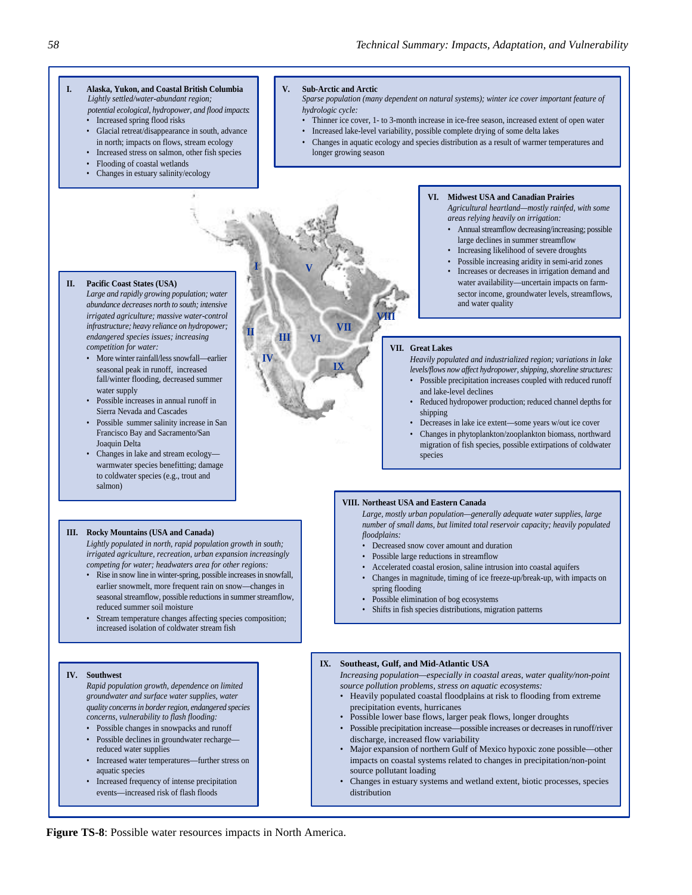**I. Alaska, Yukon, and Coastal British Columbia**

*Lightly settled/water-abundant region; potential ecological, hydropower, and flood impacts:*

- Increased spring flood risks
- Glacial retreat/disappearance in south, advance in north; impacts on flows, stream ecology
- Increased stress on salmon, other fish species
- Flooding of coastal wetlands
- Changes in estuary salinity/ecology

**V. Sub-Arctic and Arctic**

*Sparse population (many dependent on natural systems); winter ice cover important feature of hydrologic cycle:*

- Thinner ice cover, 1- to 3-month increase in ice-free season, increased extent of open water
- Increased lake-level variability, possible complete drying of some delta lakes
- Changes in aquatic ecology and species distribution as a result of warmer temperatures and longer growing season

**VI. Midwest USA and Canadian Prairies**

*Agricultural heartland—mostly rainfed, with some areas relying heavily on irrigation:*

- Annual streamflow decreasing/increasing; possible large declines in summer streamflow
- Increasing likelihood of severe droughts
- Possible increasing aridity in semi-arid zones
- Increases or decreases in irrigation demand and water availability—uncertain impacts on farm-sector income, groundwater levels, streamflows, and water quality

**II. Pacific Coast States (USA)**

*Large and rapidly growing population; water abundance decreases north to south; intensive irrigated agriculture; massive water-control infrastructure; heavy reliance on hydropower; endangered species issues; increasing competition for water:*

- More winter rainfall/less snowfall—earlier seasonal peak in runoff, increased fall/winter flooding, decreased summer water supply
- Possible increases in annual runoff in Sierra Nevada and Cascades
- Possible summer salinity increase in San Francisco Bay and Sacramento/San Joaquin Delta
- Changes in lake and stream ecology—warmwater species benefitting; damage to coldwater species (e.g., trout and salmon)

**VII. Great Lakes**

*Heavily populated and industrialized region; variations in lake levels/flows now affect hydropower, shipping, shoreline structures:*

- Possible precipitation increases coupled with reduced runoff and lake-level declines
- Reduced hydropower production; reduced channel depths for shipping
- Decreases in lake ice extent—some years w/out ice cover
- Changes in phytoplankton/zooplankton biomass, northward migration of fish species, possible extirpations of coldwater species

**VIII. Northeast USA and Eastern Canada**

*Large, mostly urban population—generally adequate water supplies, large number of small dams, but limited total reservoir capacity; heavily populated floodplains:*

- Decreased snow cover amount and duration
- Possible large reductions in streamflow
- Accelerated coastal erosion, saline intrusion into coastal aquifers
- Changes in magnitude, timing of ice freeze-up/break-up, with impacts on spring flooding
- Possible elimination of bog ecosystems
- Shifts in fish species distributions, migration patterns

**III. Rocky Mountains (USA and Canada)**

*Lightly populated in north, rapid population growth in south; irrigated agriculture, recreation, urban expansion increasingly competing for water; headwaters area for other regions:*

- Rise in snow line in winter-spring, possible increases in snowfall, earlier snowmelt, more frequent rain on snow—changes in seasonal streamflow, possible reductions in summer streamflow, reduced summer soil moisture
- Stream temperature changes affecting species composition; increased isolation of coldwater stream fish

**IV. Southwest**

*Rapid population growth, dependence on limited groundwater and surface water supplies, water quality concerns in border region, endangered species concerns, vulnerability to flash flooding:*

- Possible changes in snowpacks and runoff
- Possible declines in groundwater recharge—reduced water supplies
- Increased water temperatures—further stress on aquatic species
- Increased frequency of intense precipitation events—increased risk of flash floods

**IX. Southeast, Gulf, and Mid-Atlantic USA**

*Increasing population—especially in coastal areas, water quality/non-point source pollution problems, stress on aquatic ecosystems:*

- Heavily populated coastal floodplains at risk to flooding from extreme precipitation events, hurricanes
- Possible lower base flows, larger peak flows, longer droughts
- Possible precipitation increase—possible increases or decreases in runoff/river discharge, increased flow variability
- Major expansion of northern Gulf of Mexico hypoxic zone possible—other impacts on coastal systems related to changes in precipitation/non-point source pollutant loading
- Changes in estuary systems and wetland extent, biotic processes, species distribution

I
V
II
III
VI
VII
VIII
IV
IX

**Figure TS-8**: Possible water resources impacts in North America.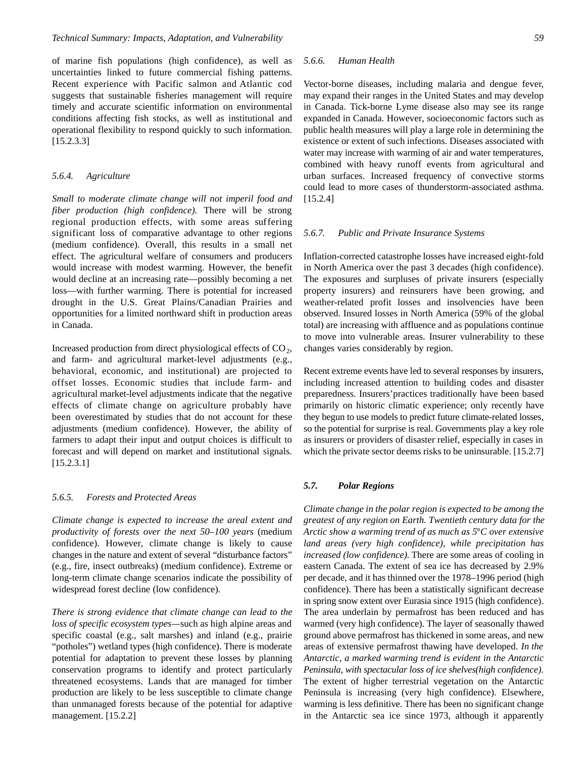of marine fish populations (high confidence), as well as uncertainties linked to future commercial fishing patterns. Recent experience with Pacific salmon and Atlantic cod suggests that sustainable fisheries management will require timely and accurate scientific information on environmental conditions affecting fish stocks, as well as institutional and operational flexibility to respond quickly to such information. [15.2.3.3]

#### *5.6.4. Agriculture*

*Small to moderate climate change will not imperil food and fiber production (high confidence).* There will be strong regional production effects, with some areas suffering significant loss of comparative advantage to other regions (medium confidence). Overall, this results in a small net effect. The agricultural welfare of consumers and producers would increase with modest warming. However, the benefit would decline at an increasing rate—possibly becoming a net loss—with further warming. There is potential for increased drought in the U.S. Great Plains/Canadian Prairies and opportunities for a limited northward shift in production areas in Canada.

Increased production from direct physiological effects of $CO_2$, and farm- and agricultural market-level adjustments (e.g., behavioral, economic, and institutional) are projected to offset losses. Economic studies that include farm- and agricultural market-level adjustments indicate that the negative effects of climate change on agriculture probably have been overestimated by studies that do not account for these adjustments (medium confidence). However, the ability of farmers to adapt their input and output choices is difficult to forecast and will depend on market and institutional signals. [15.2.3.1]

#### *5.6.5. Forests and Protected Areas*

*Climate change is expected to increase the areal extent and productivity of forests over the next 50–100 years* (medium confidence). However, climate change is likely to cause changes in the nature and extent of several "disturbance factors" (e.g., fire, insect outbreaks) (medium confidence). Extreme or long-term climate change scenarios indicate the possibility of widespread forest decline (low confidence).

*There is strong evidence that climate change can lead to the loss of specific ecosystem types*—such as high alpine areas and specific coastal (e.g., salt marshes) and inland (e.g., prairie "potholes") wetland types (high confidence). There is moderate potential for adaptation to prevent these losses by planning conservation programs to identify and protect particularly threatened ecosystems. Lands that are managed for timber production are likely to be less susceptible to climate change than unmanaged forests because of the potential for adaptive management. [15.2.2]

#### *5.6.6. Human Health*

Vector-borne diseases, including malaria and dengue fever, may expand their ranges in the United States and may develop in Canada. Tick-borne Lyme disease also may see its range expanded in Canada. However, socioeconomic factors such as public health measures will play a large role in determining the existence or extent of such infections. Diseases associated with water may increase with warming of air and water temperatures, combined with heavy runoff events from agricultural and urban surfaces. Increased frequency of convective storms could lead to more cases of thunderstorm-associated asthma. [15.2.4]

#### *5.6.7. Public and Private Insurance Systems*

Inflation-corrected catastrophe losses have increased eight-fold in North America over the past 3 decades (high confidence). The exposures and surpluses of private insurers (especially property insurers) and reinsurers have been growing, and weather-related profit losses and insolvencies have been observed. Insured losses in North America (59% of the global total) are increasing with affluence and as populations continue to move into vulnerable areas. Insurer vulnerability to these changes varies considerably by region.

Recent extreme events have led to several responses by insurers, including increased attention to building codes and disaster preparedness. Insurers' practices traditionally have been based primarily on historic climatic experience; only recently have they begun to use models to predict future climate-related losses, so the potential for surprise is real. Governments play a key role as insurers or providers of disaster relief, especially in cases in which the private sector deems risks to be uninsurable. [15.2.7]

### *5.7. Polar Regions*

*Climate change in the polar region is expected to be among the greatest of any region on Earth. Twentieth century data for the Arctic show a warming trend of as much as 5°C over extensive land areas (very high confidence), while precipitation has increased (low confidence).* There are some areas of cooling in eastern Canada. The extent of sea ice has decreased by 2.9% per decade, and it has thinned over the 1978–1996 period (high confidence). There has been a statistically significant decrease in spring snow extent over Eurasia since 1915 (high confidence). The area underlain by permafrost has been reduced and has warmed (very high confidence). The layer of seasonally thawed ground above permafrost has thickened in some areas, and new areas of extensive permafrost thawing have developed. *In the Antarctic, a marked warming trend is evident in the Antarctic Peninsula, with spectacular loss of ice shelves(high confidence).* The extent of higher terrestrial vegetation on the Antarctic Peninsula is increasing (very high confidence). Elsewhere, warming is less definitive. There has been no significant change in the Antarctic sea ice since 1973, although it apparently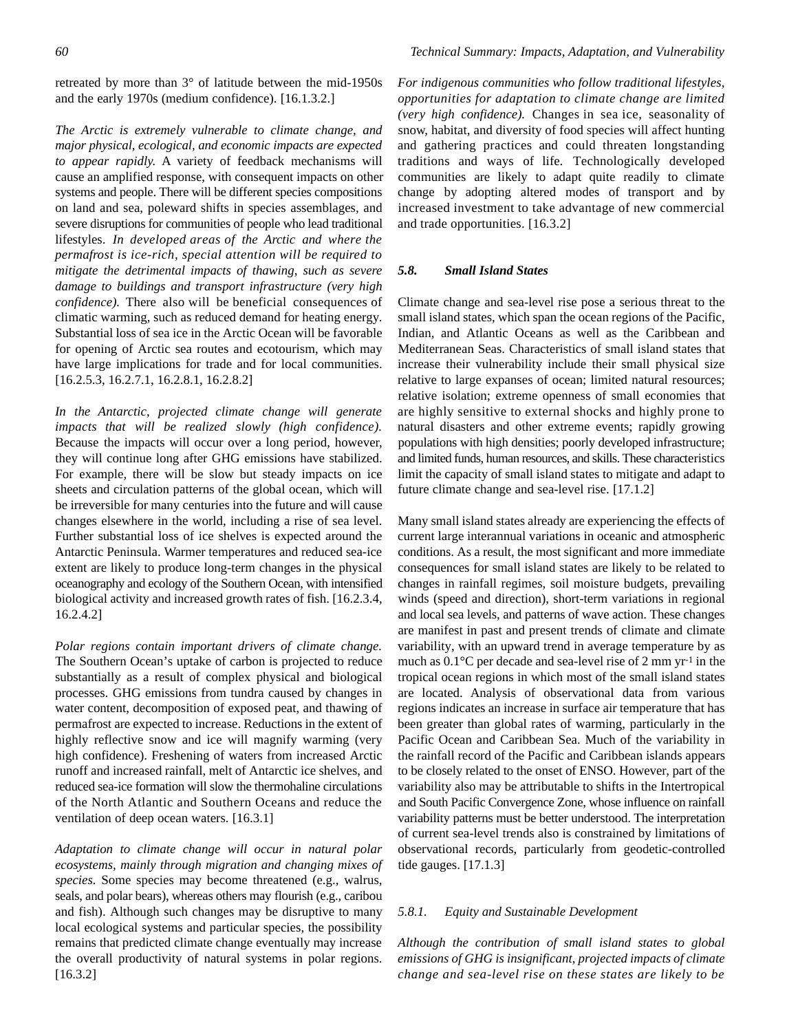retreated by more than 3° of latitude between the mid-1950s and the early 1970s (medium confidence). [16.1.3.2.]

*The Arctic is extremely vulnerable to climate change, and major physical, ecological, and economic impacts are expected to appear rapidly.* A variety of feedback mechanisms will cause an amplified response, with consequent impacts on other systems and people. There will be different species compositions on land and sea, poleward shifts in species assemblages, and severe disruptions for communities of people who lead traditional lifestyles. *In developed areas of the Arctic and where the permafrost is ice-rich, special attention will be required to mitigate the detrimental impacts of thawing, such as severe damage to buildings and transport infrastructure (very high confidence).* There also will be beneficial consequences of climatic warming, such as reduced demand for heating energy. Substantial loss of sea ice in the Arctic Ocean will be favorable for opening of Arctic sea routes and ecotourism, which may have large implications for trade and for local communities. [16.2.5.3, 16.2.7.1, 16.2.8.1, 16.2.8.2]

*In the Antarctic, projected climate change will generate impacts that will be realized slowly (high confidence).* Because the impacts will occur over a long period, however, they will continue long after GHG emissions have stabilized. For example, there will be slow but steady impacts on ice sheets and circulation patterns of the global ocean, which will be irreversible for many centuries into the future and will cause changes elsewhere in the world, including a rise of sea level. Further substantial loss of ice shelves is expected around the Antarctic Peninsula. Warmer temperatures and reduced sea-ice extent are likely to produce long-term changes in the physical oceanography and ecology of the Southern Ocean, with intensified biological activity and increased growth rates of fish. [16.2.3.4, 16.2.4.2]

*Polar regions contain important drivers of climate change.* The Southern Ocean's uptake of carbon is projected to reduce substantially as a result of complex physical and biological processes. GHG emissions from tundra caused by changes in water content, decomposition of exposed peat, and thawing of permafrost are expected to increase. Reductions in the extent of highly reflective snow and ice will magnify warming (very high confidence). Freshening of waters from increased Arctic runoff and increased rainfall, melt of Antarctic ice shelves, and reduced sea-ice formation will slow the thermohaline circulations of the North Atlantic and Southern Oceans and reduce the ventilation of deep ocean waters. [16.3.1]

*Adaptation to climate change will occur in natural polar ecosystems, mainly through migration and changing mixes of species.* Some species may become threatened (e.g., walrus, seals, and polar bears), whereas others may flourish (e.g., caribou and fish). Although such changes may be disruptive to many local ecological systems and particular species, the possibility remains that predicted climate change eventually may increase the overall productivity of natural systems in polar regions. [16.3.2]

*For indigenous communities who follow traditional lifestyles, opportunities for adaptation to climate change are limited (very high confidence).* Changes in sea ice, seasonality of snow, habitat, and diversity of food species will affect hunting and gathering practices and could threaten longstanding traditions and ways of life. Technologically developed communities are likely to adapt quite readily to climate change by adopting altered modes of transport and by increased investment to take advantage of new commercial and trade opportunities. [16.3.2]

### *5.8. Small Island States*

Climate change and sea-level rise pose a serious threat to the small island states, which span the ocean regions of the Pacific, Indian, and Atlantic Oceans as well as the Caribbean and Mediterranean Seas. Characteristics of small island states that increase their vulnerability include their small physical size relative to large expanses of ocean; limited natural resources; relative isolation; extreme openness of small economies that are highly sensitive to external shocks and highly prone to natural disasters and other extreme events; rapidly growing populations with high densities; poorly developed infrastructure; and limited funds, human resources, and skills. These characteristics limit the capacity of small island states to mitigate and adapt to future climate change and sea-level rise. [17.1.2]

Many small island states already are experiencing the effects of current large interannual variations in oceanic and atmospheric conditions. As a result, the most significant and more immediate consequences for small island states are likely to be related to changes in rainfall regimes, soil moisture budgets, prevailing winds (speed and direction), short-term variations in regional and local sea levels, and patterns of wave action. These changes are manifest in past and present trends of climate and climate variability, with an upward trend in average temperature by as much as 0.1°C per decade and sea-level rise of 2 mm $yr^{-1}$ in the tropical ocean regions in which most of the small island states are located. Analysis of observational data from various regions indicates an increase in surface air temperature that has been greater than global rates of warming, particularly in the Pacific Ocean and Caribbean Sea. Much of the variability in the rainfall record of the Pacific and Caribbean islands appears to be closely related to the onset of ENSO. However, part of the variability also may be attributable to shifts in the Intertropical and South Pacific Convergence Zone, whose influence on rainfall variability patterns must be better understood. The interpretation of current sea-level trends also is constrained by limitations of observational records, particularly from geodetic-controlled tide gauges. [17.1.3]

#### *5.8.1. Equity and Sustainable Development*

*Although the contribution of small island states to global emissions of GHG is insignificant, projected impacts of climate change and sea-level rise on these states are likely to be*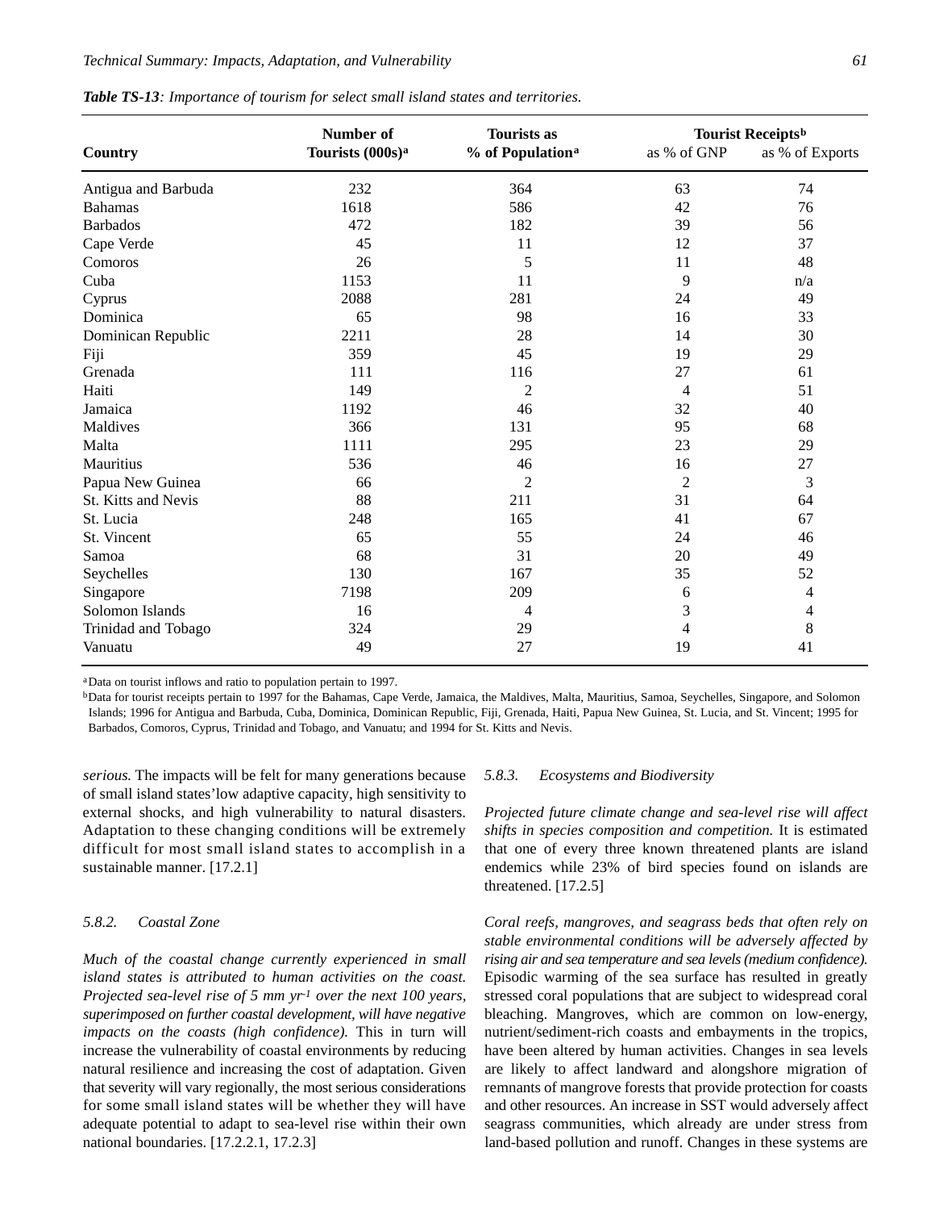*Table TS-13: Importance of tourism for select small island states and territories.*

| Country | Number of Tourists (000s)[a] | Tourists as % of Population[a] | Tourist Receipts[b] as % of GNP | Tourist Receipts[b] as % of Exports |
|---|---|---|---|---|
| Antigua and Barbuda | 232 | 364 | 63 | 74 |
| Bahamas | 1618 | 586 | 42 | 76 |
| Barbados | 472 | 182 | 39 | 56 |
| Cape Verde | 45 | 11 | 12 | 37 |
| Comoros | 26 | 5 | 11 | 48 |
| Cuba | 1153 | 11 | 9 | n/a |
| Cyprus | 2088 | 281 | 24 | 49 |
| Dominica | 65 | 98 | 16 | 33 |
| Dominican Republic | 2211 | 28 | 14 | 30 |
| Fiji | 359 | 45 | 19 | 29 |
| Grenada | 111 | 116 | 27 | 61 |
| Haiti | 149 | 2 | 4 | 51 |
| Jamaica | 1192 | 46 | 32 | 40 |
| Maldives | 366 | 131 | 95 | 68 |
| Malta | 1111 | 295 | 23 | 29 |
| Mauritius | 536 | 46 | 16 | 27 |
| Papua New Guinea | 66 | 2 | 2 | 3 |
| St. Kitts and Nevis | 88 | 211 | 31 | 64 |
| St. Lucia | 248 | 165 | 41 | 67 |
| St. Vincent | 65 | 55 | 24 | 46 |
| Samoa | 68 | 31 | 20 | 49 |
| Seychelles | 130 | 167 | 35 | 52 |
| Singapore | 7198 | 209 | 6 | 4 |
| Solomon Islands | 16 | 4 | 3 | 4 |
| Trinidad and Tobago | 324 | 29 | 4 | 8 |
| Vanuatu | 49 | 27 | 19 | 41 |

[a] Data on tourist inflows and ratio to population pertain to 1997.

[b] Data for tourist receipts pertain to 1997 for the Bahamas, Cape Verde, Jamaica, the Maldives, Malta, Mauritius, Samoa, Seychelles, Singapore, and Solomon Islands; 1996 for Antigua and Barbuda, Cuba, Dominica, Dominican Republic, Fiji, Grenada, Haiti, Papua New Guinea, St. Lucia, and St. Vincent; 1995 for Barbados, Comoros, Cyprus, Trinidad and Tobago, and Vanuatu; and 1994 for St. Kitts and Nevis.

*serious.* The impacts will be felt for many generations because of small island states' low adaptive capacity, high sensitivity to external shocks, and high vulnerability to natural disasters. Adaptation to these changing conditions will be extremely difficult for most small island states to accomplish in a sustainable manner. [17.2.1]

### 5.8.2. Coastal Zone

*Much of the coastal change currently experienced in small island states is attributed to human activities on the coast. Projected sea-level rise of 5 mm yr$^{-1}$ over the next 100 years, superimposed on further coastal development, will have negative impacts on the coasts (high confidence).* This in turn will increase the vulnerability of coastal environments by reducing natural resilience and increasing the cost of adaptation. Given that severity will vary regionally, the most serious considerations for some small island states will be whether they will have adequate potential to adapt to sea-level rise within their own national boundaries. [17.2.2.1, 17.2.3]

### 5.8.3. Ecosystems and Biodiversity

*Projected future climate change and sea-level rise will affect shifts in species composition and competition.* It is estimated that one of every three known threatened plants are island endemics while 23% of bird species found on islands are threatened. [17.2.5]

*Coral reefs, mangroves, and seagrass beds that often rely on stable environmental conditions will be adversely affected by rising air and sea temperature and sea levels (medium confidence).* Episodic warming of the sea surface has resulted in greatly stressed coral populations that are subject to widespread coral bleaching. Mangroves, which are common on low-energy, nutrient/sediment-rich coasts and embayments in the tropics, have been altered by human activities. Changes in sea levels are likely to affect landward and alongshore migration of remnants of mangrove forests that provide protection for coasts and other resources. An increase in SST would adversely affect seagrass communities, which already are under stress from land-based pollution and runoff. Changes in these systems are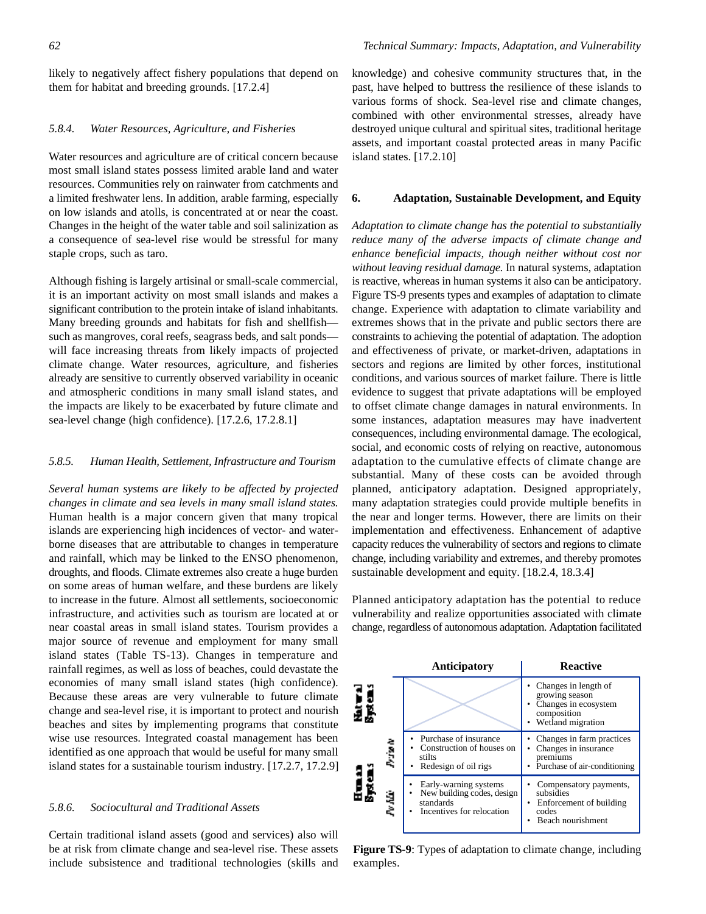likely to negatively affect fishery populations that depend on them for habitat and breeding grounds. [17.2.4]

### 5.8.4. Water Resources, Agriculture, and Fisheries

Water resources and agriculture are of critical concern because most small island states possess limited arable land and water resources. Communities rely on rainwater from catchments and a limited freshwater lens. In addition, arable farming, especially on low islands and atolls, is concentrated at or near the coast. Changes in the height of the water table and soil salinization as a consequence of sea-level rise would be stressful for many staple crops, such as taro.

Although fishing is largely artisinal or small-scale commercial, it is an important activity on most small islands and makes a significant contribution to the protein intake of island inhabitants. Many breeding grounds and habitats for fish and shellfish—such as mangroves, coral reefs, seagrass beds, and salt ponds—will face increasing threats from likely impacts of projected climate change. Water resources, agriculture, and fisheries already are sensitive to currently observed variability in oceanic and atmospheric conditions in many small island states, and the impacts are likely to be exacerbated by future climate and sea-level change (high confidence). [17.2.6, 17.2.8.1]

### 5.8.5. Human Health, Settlement, Infrastructure and Tourism

*Several human systems are likely to be affected by projected changes in climate and sea levels in many small island states.* Human health is a major concern given that many tropical islands are experiencing high incidences of vector- and water-borne diseases that are attributable to changes in temperature and rainfall, which may be linked to the ENSO phenomenon, droughts, and floods. Climate extremes also create a huge burden on some areas of human welfare, and these burdens are likely to increase in the future. Almost all settlements, socioeconomic infrastructure, and activities such as tourism are located at or near coastal areas in small island states. Tourism provides a major source of revenue and employment for many small island states (Table TS-13). Changes in temperature and rainfall regimes, as well as loss of beaches, could devastate the economies of many small island states (high confidence). Because these areas are very vulnerable to future climate change and sea-level rise, it is important to protect and nourish beaches and sites by implementing programs that constitute wise use resources. Integrated coastal management has been identified as one approach that would be useful for many small island states for a sustainable tourism industry. [17.2.7, 17.2.9]

### 5.8.6. Sociocultural and Traditional Assets

Certain traditional island assets (good and services) also will be at risk from climate change and sea-level rise. These assets include subsistence and traditional technologies (skills and knowledge) and cohesive community structures that, in the past, have helped to buttress the resilience of these islands to various forms of shock. Sea-level rise and climate changes, combined with other environmental stresses, already have destroyed unique cultural and spiritual sites, traditional heritage assets, and important coastal protected areas in many Pacific island states. [17.2.10]

## 6. Adaptation, Sustainable Development, and Equity

*Adaptation to climate change has the potential to substantially reduce many of the adverse impacts of climate change and enhance beneficial impacts, though neither without cost nor without leaving residual damage.* In natural systems, adaptation is reactive, whereas in human systems it also can be anticipatory. Figure TS-9 presents types and examples of adaptation to climate change. Experience with adaptation to climate variability and extremes shows that in the private and public sectors there are constraints to achieving the potential of adaptation. The adoption and effectiveness of private, or market-driven, adaptations in sectors and regions are limited by other forces, institutional conditions, and various sources of market failure. There is little evidence to suggest that private adaptations will be employed to offset climate change damages in natural environments. In some instances, adaptation measures may have inadvertent consequences, including environmental damage. The ecological, social, and economic costs of relying on reactive, autonomous adaptation to the cumulative effects of climate change are substantial. Many of these costs can be avoided through planned, anticipatory adaptation. Designed appropriately, many adaptation strategies could provide multiple benefits in the near and longer terms. However, there are limits on their implementation and effectiveness. Enhancement of adaptive capacity reduces the vulnerability of sectors and regions to climate change, including variability and extremes, and thereby promotes sustainable development and equity. [18.2.4, 18.3.4]

Planned anticipatory adaptation has the potential to reduce vulnerability and realize opportunities associated with climate change, regardless of autonomous adaptation. Adaptation facilitated

| | | Anticipatory | Reactive |
|---|---|---|---|
| Natural Systems | | | • Changes in length of growing season<br>• Changes in ecosystem composition<br>• Wetland migration |
| Human Systems | Private | • Purchase of insurance<br>• Construction of houses on stilts<br>• Redesign of oil rigs | • Changes in farm practices<br>• Changes in insurance premiums<br>• Purchase of air-conditioning |
| | Public | • Early-warning systems<br>• New building codes, design standards<br>• Incentives for relocation | • Compensatory payments, subsidies<br>• Enforcement of building codes<br>• Beach nourishment |

**Figure TS-9**: Types of adaptation to climate change, including examples.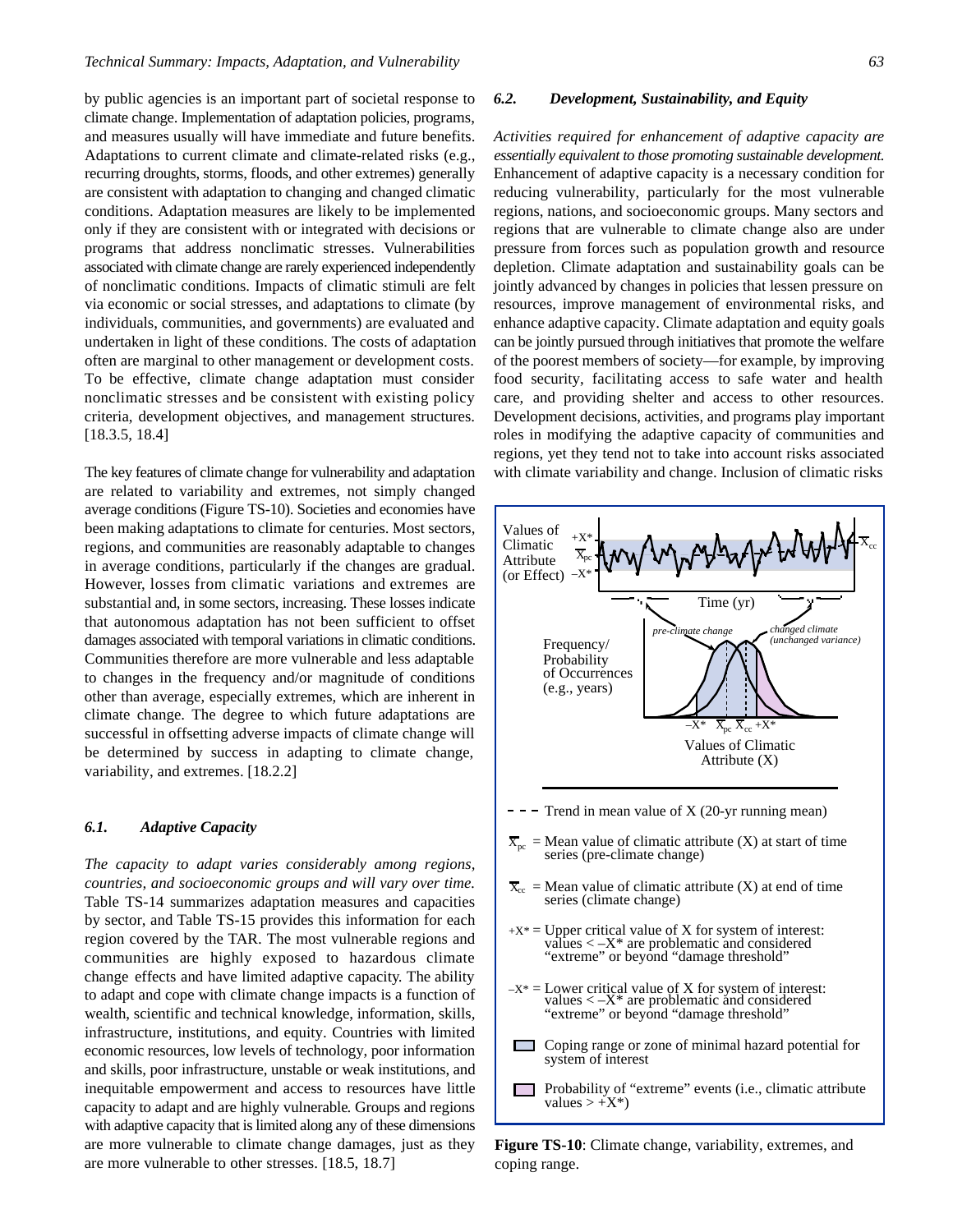by public agencies is an important part of societal response to climate change. Implementation of adaptation policies, programs, and measures usually will have immediate and future benefits. Adaptations to current climate and climate-related risks (e.g., recurring droughts, storms, floods, and other extremes) generally are consistent with adaptation to changing and changed climatic conditions. Adaptation measures are likely to be implemented only if they are consistent with or integrated with decisions or programs that address nonclimatic stresses. Vulnerabilities associated with climate change are rarely experienced independently of nonclimatic conditions. Impacts of climatic stimuli are felt via economic or social stresses, and adaptations to climate (by individuals, communities, and governments) are evaluated and undertaken in light of these conditions. The costs of adaptation often are marginal to other management or development costs. To be effective, climate change adaptation must consider nonclimatic stresses and be consistent with existing policy criteria, development objectives, and management structures. [18.3.5, 18.4]

The key features of climate change for vulnerability and adaptation are related to variability and extremes, not simply changed average conditions (Figure TS-10). Societies and economies have been making adaptations to climate for centuries. Most sectors, regions, and communities are reasonably adaptable to changes in average conditions, particularly if the changes are gradual. However, losses from climatic variations and extremes are substantial and, in some sectors, increasing. These losses indicate that autonomous adaptation has not been sufficient to offset damages associated with temporal variations in climatic conditions. Communities therefore are more vulnerable and less adaptable to changes in the frequency and/or magnitude of conditions other than average, especially extremes, which are inherent in climate change. The degree to which future adaptations are successful in offsetting adverse impacts of climate change will be determined by success in adapting to climate change, variability, and extremes. [18.2.2]

### 6.1. Adaptive Capacity

*The capacity to adapt varies considerably among regions, countries, and socioeconomic groups and will vary over time.* Table TS-14 summarizes adaptation measures and capacities by sector, and Table TS-15 provides this information for each region covered by the TAR. The most vulnerable regions and communities are highly exposed to hazardous climate change effects and have limited adaptive capacity. The ability to adapt and cope with climate change impacts is a function of wealth, scientific and technical knowledge, information, skills, infrastructure, institutions, and equity. Countries with limited economic resources, low levels of technology, poor information and skills, poor infrastructure, unstable or weak institutions, and inequitable empowerment and access to resources have little capacity to adapt and are highly vulnerable. Groups and regions with adaptive capacity that is limited along any of these dimensions are more vulnerable to climate change damages, just as they are more vulnerable to other stresses. [18.5, 18.7]

### 6.2. Development, Sustainability, and Equity

*Activities required for enhancement of adaptive capacity are essentially equivalent to those promoting sustainable development.* Enhancement of adaptive capacity is a necessary condition for reducing vulnerability, particularly for the most vulnerable regions, nations, and socioeconomic groups. Many sectors and regions that are vulnerable to climate change also are under pressure from forces such as population growth and resource depletion. Climate adaptation and sustainability goals can be jointly advanced by changes in policies that lessen pressure on resources, improve management of environmental risks, and enhance adaptive capacity. Climate adaptation and equity goals can be jointly pursued through initiatives that promote the welfare of the poorest members of society—for example, by improving food security, facilitating access to safe water and health care, and providing shelter and access to other resources. Development decisions, activities, and programs play important roles in modifying the adaptive capacity of communities and regions, yet they tend not to take into account risks associated with climate variability and change. Inclusion of climatic risks

- - - Trend in mean value of X (20-yr running mean)

$\overline{X}_{pc}$ = Mean value of climatic attribute (X) at start of time series (pre-climate change)

$\overline{X}_{cc}$ = Mean value of climatic attribute (X) at end of time series (climate change)

+X* = Upper critical value of X for system of interest: values < –X* are problematic and considered "extreme" or beyond "damage threshold"

–X* = Lower critical value of X for system of interest: values < –X* are problematic and considered "extreme" or beyond "damage threshold"

Coping range or zone of minimal hazard potential for system of interest

Probability of "extreme" events (i.e., climatic attribute values > +X*)

**Figure TS-10**: Climate change, variability, extremes, and coping range.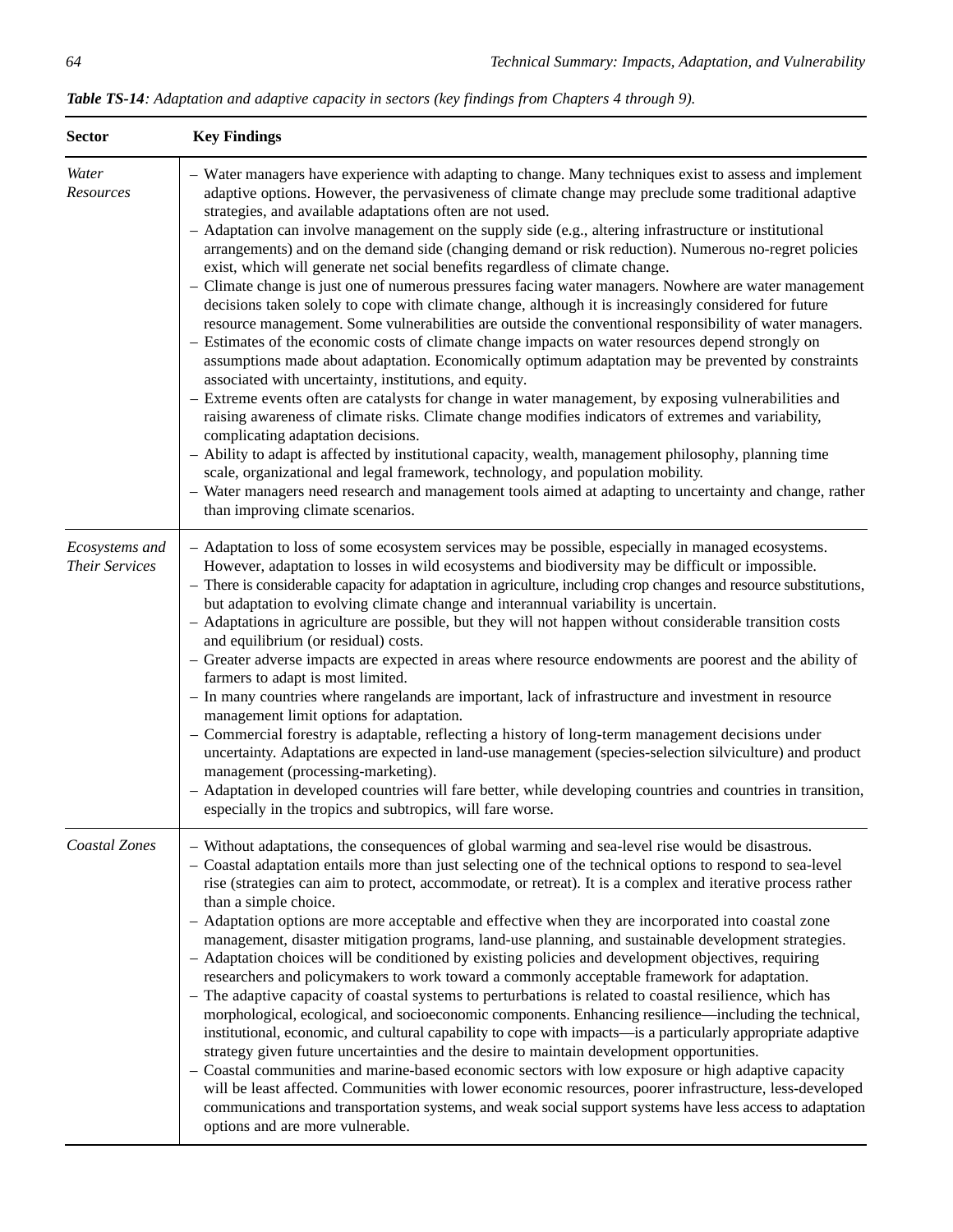*Table TS-14: Adaptation and adaptive capacity in sectors (key findings from Chapters 4 through 9).*

| Sector | Key Findings |
|---|---|
| *Water Resources* | – Water managers have experience with adapting to change. Many techniques exist to assess and implement adaptive options. However, the pervasiveness of climate change may preclude some traditional adaptive strategies, and available adaptations often are not used.<br>– Adaptation can involve management on the supply side (e.g., altering infrastructure or institutional arrangements) and on the demand side (changing demand or risk reduction). Numerous no-regret policies exist, which will generate net social benefits regardless of climate change.<br>– Climate change is just one of numerous pressures facing water managers. Nowhere are water management decisions taken solely to cope with climate change, although it is increasingly considered for future resource management. Some vulnerabilities are outside the conventional responsibility of water managers.<br>– Estimates of the economic costs of climate change impacts on water resources depend strongly on assumptions made about adaptation. Economically optimum adaptation may be prevented by constraints associated with uncertainty, institutions, and equity.<br>– Extreme events often are catalysts for change in water management, by exposing vulnerabilities and raising awareness of climate risks. Climate change modifies indicators of extremes and variability, complicating adaptation decisions.<br>– Ability to adapt is affected by institutional capacity, wealth, management philosophy, planning time scale, organizational and legal framework, technology, and population mobility.<br>– Water managers need research and management tools aimed at adapting to uncertainty and change, rather than improving climate scenarios. |
| *Ecosystems and Their Services* | – Adaptation to loss of some ecosystem services may be possible, especially in managed ecosystems. However, adaptation to losses in wild ecosystems and biodiversity may be difficult or impossible.<br>– There is considerable capacity for adaptation in agriculture, including crop changes and resource substitutions, but adaptation to evolving climate change and interannual variability is uncertain.<br>– Adaptations in agriculture are possible, but they will not happen without considerable transition costs and equilibrium (or residual) costs.<br>– Greater adverse impacts are expected in areas where resource endowments are poorest and the ability of farmers to adapt is most limited.<br>– In many countries where rangelands are important, lack of infrastructure and investment in resource management limit options for adaptation.<br>– Commercial forestry is adaptable, reflecting a history of long-term management decisions under uncertainty. Adaptations are expected in land-use management (species-selection silviculture) and product management (processing-marketing).<br>– Adaptation in developed countries will fare better, while developing countries and countries in transition, especially in the tropics and subtropics, will fare worse. |
| *Coastal Zones* | – Without adaptations, the consequences of global warming and sea-level rise would be disastrous.<br>– Coastal adaptation entails more than just selecting one of the technical options to respond to sea-level rise (strategies can aim to protect, accommodate, or retreat). It is a complex and iterative process rather than a simple choice.<br>– Adaptation options are more acceptable and effective when they are incorporated into coastal zone management, disaster mitigation programs, land-use planning, and sustainable development strategies.<br>– Adaptation choices will be conditioned by existing policies and development objectives, requiring researchers and policymakers to work toward a commonly acceptable framework for adaptation.<br>– The adaptive capacity of coastal systems to perturbations is related to coastal resilience, which has morphological, ecological, and socioeconomic components. Enhancing resilience—including the technical, institutional, economic, and cultural capability to cope with impacts—is a particularly appropriate adaptive strategy given future uncertainties and the desire to maintain development opportunities.<br>– Coastal communities and marine-based economic sectors with low exposure or high adaptive capacity will be least affected. Communities with lower economic resources, poorer infrastructure, less-developed communications and transportation systems, and weak social support systems have less access to adaptation options and are more vulnerable. |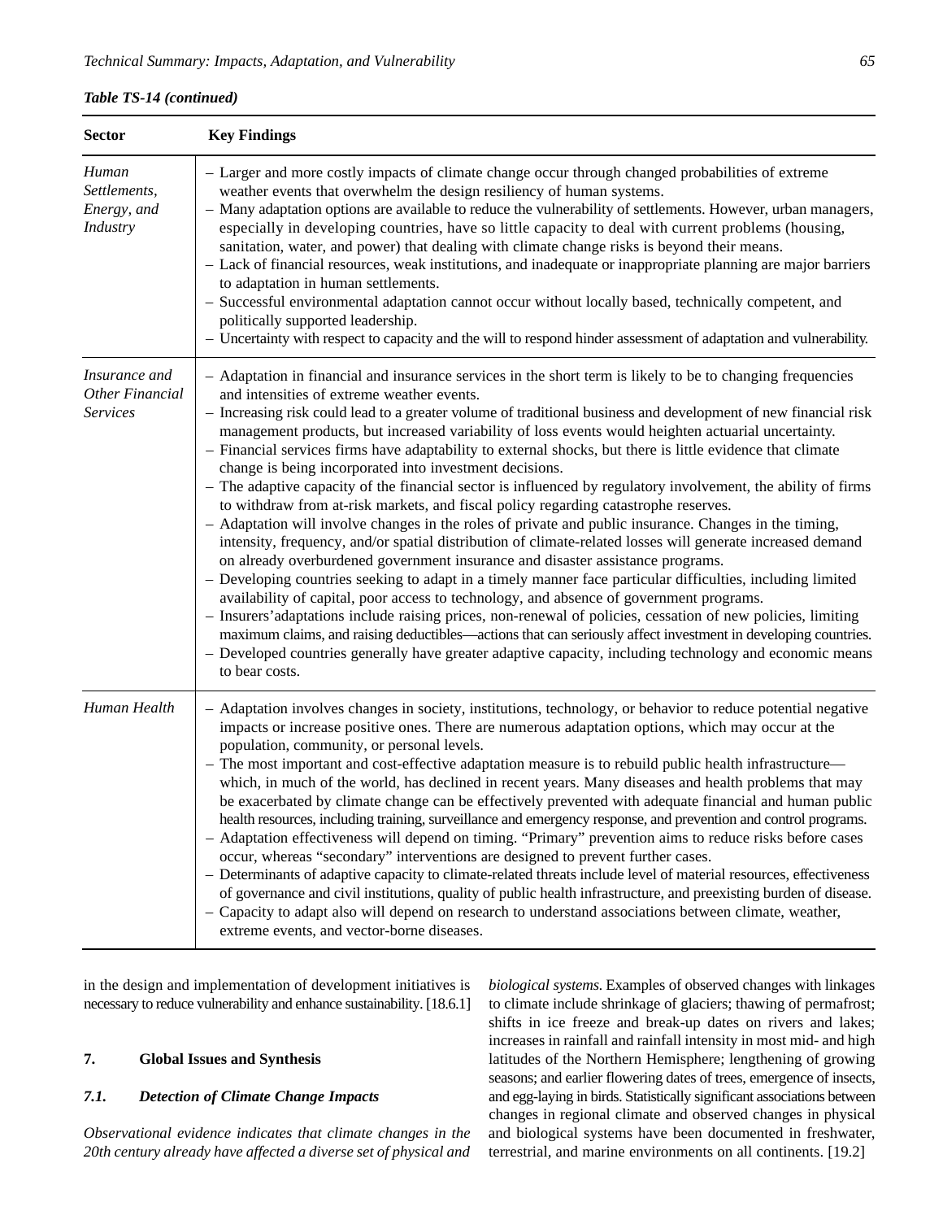***Table TS-14 (continued)***

| Sector | Key Findings |
| --- | --- |
| *Human Settlements, Energy, and Industry* | – Larger and more costly impacts of climate change occur through changed probabilities of extreme weather events that overwhelm the design resiliency of human systems.<br>– Many adaptation options are available to reduce the vulnerability of settlements. However, urban managers, especially in developing countries, have so little capacity to deal with current problems (housing, sanitation, water, and power) that dealing with climate change risks is beyond their means.<br>– Lack of financial resources, weak institutions, and inadequate or inappropriate planning are major barriers to adaptation in human settlements.<br>– Successful environmental adaptation cannot occur without locally based, technically competent, and politically supported leadership.<br>– Uncertainty with respect to capacity and the will to respond hinder assessment of adaptation and vulnerability. |
| *Insurance and Other Financial Services* | – Adaptation in financial and insurance services in the short term is likely to be to changing frequencies and intensities of extreme weather events.<br>– Increasing risk could lead to a greater volume of traditional business and development of new financial risk management products, but increased variability of loss events would heighten actuarial uncertainty.<br>– Financial services firms have adaptability to external shocks, but there is little evidence that climate change is being incorporated into investment decisions.<br>– The adaptive capacity of the financial sector is influenced by regulatory involvement, the ability of firms to withdraw from at-risk markets, and fiscal policy regarding catastrophe reserves.<br>– Adaptation will involve changes in the roles of private and public insurance. Changes in the timing, intensity, frequency, and/or spatial distribution of climate-related losses will generate increased demand on already overburdened government insurance and disaster assistance programs.<br>– Developing countries seeking to adapt in a timely manner face particular difficulties, including limited availability of capital, poor access to technology, and absence of government programs.<br>– Insurers' adaptations include raising prices, non-renewal of policies, cessation of new policies, limiting maximum claims, and raising deductibles—actions that can seriously affect investment in developing countries.<br>– Developed countries generally have greater adaptive capacity, including technology and economic means to bear costs. |
| *Human Health* | – Adaptation involves changes in society, institutions, technology, or behavior to reduce potential negative impacts or increase positive ones. There are numerous adaptation options, which may occur at the population, community, or personal levels.<br>– The most important and cost-effective adaptation measure is to rebuild public health infrastructure—which, in much of the world, has declined in recent years. Many diseases and health problems that may be exacerbated by climate change can be effectively prevented with adequate financial and human public health resources, including training, surveillance and emergency response, and prevention and control programs.<br>– Adaptation effectiveness will depend on timing. "Primary" prevention aims to reduce risks before cases occur, whereas "secondary" interventions are designed to prevent further cases.<br>– Determinants of adaptive capacity to climate-related threats include level of material resources, effectiveness of governance and civil institutions, quality of public health infrastructure, and preexisting burden of disease.<br>– Capacity to adapt also will depend on research to understand associations between climate, weather, extreme events, and vector-borne diseases. |

in the design and implementation of development initiatives is necessary to reduce vulnerability and enhance sustainability. [18.6.1]

## 7. Global Issues and Synthesis

### *7.1. Detection of Climate Change Impacts*

*Observational evidence indicates that climate changes in the 20th century already have affected a diverse set of physical and biological systems.* Examples of observed changes with linkages to climate include shrinkage of glaciers; thawing of permafrost; shifts in ice freeze and break-up dates on rivers and lakes; increases in rainfall and rainfall intensity in most mid- and high latitudes of the Northern Hemisphere; lengthening of growing seasons; and earlier flowering dates of trees, emergence of insects, and egg-laying in birds. Statistically significant associations between changes in regional climate and observed changes in physical and biological systems have been documented in freshwater, terrestrial, and marine environments on all continents. [19.2]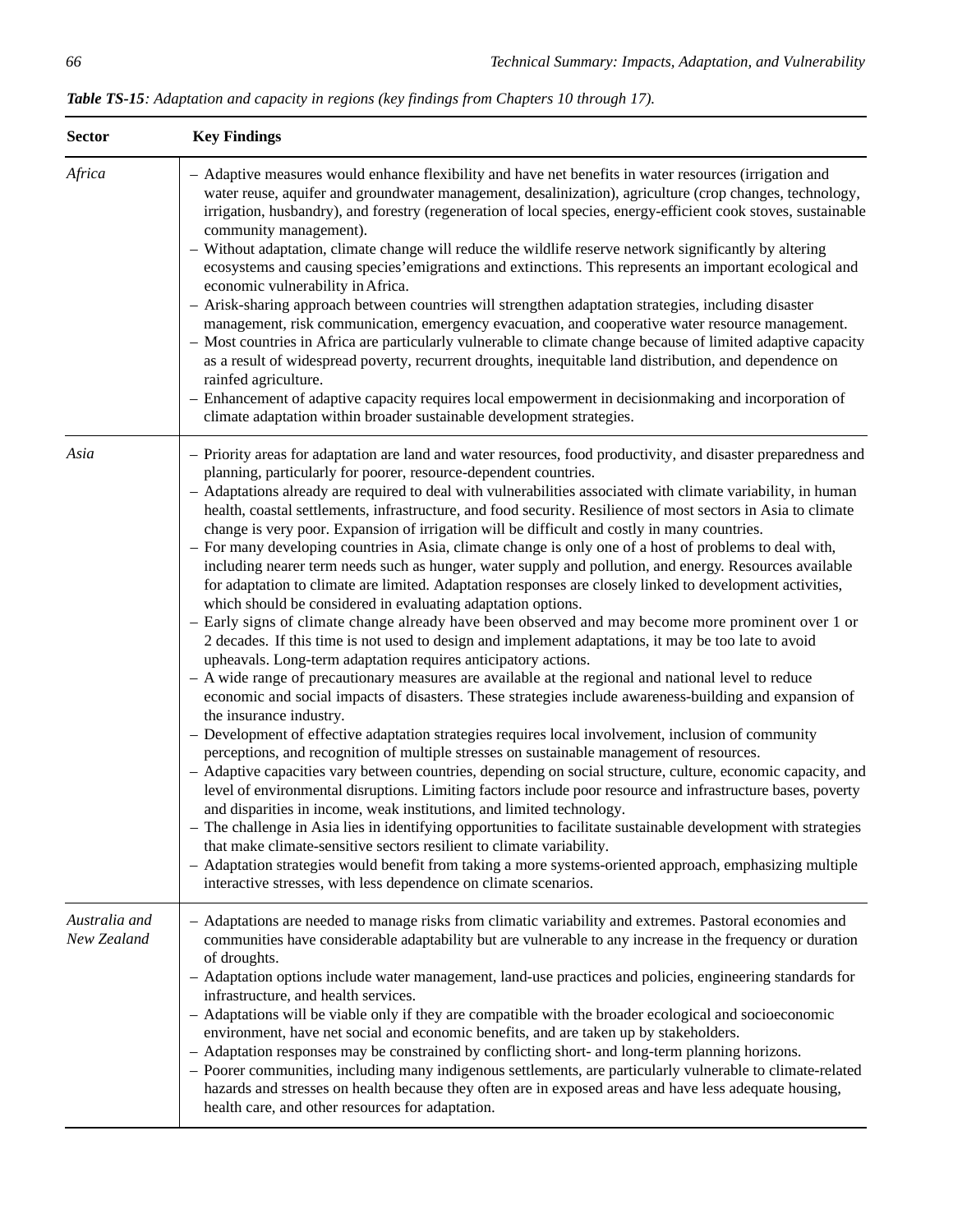*Table TS-15: Adaptation and capacity in regions (key findings from Chapters 10 through 17).*

| Sector | Key Findings |
|---|---|
| *Africa* | – Adaptive measures would enhance flexibility and have net benefits in water resources (irrigation and water reuse, aquifer and groundwater management, desalinization), agriculture (crop changes, technology, irrigation, husbandry), and forestry (regeneration of local species, energy-efficient cook stoves, sustainable community management).<br>– Without adaptation, climate change will reduce the wildlife reserve network significantly by altering ecosystems and causing species' emigrations and extinctions. This represents an important ecological and economic vulnerability in Africa.<br>– A risk-sharing approach between countries will strengthen adaptation strategies, including disaster management, risk communication, emergency evacuation, and cooperative water resource management.<br>– Most countries in Africa are particularly vulnerable to climate change because of limited adaptive capacity as a result of widespread poverty, recurrent droughts, inequitable land distribution, and dependence on rainfed agriculture.<br>– Enhancement of adaptive capacity requires local empowerment in decisionmaking and incorporation of climate adaptation within broader sustainable development strategies. |
| *Asia* | – Priority areas for adaptation are land and water resources, food productivity, and disaster preparedness and planning, particularly for poorer, resource-dependent countries.<br>– Adaptations already are required to deal with vulnerabilities associated with climate variability, in human health, coastal settlements, infrastructure, and food security. Resilience of most sectors in Asia to climate change is very poor. Expansion of irrigation will be difficult and costly in many countries.<br>– For many developing countries in Asia, climate change is only one of a host of problems to deal with, including nearer term needs such as hunger, water supply and pollution, and energy. Resources available for adaptation to climate are limited. Adaptation responses are closely linked to development activities, which should be considered in evaluating adaptation options.<br>– Early signs of climate change already have been observed and may become more prominent over 1 or 2 decades. If this time is not used to design and implement adaptations, it may be too late to avoid upheavals. Long-term adaptation requires anticipatory actions.<br>– A wide range of precautionary measures are available at the regional and national level to reduce economic and social impacts of disasters. These strategies include awareness-building and expansion of the insurance industry.<br>– Development of effective adaptation strategies requires local involvement, inclusion of community perceptions, and recognition of multiple stresses on sustainable management of resources.<br>– Adaptive capacities vary between countries, depending on social structure, culture, economic capacity, and level of environmental disruptions. Limiting factors include poor resource and infrastructure bases, poverty and disparities in income, weak institutions, and limited technology.<br>– The challenge in Asia lies in identifying opportunities to facilitate sustainable development with strategies that make climate-sensitive sectors resilient to climate variability.<br>– Adaptation strategies would benefit from taking a more systems-oriented approach, emphasizing multiple interactive stresses, with less dependence on climate scenarios. |
| *Australia and New Zealand* | – Adaptations are needed to manage risks from climatic variability and extremes. Pastoral economies and communities have considerable adaptability but are vulnerable to any increase in the frequency or duration of droughts.<br>– Adaptation options include water management, land-use practices and policies, engineering standards for infrastructure, and health services.<br>– Adaptations will be viable only if they are compatible with the broader ecological and socioeconomic environment, have net social and economic benefits, and are taken up by stakeholders.<br>– Adaptation responses may be constrained by conflicting short- and long-term planning horizons.<br>– Poorer communities, including many indigenous settlements, are particularly vulnerable to climate-related hazards and stresses on health because they often are in exposed areas and have less adequate housing, health care, and other resources for adaptation. |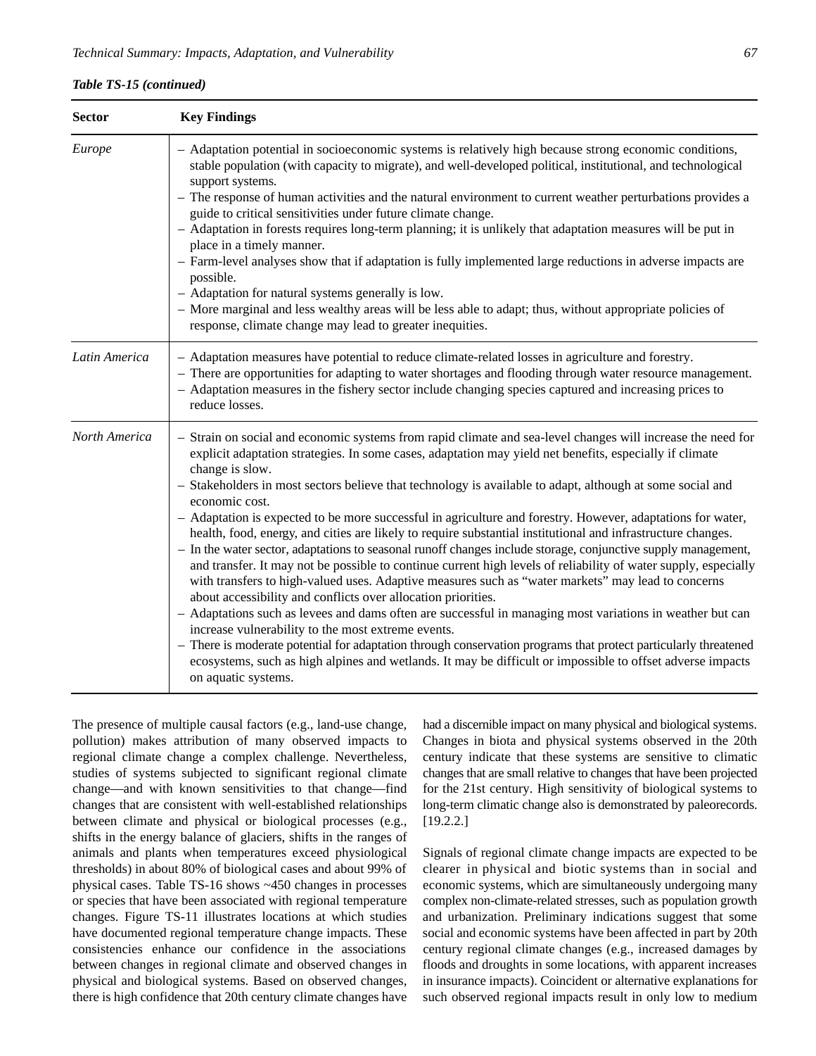*Table TS-15 (continued)*

| Sector | Key Findings |
|---|---|
| *Europe* | – Adaptation potential in socioeconomic systems is relatively high because strong economic conditions, stable population (with capacity to migrate), and well-developed political, institutional, and technological support systems.<br>– The response of human activities and the natural environment to current weather perturbations provides a guide to critical sensitivities under future climate change.<br>– Adaptation in forests requires long-term planning; it is unlikely that adaptation measures will be put in place in a timely manner.<br>– Farm-level analyses show that if adaptation is fully implemented large reductions in adverse impacts are possible.<br>– Adaptation for natural systems generally is low.<br>– More marginal and less wealthy areas will be less able to adapt; thus, without appropriate policies of response, climate change may lead to greater inequities. |
| *Latin America* | – Adaptation measures have potential to reduce climate-related losses in agriculture and forestry.<br>– There are opportunities for adapting to water shortages and flooding through water resource management.<br>– Adaptation measures in the fishery sector include changing species captured and increasing prices to reduce losses. |
| *North America* | – Strain on social and economic systems from rapid climate and sea-level changes will increase the need for explicit adaptation strategies. In some cases, adaptation may yield net benefits, especially if climate change is slow.<br>– Stakeholders in most sectors believe that technology is available to adapt, although at some social and economic cost.<br>– Adaptation is expected to be more successful in agriculture and forestry. However, adaptations for water, health, food, energy, and cities are likely to require substantial institutional and infrastructure changes.<br>– In the water sector, adaptations to seasonal runoff changes include storage, conjunctive supply management, and transfer. It may not be possible to continue current high levels of reliability of water supply, especially with transfers to high-valued uses. Adaptive measures such as "water markets" may lead to concerns about accessibility and conflicts over allocation priorities.<br>– Adaptations such as levees and dams often are successful in managing most variations in weather but can increase vulnerability to the most extreme events.<br>– There is moderate potential for adaptation through conservation programs that protect particularly threatened ecosystems, such as high alpines and wetlands. It may be difficult or impossible to offset adverse impacts on aquatic systems. |

The presence of multiple causal factors (e.g., land-use change, pollution) makes attribution of many observed impacts to regional climate change a complex challenge. Nevertheless, studies of systems subjected to significant regional climate change—and with known sensitivities to that change—find changes that are consistent with well-established relationships between climate and physical or biological processes (e.g., shifts in the energy balance of glaciers, shifts in the ranges of animals and plants when temperatures exceed physiological thresholds) in about 80% of biological cases and about 99% of physical cases. Table TS-16 shows ~450 changes in processes or species that have been associated with regional temperature changes. Figure TS-11 illustrates locations at which studies have documented regional temperature change impacts. These consistencies enhance our confidence in the associations between changes in regional climate and observed changes in physical and biological systems. Based on observed changes, there is high confidence that 20th century climate changes have had a discernible impact on many physical and biological systems. Changes in biota and physical systems observed in the 20th century indicate that these systems are sensitive to climatic changes that are small relative to changes that have been projected for the 21st century. High sensitivity of biological systems to long-term climatic change also is demonstrated by paleorecords. [19.2.2.]

Signals of regional climate change impacts are expected to be clearer in physical and biotic systems than in social and economic systems, which are simultaneously undergoing many complex non-climate-related stresses, such as population growth and urbanization. Preliminary indications suggest that some social and economic systems have been affected in part by 20th century regional climate changes (e.g., increased damages by floods and droughts in some locations, with apparent increases in insurance impacts). Coincident or alternative explanations for such observed regional impacts result in only low to medium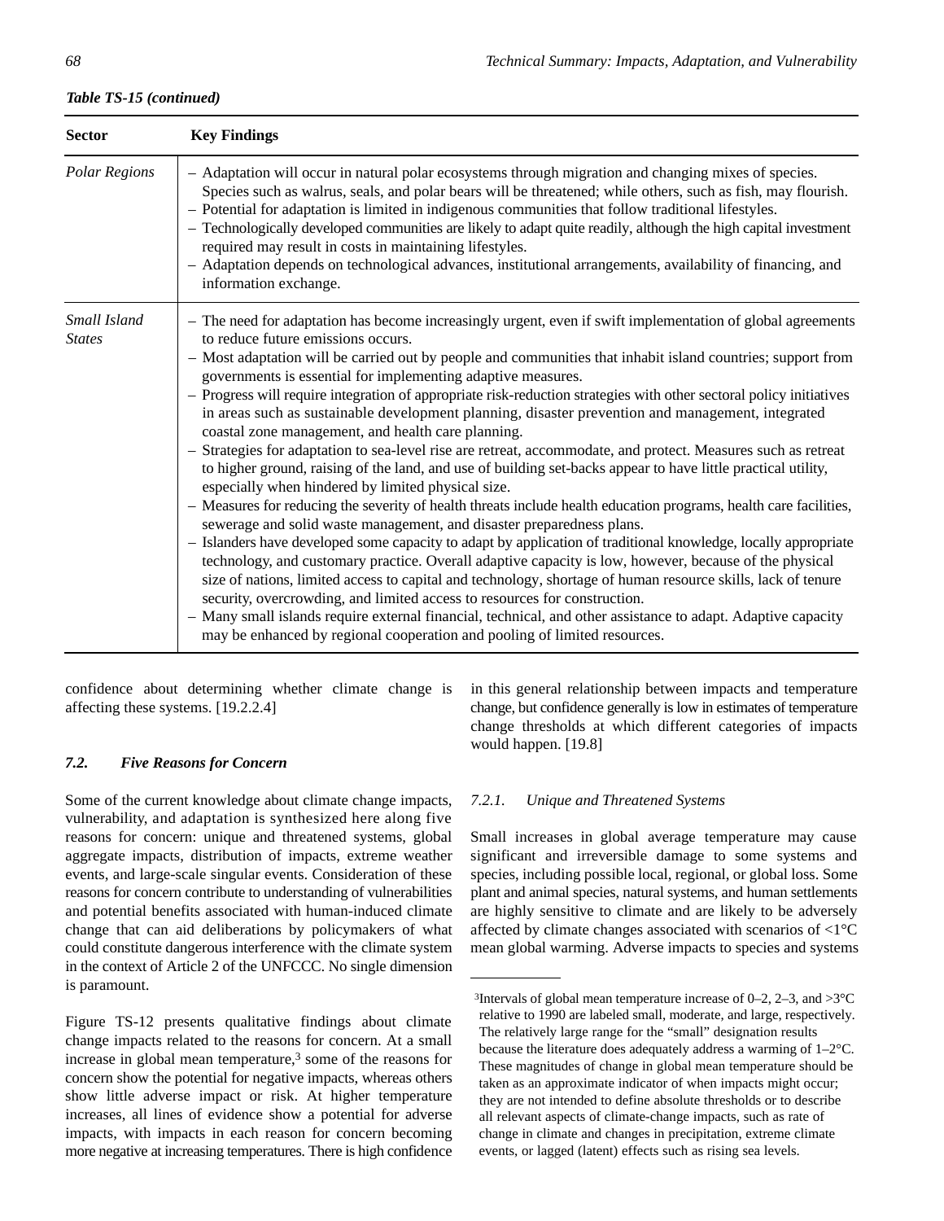*Table TS-15 (continued)*

| Sector | Key Findings |
|---|---|
| *Polar Regions* | – Adaptation will occur in natural polar ecosystems through migration and changing mixes of species. Species such as walrus, seals, and polar bears will be threatened; while others, such as fish, may flourish.<br>– Potential for adaptation is limited in indigenous communities that follow traditional lifestyles.<br>– Technologically developed communities are likely to adapt quite readily, although the high capital investment required may result in costs in maintaining lifestyles.<br>– Adaptation depends on technological advances, institutional arrangements, availability of financing, and information exchange. |
| *Small Island States* | – The need for adaptation has become increasingly urgent, even if swift implementation of global agreements to reduce future emissions occurs.<br>– Most adaptation will be carried out by people and communities that inhabit island countries; support from governments is essential for implementing adaptive measures.<br>– Progress will require integration of appropriate risk-reduction strategies with other sectoral policy initiatives in areas such as sustainable development planning, disaster prevention and management, integrated coastal zone management, and health care planning.<br>– Strategies for adaptation to sea-level rise are retreat, accommodate, and protect. Measures such as retreat to higher ground, raising of the land, and use of building set-backs appear to have little practical utility, especially when hindered by limited physical size.<br>– Measures for reducing the severity of health threats include health education programs, health care facilities, sewerage and solid waste management, and disaster preparedness plans.<br>– Islanders have developed some capacity to adapt by application of traditional knowledge, locally appropriate technology, and customary practice. Overall adaptive capacity is low, however, because of the physical size of nations, limited access to capital and technology, shortage of human resource skills, lack of tenure security, overcrowding, and limited access to resources for construction.<br>– Many small islands require external financial, technical, and other assistance to adapt. Adaptive capacity may be enhanced by regional cooperation and pooling of limited resources. |

confidence about determining whether climate change is affecting these systems. [19.2.2.4]

### *7.2. Five Reasons for Concern*

Some of the current knowledge about climate change impacts, vulnerability, and adaptation is synthesized here along five reasons for concern: unique and threatened systems, global aggregate impacts, distribution of impacts, extreme weather events, and large-scale singular events. Consideration of these reasons for concern contribute to understanding of vulnerabilities and potential benefits associated with human-induced climate change that can aid deliberations by policymakers of what could constitute dangerous interference with the climate system in the context of Article 2 of the UNFCCC. No single dimension is paramount.

Figure TS-12 presents qualitative findings about climate change impacts related to the reasons for concern. At a small increase in global mean temperature,[3] some of the reasons for concern show the potential for negative impacts, whereas others show little adverse impact or risk. At higher temperature increases, all lines of evidence show a potential for adverse impacts, with impacts in each reason for concern becoming more negative at increasing temperatures. There is high confidence in this general relationship between impacts and temperature change, but confidence generally is low in estimates of temperature change thresholds at which different categories of impacts would happen. [19.8]

#### *7.2.1. Unique and Threatened Systems*

Small increases in global average temperature may cause significant and irreversible damage to some systems and species, including possible local, regional, or global loss. Some plant and animal species, natural systems, and human settlements are highly sensitive to climate and are likely to be adversely affected by climate changes associated with scenarios of <1°C mean global warming. Adverse impacts to species and systems

[3]Intervals of global mean temperature increase of 0–2, 2–3, and >3°C relative to 1990 are labeled small, moderate, and large, respectively. The relatively large range for the "small" designation results because the literature does adequately address a warming of 1–2°C. These magnitudes of change in global mean temperature should be taken as an approximate indicator of when impacts might occur; they are not intended to define absolute thresholds or to describe all relevant aspects of climate-change impacts, such as rate of change in climate and changes in precipitation, extreme climate events, or lagged (latent) effects such as rising sea levels.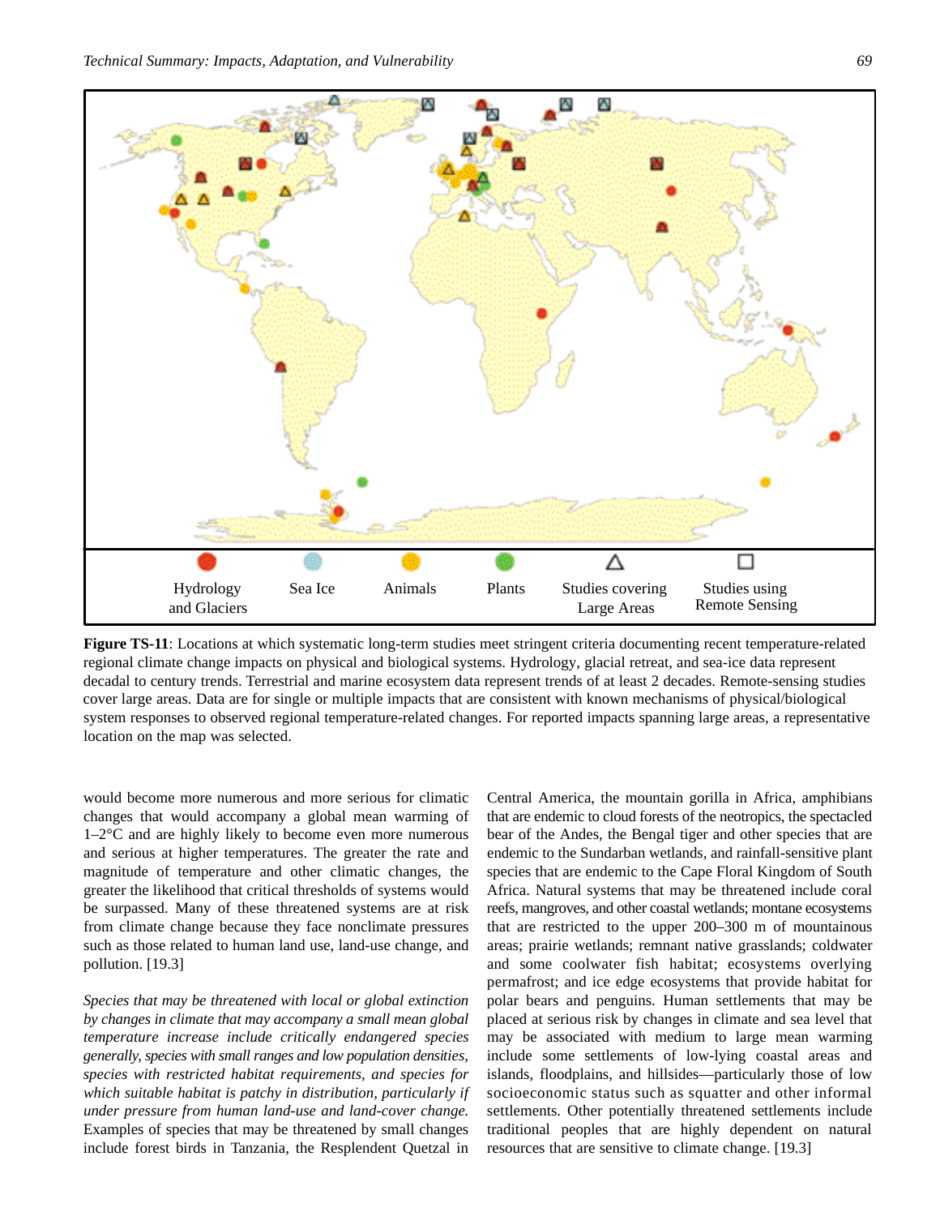Hydrology and Glaciers

Sea Ice

Animals

Plants

Studies covering Large Areas

Studies using Remote Sensing

**Figure TS-11**: Locations at which systematic long-term studies meet stringent criteria documenting recent temperature-related regional climate change impacts on physical and biological systems. Hydrology, glacial retreat, and sea-ice data represent decadal to century trends. Terrestrial and marine ecosystem data represent trends of at least 2 decades. Remote-sensing studies cover large areas. Data are for single or multiple impacts that are consistent with known mechanisms of physical/biological system responses to observed regional temperature-related changes. For reported impacts spanning large areas, a representative location on the map was selected.

would become more numerous and more serious for climatic changes that would accompany a global mean warming of 1–2°C and are highly likely to become even more numerous and serious at higher temperatures. The greater the rate and magnitude of temperature and other climatic changes, the greater the likelihood that critical thresholds of systems would be surpassed. Many of these threatened systems are at risk from climate change because they face nonclimate pressures such as those related to human land use, land-use change, and pollution. [19.3]

*Species that may be threatened with local or global extinction by changes in climate that may accompany a small mean global temperature increase include critically endangered species generally, species with small ranges and low population densities, species with restricted habitat requirements, and species for which suitable habitat is patchy in distribution, particularly if under pressure from human land-use and land-cover change.* Examples of species that may be threatened by small changes include forest birds in Tanzania, the Resplendent Quetzal in Central America, the mountain gorilla in Africa, amphibians that are endemic to cloud forests of the neotropics, the spectacled bear of the Andes, the Bengal tiger and other species that are endemic to the Sundarban wetlands, and rainfall-sensitive plant species that are endemic to the Cape Floral Kingdom of South Africa. Natural systems that may be threatened include coral reefs, mangroves, and other coastal wetlands; montane ecosystems that are restricted to the upper 200–300 m of mountainous areas; prairie wetlands; remnant native grasslands; coldwater and some coolwater fish habitat; ecosystems overlying permafrost; and ice edge ecosystems that provide habitat for polar bears and penguins. Human settlements that may be placed at serious risk by changes in climate and sea level that may be associated with medium to large mean warming include some settlements of low-lying coastal areas and islands, floodplains, and hillsides—particularly those of low socioeconomic status such as squatter and other informal settlements. Other potentially threatened settlements include traditional peoples that are highly dependent on natural resources that are sensitive to climate change. [19.3]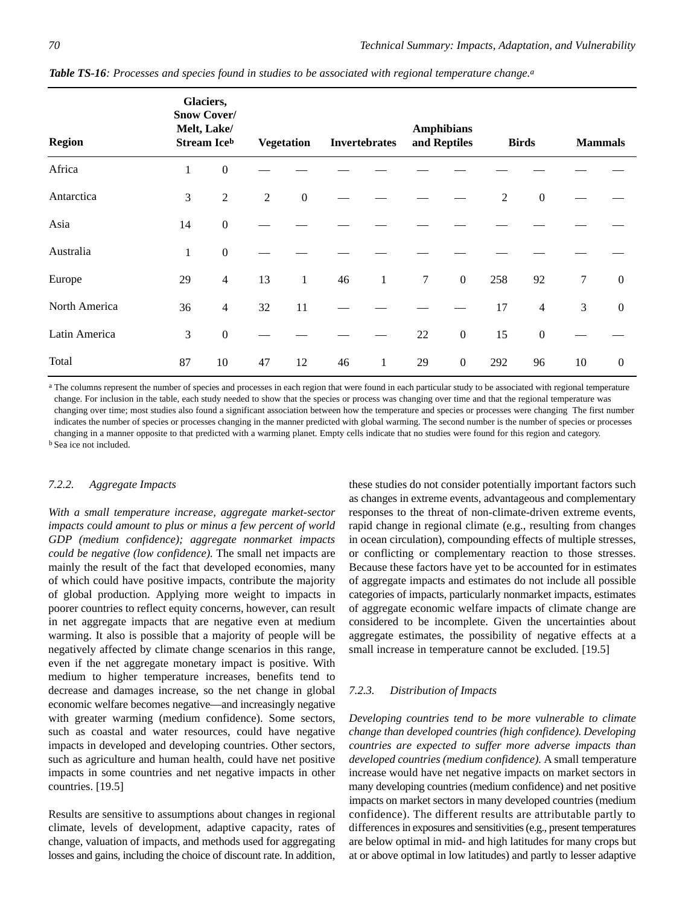*Table TS-16: Processes and species found in studies to be associated with regional temperature change.[a]*

| Region | Glaciers, Snow Cover/ Melt, Lake/ Stream Ice[b] | | Vegetation | | Invertebrates | | Amphibians and Reptiles | | Birds | | Mammals | |
|---|---|---|---|---|---|---|---|---|---|---|---|---|
| Africa | 1 | 0 | — | — | — | — | — | — | — | — | — | — |
| Antarctica | 3 | 2 | 2 | 0 | — | — | — | — | 2 | 0 | — | — |
| Asia | 14 | 0 | — | — | — | — | — | — | — | — | — | — |
| Australia | 1 | 0 | — | — | — | — | — | — | — | — | — | — |
| Europe | 29 | 4 | 13 | 1 | 46 | 1 | 7 | 0 | 258 | 92 | 7 | 0 |
| North America | 36 | 4 | 32 | 11 | — | — | — | — | 17 | 4 | 3 | 0 |
| Latin America | 3 | 0 | — | — | — | — | 22 | 0 | 15 | 0 | — | — |
| Total | 87 | 10 | 47 | 12 | 46 | 1 | 29 | 0 | 292 | 96 | 10 | 0 |

[a] The columns represent the number of species and processes in each region that were found in each particular study to be associated with regional temperature change. For inclusion in the table, each study needed to show that the species or process was changing over time and that the regional temperature was changing over time; most studies also found a significant association between how the temperature and species or processes were changing The first number indicates the number of species or processes changing in the manner predicted with global warming. The second number is the number of species or processes changing in a manner opposite to that predicted with a warming planet. Empty cells indicate that no studies were found for this region and category.
[b] Sea ice not included.

### 7.2.2. Aggregate Impacts

*With a small temperature increase, aggregate market-sector impacts could amount to plus or minus a few percent of world GDP (medium confidence); aggregate nonmarket impacts could be negative (low confidence).* The small net impacts are mainly the result of the fact that developed economies, many of which could have positive impacts, contribute the majority of global production. Applying more weight to impacts in poorer countries to reflect equity concerns, however, can result in net aggregate impacts that are negative even at medium warming. It also is possible that a majority of people will be negatively affected by climate change scenarios in this range, even if the net aggregate monetary impact is positive. With medium to higher temperature increases, benefits tend to decrease and damages increase, so the net change in global economic welfare becomes negative—and increasingly negative with greater warming (medium confidence). Some sectors, such as coastal and water resources, could have negative impacts in developed and developing countries. Other sectors, such as agriculture and human health, could have net positive impacts in some countries and net negative impacts in other countries. [19.5]

Results are sensitive to assumptions about changes in regional climate, levels of development, adaptive capacity, rates of change, valuation of impacts, and methods used for aggregating losses and gains, including the choice of discount rate. In addition, these studies do not consider potentially important factors such as changes in extreme events, advantageous and complementary responses to the threat of non-climate-driven extreme events, rapid change in regional climate (e.g., resulting from changes in ocean circulation), compounding effects of multiple stresses, or conflicting or complementary reaction to those stresses. Because these factors have yet to be accounted for in estimates of aggregate impacts and estimates do not include all possible categories of impacts, particularly nonmarket impacts, estimates of aggregate economic welfare impacts of climate change are considered to be incomplete. Given the uncertainties about aggregate estimates, the possibility of negative effects at a small increase in temperature cannot be excluded. [19.5]

### 7.2.3. Distribution of Impacts

*Developing countries tend to be more vulnerable to climate change than developed countries (high confidence). Developing countries are expected to suffer more adverse impacts than developed countries (medium confidence).* A small temperature increase would have net negative impacts on market sectors in many developing countries (medium confidence) and net positive impacts on market sectors in many developed countries (medium confidence). The different results are attributable partly to differences in exposures and sensitivities (e.g., present temperatures are below optimal in mid- and high latitudes for many crops but at or above optimal in low latitudes) and partly to lesser adaptive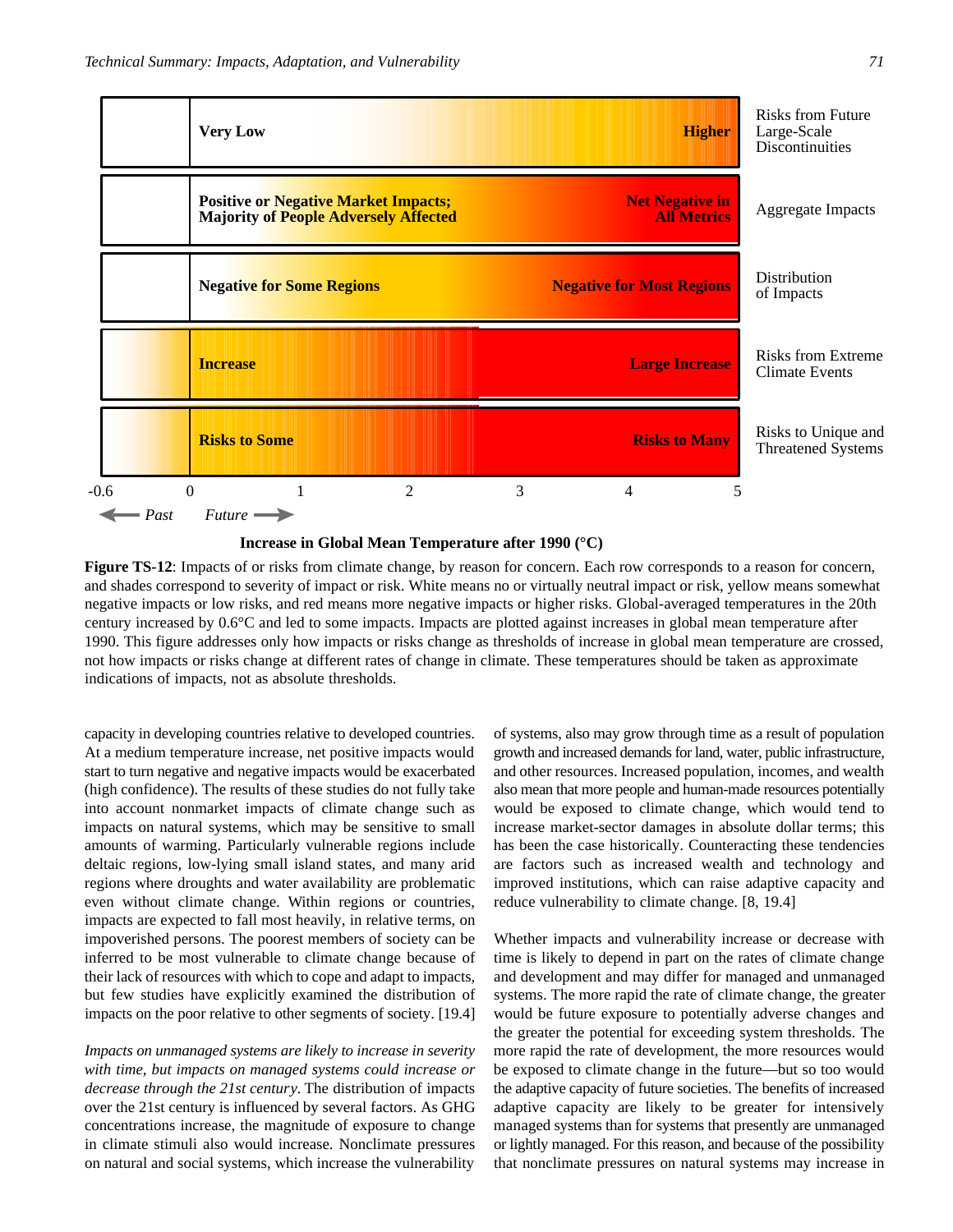| | | | Reason for Concern |
|---|---|---|---|
| | **Very Low** | **Higher** | Risks from Future Large-Scale Discontinuities |
| | **Positive or Negative Market Impacts; Majority of People Adversely Affected** | **Net Negative in All Metrics** | Aggregate Impacts |
| | **Negative for Some Regions** | **Negative for Most Regions** | Distribution of Impacts |
| | **Increase** | **Large Increase** | Risks from Extreme Climate Events |
| | **Risks to Some** | **Risks to Many** | Risks to Unique and Threatened Systems |

-0.6 0 1 2 3 4 5

← *Past* *Future* →

**Increase in Global Mean Temperature after 1990 (°C)**

**Figure TS-12**: Impacts of or risks from climate change, by reason for concern. Each row corresponds to a reason for concern, and shades correspond to severity of impact or risk. White means no or virtually neutral impact or risk, yellow means somewhat negative impacts or low risks, and red means more negative impacts or higher risks. Global-averaged temperatures in the 20th century increased by 0.6°C and led to some impacts. Impacts are plotted against increases in global mean temperature after 1990. This figure addresses only how impacts or risks change as thresholds of increase in global mean temperature are crossed, not how impacts or risks change at different rates of change in climate. These temperatures should be taken as approximate indications of impacts, not as absolute thresholds.

capacity in developing countries relative to developed countries. At a medium temperature increase, net positive impacts would start to turn negative and negative impacts would be exacerbated (high confidence). The results of these studies do not fully take into account nonmarket impacts of climate change such as impacts on natural systems, which may be sensitive to small amounts of warming. Particularly vulnerable regions include deltaic regions, low-lying small island states, and many arid regions where droughts and water availability are problematic even without climate change. Within regions or countries, impacts are expected to fall most heavily, in relative terms, on impoverished persons. The poorest members of society can be inferred to be most vulnerable to climate change because of their lack of resources with which to cope and adapt to impacts, but few studies have explicitly examined the distribution of impacts on the poor relative to other segments of society. [19.4]

*Impacts on unmanaged systems are likely to increase in severity with time, but impacts on managed systems could increase or decrease through the 21st century*. The distribution of impacts over the 21st century is influenced by several factors. As GHG concentrations increase, the magnitude of exposure to change in climate stimuli also would increase. Nonclimate pressures on natural and social systems, which increase the vulnerability of systems, also may grow through time as a result of population growth and increased demands for land, water, public infrastructure, and other resources. Increased population, incomes, and wealth also mean that more people and human-made resources potentially would be exposed to climate change, which would tend to increase market-sector damages in absolute dollar terms; this has been the case historically. Counteracting these tendencies are factors such as increased wealth and technology and improved institutions, which can raise adaptive capacity and reduce vulnerability to climate change. [8, 19.4]

Whether impacts and vulnerability increase or decrease with time is likely to depend in part on the rates of climate change and development and may differ for managed and unmanaged systems. The more rapid the rate of climate change, the greater would be future exposure to potentially adverse changes and the greater the potential for exceeding system thresholds. The more rapid the rate of development, the more resources would be exposed to climate change in the future—but so too would the adaptive capacity of future societies. The benefits of increased adaptive capacity are likely to be greater for intensively managed systems than for systems that presently are unmanaged or lightly managed. For this reason, and because of the possibility that nonclimate pressures on natural systems may increase in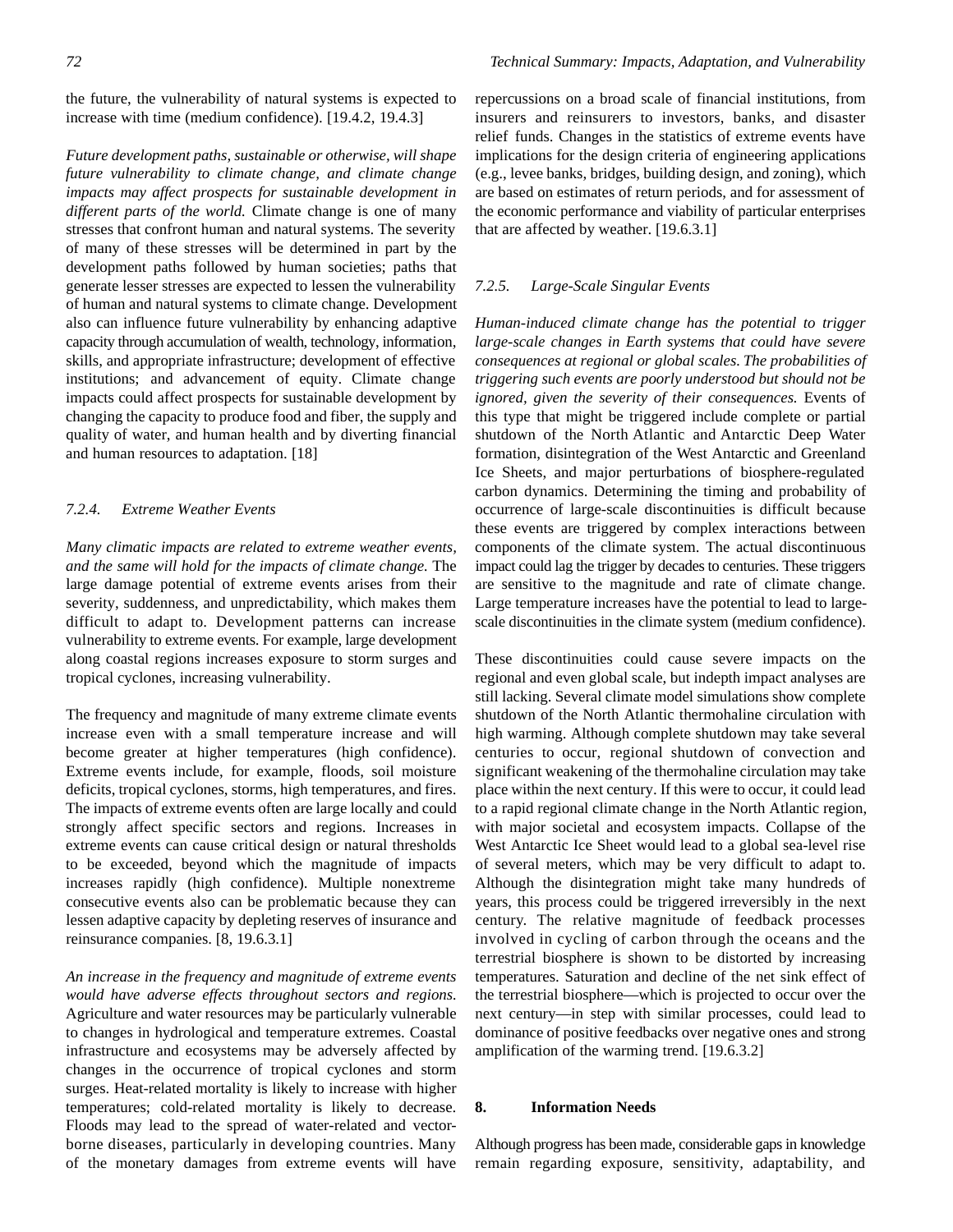the future, the vulnerability of natural systems is expected to increase with time (medium confidence). [19.4.2, 19.4.3]

*Future development paths, sustainable or otherwise, will shape future vulnerability to climate change, and climate change impacts may affect prospects for sustainable development in different parts of the world.* Climate change is one of many stresses that confront human and natural systems. The severity of many of these stresses will be determined in part by the development paths followed by human societies; paths that generate lesser stresses are expected to lessen the vulnerability of human and natural systems to climate change. Development also can influence future vulnerability by enhancing adaptive capacity through accumulation of wealth, technology, information, skills, and appropriate infrastructure; development of effective institutions; and advancement of equity. Climate change impacts could affect prospects for sustainable development by changing the capacity to produce food and fiber, the supply and quality of water, and human health and by diverting financial and human resources to adaptation. [18]

### *7.2.4. Extreme Weather Events*

*Many climatic impacts are related to extreme weather events, and the same will hold for the impacts of climate change.* The large damage potential of extreme events arises from their severity, suddenness, and unpredictability, which makes them difficult to adapt to. Development patterns can increase vulnerability to extreme events. For example, large development along coastal regions increases exposure to storm surges and tropical cyclones, increasing vulnerability.

The frequency and magnitude of many extreme climate events increase even with a small temperature increase and will become greater at higher temperatures (high confidence). Extreme events include, for example, floods, soil moisture deficits, tropical cyclones, storms, high temperatures, and fires. The impacts of extreme events often are large locally and could strongly affect specific sectors and regions. Increases in extreme events can cause critical design or natural thresholds to be exceeded, beyond which the magnitude of impacts increases rapidly (high confidence). Multiple nonextreme consecutive events also can be problematic because they can lessen adaptive capacity by depleting reserves of insurance and reinsurance companies. [8, 19.6.3.1]

*An increase in the frequency and magnitude of extreme events would have adverse effects throughout sectors and regions.* Agriculture and water resources may be particularly vulnerable to changes in hydrological and temperature extremes. Coastal infrastructure and ecosystems may be adversely affected by changes in the occurrence of tropical cyclones and storm surges. Heat-related mortality is likely to increase with higher temperatures; cold-related mortality is likely to decrease. Floods may lead to the spread of water-related and vector-borne diseases, particularly in developing countries. Many of the monetary damages from extreme events will have repercussions on a broad scale of financial institutions, from insurers and reinsurers to investors, banks, and disaster relief funds. Changes in the statistics of extreme events have implications for the design criteria of engineering applications (e.g., levee banks, bridges, building design, and zoning), which are based on estimates of return periods, and for assessment of the economic performance and viability of particular enterprises that are affected by weather. [19.6.3.1]

### *7.2.5. Large-Scale Singular Events*

*Human-induced climate change has the potential to trigger large-scale changes in Earth systems that could have severe consequences at regional or global scales. The probabilities of triggering such events are poorly understood but should not be ignored, given the severity of their consequences.* Events of this type that might be triggered include complete or partial shutdown of the North Atlantic and Antarctic Deep Water formation, disintegration of the West Antarctic and Greenland Ice Sheets, and major perturbations of biosphere-regulated carbon dynamics. Determining the timing and probability of occurrence of large-scale discontinuities is difficult because these events are triggered by complex interactions between components of the climate system. The actual discontinuous impact could lag the trigger by decades to centuries. These triggers are sensitive to the magnitude and rate of climate change. Large temperature increases have the potential to lead to large-scale discontinuities in the climate system (medium confidence).

These discontinuities could cause severe impacts on the regional and even global scale, but indepth impact analyses are still lacking. Several climate model simulations show complete shutdown of the North Atlantic thermohaline circulation with high warming. Although complete shutdown may take several centuries to occur, regional shutdown of convection and significant weakening of the thermohaline circulation may take place within the next century. If this were to occur, it could lead to a rapid regional climate change in the North Atlantic region, with major societal and ecosystem impacts. Collapse of the West Antarctic Ice Sheet would lead to a global sea-level rise of several meters, which may be very difficult to adapt to. Although the disintegration might take many hundreds of years, this process could be triggered irreversibly in the next century. The relative magnitude of feedback processes involved in cycling of carbon through the oceans and the terrestrial biosphere is shown to be distorted by increasing temperatures. Saturation and decline of the net sink effect of the terrestrial biosphere—which is projected to occur over the next century—in step with similar processes, could lead to dominance of positive feedbacks over negative ones and strong amplification of the warming trend. [19.6.3.2]

## 8. Information Needs

Although progress has been made, considerable gaps in knowledge remain regarding exposure, sensitivity, adaptability, and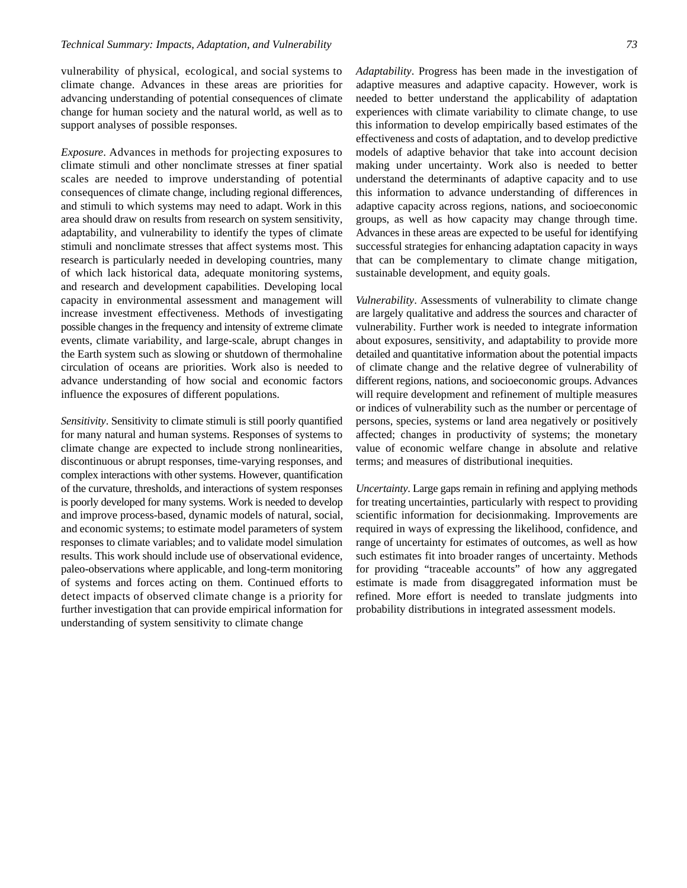vulnerability of physical, ecological, and social systems to climate change. Advances in these areas are priorities for advancing understanding of potential consequences of climate change for human society and the natural world, as well as to support analyses of possible responses.

*Exposure*. Advances in methods for projecting exposures to climate stimuli and other nonclimate stresses at finer spatial scales are needed to improve understanding of potential consequences of climate change, including regional differences, and stimuli to which systems may need to adapt. Work in this area should draw on results from research on system sensitivity, adaptability, and vulnerability to identify the types of climate stimuli and nonclimate stresses that affect systems most. This research is particularly needed in developing countries, many of which lack historical data, adequate monitoring systems, and research and development capabilities. Developing local capacity in environmental assessment and management will increase investment effectiveness. Methods of investigating possible changes in the frequency and intensity of extreme climate events, climate variability, and large-scale, abrupt changes in the Earth system such as slowing or shutdown of thermohaline circulation of oceans are priorities. Work also is needed to advance understanding of how social and economic factors influence the exposures of different populations.

*Sensitivity*. Sensitivity to climate stimuli is still poorly quantified for many natural and human systems. Responses of systems to climate change are expected to include strong nonlinearities, discontinuous or abrupt responses, time-varying responses, and complex interactions with other systems. However, quantification of the curvature, thresholds, and interactions of system responses is poorly developed for many systems. Work is needed to develop and improve process-based, dynamic models of natural, social, and economic systems; to estimate model parameters of system responses to climate variables; and to validate model simulation results. This work should include use of observational evidence, paleo-observations where applicable, and long-term monitoring of systems and forces acting on them. Continued efforts to detect impacts of observed climate change is a priority for further investigation that can provide empirical information for understanding of system sensitivity to climate change

*Adaptability*. Progress has been made in the investigation of adaptive measures and adaptive capacity. However, work is needed to better understand the applicability of adaptation experiences with climate variability to climate change, to use this information to develop empirically based estimates of the effectiveness and costs of adaptation, and to develop predictive models of adaptive behavior that take into account decision making under uncertainty. Work also is needed to better understand the determinants of adaptive capacity and to use this information to advance understanding of differences in adaptive capacity across regions, nations, and socioeconomic groups, as well as how capacity may change through time. Advances in these areas are expected to be useful for identifying successful strategies for enhancing adaptation capacity in ways that can be complementary to climate change mitigation, sustainable development, and equity goals.

*Vulnerability*. Assessments of vulnerability to climate change are largely qualitative and address the sources and character of vulnerability. Further work is needed to integrate information about exposures, sensitivity, and adaptability to provide more detailed and quantitative information about the potential impacts of climate change and the relative degree of vulnerability of different regions, nations, and socioeconomic groups. Advances will require development and refinement of multiple measures or indices of vulnerability such as the number or percentage of persons, species, systems or land area negatively or positively affected; changes in productivity of systems; the monetary value of economic welfare change in absolute and relative terms; and measures of distributional inequities.

*Uncertainty*. Large gaps remain in refining and applying methods for treating uncertainties, particularly with respect to providing scientific information for decisionmaking. Improvements are required in ways of expressing the likelihood, confidence, and range of uncertainty for estimates of outcomes, as well as how such estimates fit into broader ranges of uncertainty. Methods for providing "traceable accounts" of how any aggregated estimate is made from disaggregated information must be refined. More effort is needed to translate judgments into probability distributions in integrated assessment models.